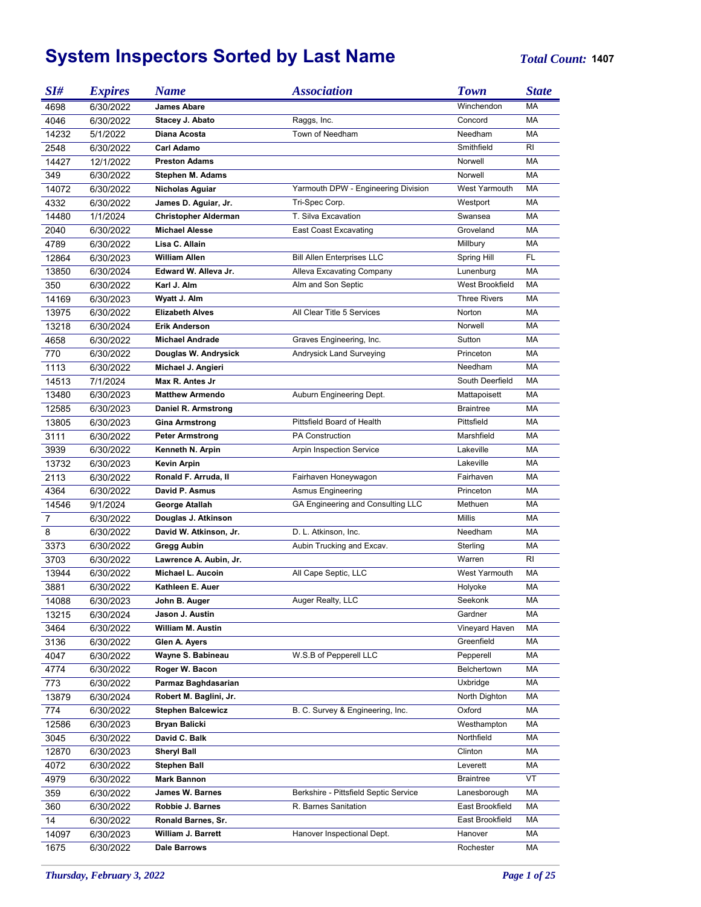# System Inspectors Sorted by Last Name

***Total Count:*** **1407**

| *SI#* | *Expires* | *Name* | *Association* | *Town* | *State* |
|---|---|---|---|---|---|
| 4698 | 6/30/2022 | **James Abare** | | Winchendon | MA |
| 4046 | 6/30/2022 | **Stacey J. Abato** | Raggs, Inc. | Concord | MA |
| 14232 | 5/1/2022 | **Diana Acosta** | Town of Needham | Needham | MA |
| 2548 | 6/30/2022 | **Carl Adamo** | | Smithfield | RI |
| 14427 | 12/1/2022 | **Preston Adams** | | Norwell | MA |
| 349 | 6/30/2022 | **Stephen M. Adams** | | Norwell | MA |
| 14072 | 6/30/2022 | **Nicholas Aguiar** | Yarmouth DPW - Engineering Division | West Yarmouth | MA |
| 4332 | 6/30/2022 | **James D. Aguiar, Jr.** | Tri-Spec Corp. | Westport | MA |
| 14480 | 1/1/2024 | **Christopher Alderman** | T. Silva Excavation | Swansea | MA |
| 2040 | 6/30/2022 | **Michael Alesse** | East Coast Excavating | Groveland | MA |
| 4789 | 6/30/2022 | **Lisa C. Allain** | | Millbury | MA |
| 12864 | 6/30/2023 | **William Allen** | Bill Allen Enterprises LLC | Spring Hill | FL |
| 13850 | 6/30/2024 | **Edward W. Alleva Jr.** | Alleva Excavating Company | Lunenburg | MA |
| 350 | 6/30/2022 | **Karl J. Alm** | Alm and Son Septic | West Brookfield | MA |
| 14169 | 6/30/2023 | **Wyatt J. Alm** | | Three Rivers | MA |
| 13975 | 6/30/2022 | **Elizabeth Alves** | All Clear Title 5 Services | Norton | MA |
| 13218 | 6/30/2024 | **Erik Anderson** | | Norwell | MA |
| 4658 | 6/30/2022 | **Michael Andrade** | Graves Engineering, Inc. | Sutton | MA |
| 770 | 6/30/2022 | **Douglas W. Andrysick** | Andrysick Land Surveying | Princeton | MA |
| 1113 | 6/30/2022 | **Michael J. Angieri** | | Needham | MA |
| 14513 | 7/1/2024 | **Max R. Antes Jr** | | South Deerfield | MA |
| 13480 | 6/30/2023 | **Matthew Armendo** | Auburn Engineering Dept. | Mattapoisett | MA |
| 12585 | 6/30/2023 | **Daniel R. Armstrong** | | Braintree | MA |
| 13805 | 6/30/2023 | **Gina Armstrong** | Pittsfield Board of Health | Pittsfield | MA |
| 3111 | 6/30/2022 | **Peter Armstrong** | PA Construction | Marshfield | MA |
| 3939 | 6/30/2022 | **Kenneth N. Arpin** | Arpin Inspection Service | Lakeville | MA |
| 13732 | 6/30/2023 | **Kevin Arpin** | | Lakeville | MA |
| 2113 | 6/30/2022 | **Ronald F. Arruda, II** | Fairhaven Honeywagon | Fairhaven | MA |
| 4364 | 6/30/2022 | **David P. Asmus** | Asmus Engineering | Princeton | MA |
| 14546 | 9/1/2024 | **George Atallah** | GA Engineering and Consulting LLC | Methuen | MA |
| 7 | 6/30/2022 | **Douglas J. Atkinson** | | Millis | MA |
| 8 | 6/30/2022 | **David W. Atkinson, Jr.** | D. L. Atkinson, Inc. | Needham | MA |
| 3373 | 6/30/2022 | **Gregg Aubin** | Aubin Trucking and Excav. | Sterling | MA |
| 3703 | 6/30/2022 | **Lawrence A. Aubin, Jr.** | | Warren | RI |
| 13944 | 6/30/2022 | **Michael L. Aucoin** | All Cape Septic, LLC | West Yarmouth | MA |
| 3881 | 6/30/2022 | **Kathleen E. Auer** | | Holyoke | MA |
| 14088 | 6/30/2023 | **John B. Auger** | Auger Realty, LLC | Seekonk | MA |
| 13215 | 6/30/2024 | **Jason J. Austin** | | Gardner | MA |
| 3464 | 6/30/2022 | **William M. Austin** | | Vineyard Haven | MA |
| 3136 | 6/30/2022 | **Glen A. Ayers** | | Greenfield | MA |
| 4047 | 6/30/2022 | **Wayne S. Babineau** | W.S.B of Pepperell LLC | Pepperell | MA |
| 4774 | 6/30/2022 | **Roger W. Bacon** | | Belchertown | MA |
| 773 | 6/30/2022 | **Parmaz Baghdasarian** | | Uxbridge | MA |
| 13879 | 6/30/2024 | **Robert M. Baglini, Jr.** | | North Dighton | MA |
| 774 | 6/30/2022 | **Stephen Balcewicz** | B. C. Survey & Engineering, Inc. | Oxford | MA |
| 12586 | 6/30/2023 | **Bryan Balicki** | | Westhampton | MA |
| 3045 | 6/30/2022 | **David C. Balk** | | Northfield | MA |
| 12870 | 6/30/2023 | **Sheryl Ball** | | Clinton | MA |
| 4072 | 6/30/2022 | **Stephen Ball** | | Leverett | MA |
| 4979 | 6/30/2022 | **Mark Bannon** | | Braintree | VT |
| 359 | 6/30/2022 | **James W. Barnes** | Berkshire - Pittsfield Septic Service | Lanesborough | MA |
| 360 | 6/30/2022 | **Robbie J. Barnes** | R. Barnes Sanitation | East Brookfield | MA |
| 14 | 6/30/2022 | **Ronald Barnes, Sr.** | | East Brookfield | MA |
| 14097 | 6/30/2023 | **William J. Barrett** | Hanover Inspectional Dept. | Hanover | MA |
| 1675 | 6/30/2022 | **Dale Barrows** | | Rochester | MA |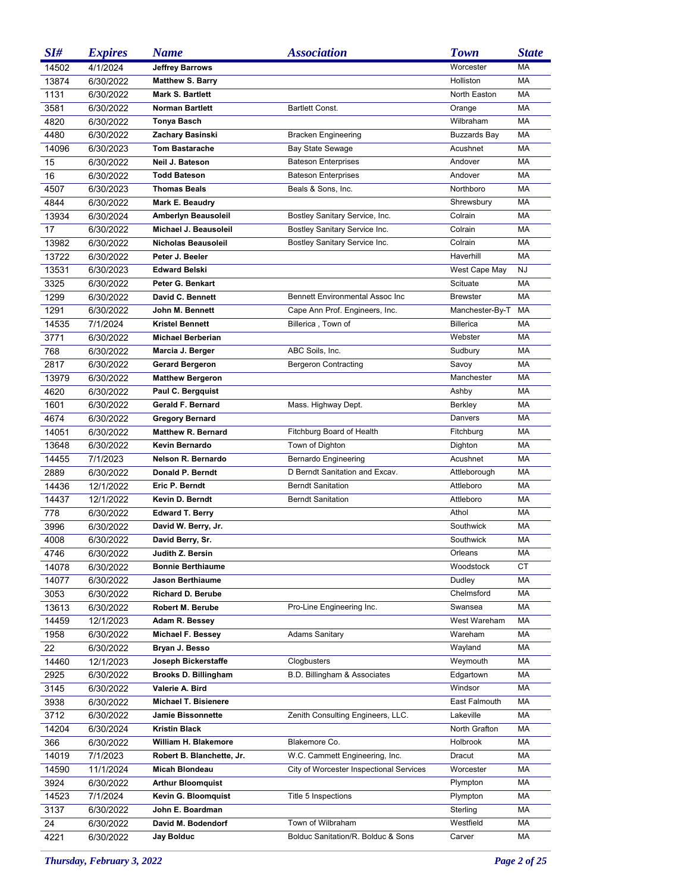| SI# | Expires | Name | Association | Town | State |
|---|---|---|---|---|---|
| 14502 | 4/1/2024 | **Jeffrey Barrows** | | Worcester | MA |
| 13874 | 6/30/2022 | **Matthew S. Barry** | | Holliston | MA |
| 1131 | 6/30/2022 | **Mark S. Bartlett** | | North Easton | MA |
| 3581 | 6/30/2022 | **Norman Bartlett** | Bartlett Const. | Orange | MA |
| 4820 | 6/30/2022 | **Tonya Basch** | | Wilbraham | MA |
| 4480 | 6/30/2022 | **Zachary Basinski** | Bracken Engineering | Buzzards Bay | MA |
| 14096 | 6/30/2023 | **Tom Bastarache** | Bay State Sewage | Acushnet | MA |
| 15 | 6/30/2022 | **Neil J. Bateson** | Bateson Enterprises | Andover | MA |
| 16 | 6/30/2022 | **Todd Bateson** | Bateson Enterprises | Andover | MA |
| 4507 | 6/30/2023 | **Thomas Beals** | Beals & Sons, Inc. | Northboro | MA |
| 4844 | 6/30/2022 | **Mark E. Beaudry** | | Shrewsbury | MA |
| 13934 | 6/30/2024 | **Amberlyn Beausoleil** | Bostley Sanitary Service, Inc. | Colrain | MA |
| 17 | 6/30/2022 | **Michael J. Beausoleil** | Bostley Sanitary Service Inc. | Colrain | MA |
| 13982 | 6/30/2022 | **Nicholas Beausoleil** | Bostley Sanitary Service Inc. | Colrain | MA |
| 13722 | 6/30/2022 | **Peter J. Beeler** | | Haverhill | MA |
| 13531 | 6/30/2023 | **Edward Belski** | | West Cape May | NJ |
| 3325 | 6/30/2022 | **Peter G. Benkart** | | Scituate | MA |
| 1299 | 6/30/2022 | **David C. Bennett** | Bennett Environmental Assoc Inc | Brewster | MA |
| 1291 | 6/30/2022 | **John M. Bennett** | Cape Ann Prof. Engineers, Inc. | Manchester-By-T | MA |
| 14535 | 7/1/2024 | **Kristel Bennett** | Billerica , Town of | Billerica | MA |
| 3771 | 6/30/2022 | **Michael Berberian** | | Webster | MA |
| 768 | 6/30/2022 | **Marcia J. Berger** | ABC Soils, Inc. | Sudbury | MA |
| 2817 | 6/30/2022 | **Gerard Bergeron** | Bergeron Contracting | Savoy | MA |
| 13979 | 6/30/2022 | **Matthew Bergeron** | | Manchester | MA |
| 4620 | 6/30/2022 | **Paul C. Bergquist** | | Ashby | MA |
| 1601 | 6/30/2022 | **Gerald F. Bernard** | Mass. Highway Dept. | Berkley | MA |
| 4674 | 6/30/2022 | **Gregory Bernard** | | Danvers | MA |
| 14051 | 6/30/2022 | **Matthew R. Bernard** | Fitchburg Board of Health | Fitchburg | MA |
| 13648 | 6/30/2022 | **Kevin Bernardo** | Town of Dighton | Dighton | MA |
| 14455 | 7/1/2023 | **Nelson R. Bernardo** | Bernardo Engineering | Acushnet | MA |
| 2889 | 6/30/2022 | **Donald P. Berndt** | D Berndt Sanitation and Excav. | Attleborough | MA |
| 14436 | 12/1/2022 | **Eric P. Berndt** | Berndt Sanitation | Attleboro | MA |
| 14437 | 12/1/2022 | **Kevin D. Berndt** | Berndt Sanitation | Attleboro | MA |
| 778 | 6/30/2022 | **Edward T. Berry** | | Athol | MA |
| 3996 | 6/30/2022 | **David W. Berry, Jr.** | | Southwick | MA |
| 4008 | 6/30/2022 | **David Berry, Sr.** | | Southwick | MA |
| 4746 | 6/30/2022 | **Judith Z. Bersin** | | Orleans | MA |
| 14078 | 6/30/2022 | **Bonnie Berthiaume** | | Woodstock | CT |
| 14077 | 6/30/2022 | **Jason Berthiaume** | | Dudley | MA |
| 3053 | 6/30/2022 | **Richard D. Berube** | | Chelmsford | MA |
| 13613 | 6/30/2022 | **Robert M. Berube** | Pro-Line Engineering Inc. | Swansea | MA |
| 14459 | 12/1/2023 | **Adam R. Bessey** | | West Wareham | MA |
| 1958 | 6/30/2022 | **Michael F. Bessey** | Adams Sanitary | Wareham | MA |
| 22 | 6/30/2022 | **Bryan J. Besso** | | Wayland | MA |
| 14460 | 12/1/2023 | **Joseph Bickerstaffe** | Clogbusters | Weymouth | MA |
| 2925 | 6/30/2022 | **Brooks D. Billingham** | B.D. Billingham & Associates | Edgartown | MA |
| 3145 | 6/30/2022 | **Valerie A. Bird** | | Windsor | MA |
| 3938 | 6/30/2022 | **Michael T. Bisienere** | | East Falmouth | MA |
| 3712 | 6/30/2022 | **Jamie Bissonnette** | Zenith Consulting Engineers, LLC. | Lakeville | MA |
| 14204 | 6/30/2024 | **Kristin Black** | | North Grafton | MA |
| 366 | 6/30/2022 | **William H. Blakemore** | Blakemore Co. | Holbrook | MA |
| 14019 | 7/1/2023 | **Robert B. Blanchette, Jr.** | W.C. Cammett Engineering, Inc. | Dracut | MA |
| 14590 | 11/1/2024 | **Micah Blondeau** | City of Worcester Inspectional Services | Worcester | MA |
| 3924 | 6/30/2022 | **Arthur Bloomquist** | | Plympton | MA |
| 14523 | 7/1/2024 | **Kevin G. Bloomquist** | Title 5 Inspections | Plympton | MA |
| 3137 | 6/30/2022 | **John E. Boardman** | | Sterling | MA |
| 24 | 6/30/2022 | **David M. Bodendorf** | Town of Wilbraham | Westfield | MA |
| 4221 | 6/30/2022 | **Jay Bolduc** | Bolduc Sanitation/R. Bolduc & Sons | Carver | MA |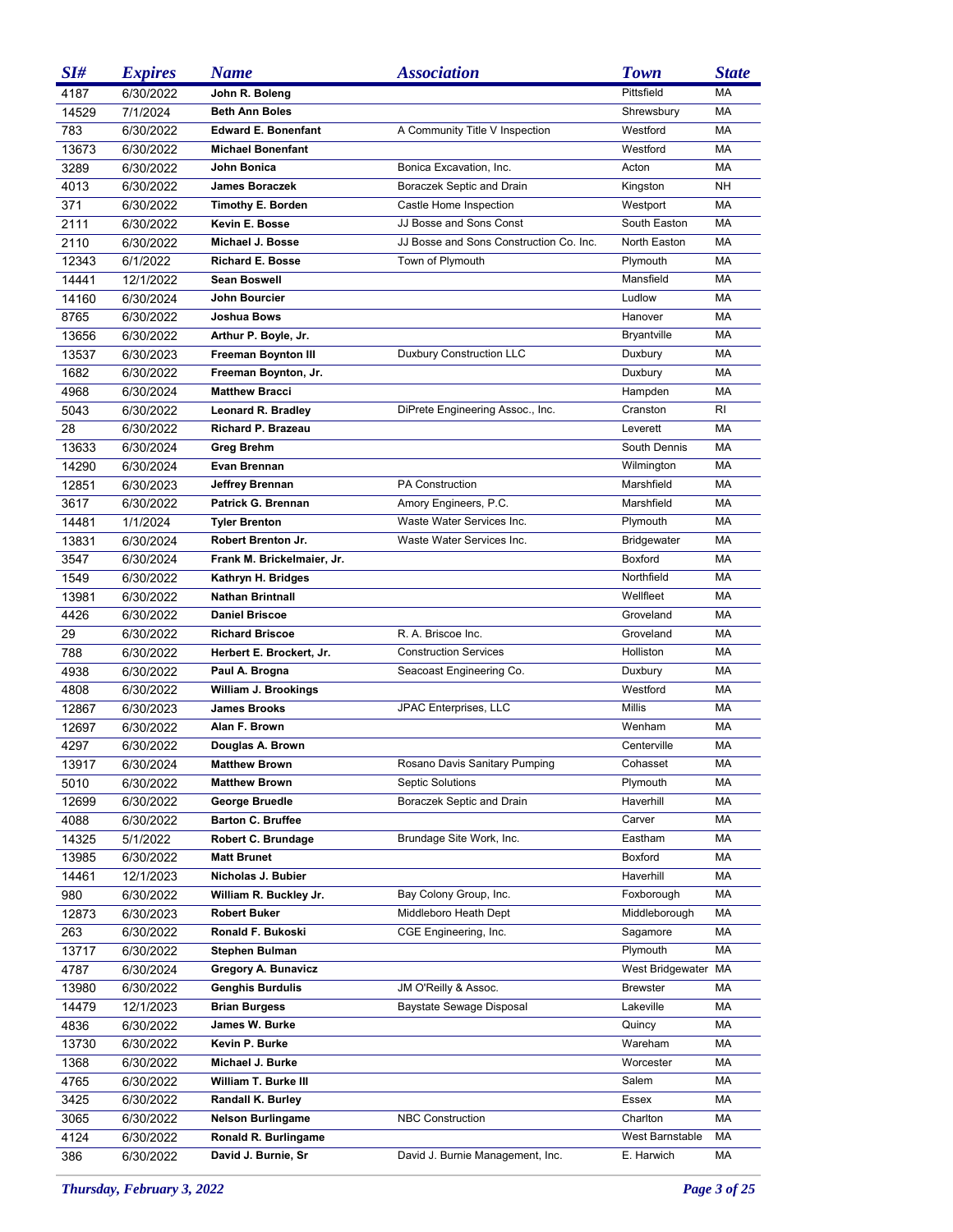| SI# | Expires | Name | Association | Town | State |
|---|---|---|---|---|---|
| 4187 | 6/30/2022 | **John R. Boleng** | | Pittsfield | MA |
| 14529 | 7/1/2024 | **Beth Ann Boles** | | Shrewsbury | MA |
| 783 | 6/30/2022 | **Edward E. Bonenfant** | A Community Title V Inspection | Westford | MA |
| 13673 | 6/30/2022 | **Michael Bonenfant** | | Westford | MA |
| 3289 | 6/30/2022 | **John Bonica** | Bonica Excavation, Inc. | Acton | MA |
| 4013 | 6/30/2022 | **James Boraczek** | Boraczek Septic and Drain | Kingston | NH |
| 371 | 6/30/2022 | **Timothy E. Borden** | Castle Home Inspection | Westport | MA |
| 2111 | 6/30/2022 | **Kevin E. Bosse** | JJ Bosse and Sons Const | South Easton | MA |
| 2110 | 6/30/2022 | **Michael J. Bosse** | JJ Bosse and Sons Construction Co. Inc. | North Easton | MA |
| 12343 | 6/1/2022 | **Richard E. Bosse** | Town of Plymouth | Plymouth | MA |
| 14441 | 12/1/2022 | **Sean Boswell** | | Mansfield | MA |
| 14160 | 6/30/2024 | **John Bourcier** | | Ludlow | MA |
| 8765 | 6/30/2022 | **Joshua Bows** | | Hanover | MA |
| 13656 | 6/30/2022 | **Arthur P. Boyle, Jr.** | | Bryantville | MA |
| 13537 | 6/30/2023 | **Freeman Boynton III** | Duxbury Construction LLC | Duxbury | MA |
| 1682 | 6/30/2022 | **Freeman Boynton, Jr.** | | Duxbury | MA |
| 4968 | 6/30/2024 | **Matthew Bracci** | | Hampden | MA |
| 5043 | 6/30/2022 | **Leonard R. Bradley** | DiPrete Engineering Assoc., Inc. | Cranston | RI |
| 28 | 6/30/2022 | **Richard P. Brazeau** | | Leverett | MA |
| 13633 | 6/30/2024 | **Greg Brehm** | | South Dennis | MA |
| 14290 | 6/30/2024 | **Evan Brennan** | | Wilmington | MA |
| 12851 | 6/30/2023 | **Jeffrey Brennan** | PA Construction | Marshfield | MA |
| 3617 | 6/30/2022 | **Patrick G. Brennan** | Amory Engineers, P.C. | Marshfield | MA |
| 14481 | 1/1/2024 | **Tyler Brenton** | Waste Water Services Inc. | Plymouth | MA |
| 13831 | 6/30/2024 | **Robert Brenton Jr.** | Waste Water Services Inc. | Bridgewater | MA |
| 3547 | 6/30/2024 | **Frank M. Brickelmaier, Jr.** | | Boxford | MA |
| 1549 | 6/30/2022 | **Kathryn H. Bridges** | | Northfield | MA |
| 13981 | 6/30/2022 | **Nathan Brintnall** | | Wellfleet | MA |
| 4426 | 6/30/2022 | **Daniel Briscoe** | | Groveland | MA |
| 29 | 6/30/2022 | **Richard Briscoe** | R. A. Briscoe Inc. | Groveland | MA |
| 788 | 6/30/2022 | **Herbert E. Brockert, Jr.** | Construction Services | Holliston | MA |
| 4938 | 6/30/2022 | **Paul A. Brogna** | Seacoast Engineering Co. | Duxbury | MA |
| 4808 | 6/30/2022 | **William J. Brookings** | | Westford | MA |
| 12867 | 6/30/2023 | **James Brooks** | JPAC Enterprises, LLC | Millis | MA |
| 12697 | 6/30/2022 | **Alan F. Brown** | | Wenham | MA |
| 4297 | 6/30/2022 | **Douglas A. Brown** | | Centerville | MA |
| 13917 | 6/30/2024 | **Matthew Brown** | Rosano Davis Sanitary Pumping | Cohasset | MA |
| 5010 | 6/30/2022 | **Matthew Brown** | Septic Solutions | Plymouth | MA |
| 12699 | 6/30/2022 | **George Bruedle** | Boraczek Septic and Drain | Haverhill | MA |
| 4088 | 6/30/2022 | **Barton C. Bruffee** | | Carver | MA |
| 14325 | 5/1/2022 | **Robert C. Brundage** | Brundage Site Work, Inc. | Eastham | MA |
| 13985 | 6/30/2022 | **Matt Brunet** | | Boxford | MA |
| 14461 | 12/1/2023 | **Nicholas J. Bubier** | | Haverhill | MA |
| 980 | 6/30/2022 | **William R. Buckley Jr.** | Bay Colony Group, Inc. | Foxborough | MA |
| 12873 | 6/30/2023 | **Robert Buker** | Middleboro Heath Dept | Middleborough | MA |
| 263 | 6/30/2022 | **Ronald F. Bukoski** | CGE Engineering, Inc. | Sagamore | MA |
| 13717 | 6/30/2022 | **Stephen Bulman** | | Plymouth | MA |
| 4787 | 6/30/2024 | **Gregory A. Bunavicz** | | West Bridgewater | MA |
| 13980 | 6/30/2022 | **Genghis Burdulis** | JM O'Reilly & Assoc. | Brewster | MA |
| 14479 | 12/1/2023 | **Brian Burgess** | Baystate Sewage Disposal | Lakeville | MA |
| 4836 | 6/30/2022 | **James W. Burke** | | Quincy | MA |
| 13730 | 6/30/2022 | **Kevin P. Burke** | | Wareham | MA |
| 1368 | 6/30/2022 | **Michael J. Burke** | | Worcester | MA |
| 4765 | 6/30/2022 | **William T. Burke III** | | Salem | MA |
| 3425 | 6/30/2022 | **Randall K. Burley** | | Essex | MA |
| 3065 | 6/30/2022 | **Nelson Burlingame** | NBC Construction | Charlton | MA |
| 4124 | 6/30/2022 | **Ronald R. Burlingame** | | West Barnstable | MA |
| 386 | 6/30/2022 | **David J. Burnie, Sr** | David J. Burnie Management, Inc. | E. Harwich | MA |

*Thursday, February 3, 2022*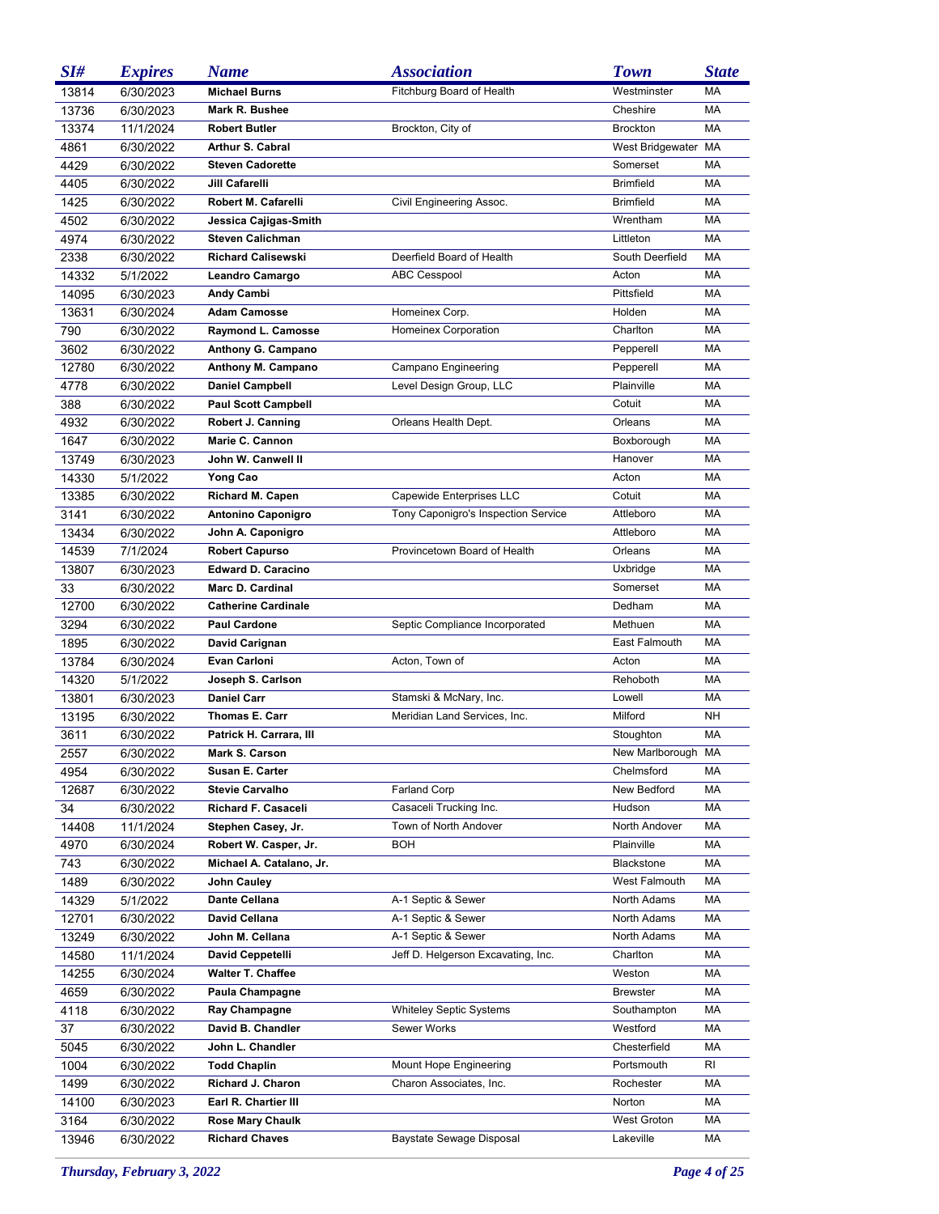| SI# | Expires | Name | Association | Town | State |
|---|---|---|---|---|---|
| 13814 | 6/30/2023 | **Michael Burns** | Fitchburg Board of Health | Westminster | MA |
| 13736 | 6/30/2023 | **Mark R. Bushee** | | Cheshire | MA |
| 13374 | 11/1/2024 | **Robert Butler** | Brockton, City of | Brockton | MA |
| 4861 | 6/30/2022 | **Arthur S. Cabral** | | West Bridgewater | MA |
| 4429 | 6/30/2022 | **Steven Cadorette** | | Somerset | MA |
| 4405 | 6/30/2022 | **Jill Cafarelli** | | Brimfield | MA |
| 1425 | 6/30/2022 | **Robert M. Cafarelli** | Civil Engineering Assoc. | Brimfield | MA |
| 4502 | 6/30/2022 | **Jessica Cajigas-Smith** | | Wrentham | MA |
| 4974 | 6/30/2022 | **Steven Calichman** | | Littleton | MA |
| 2338 | 6/30/2022 | **Richard Calisewski** | Deerfield Board of Health | South Deerfield | MA |
| 14332 | 5/1/2022 | **Leandro Camargo** | ABC Cesspool | Acton | MA |
| 14095 | 6/30/2023 | **Andy Cambi** | | Pittsfield | MA |
| 13631 | 6/30/2024 | **Adam Camosse** | Homeinex Corp. | Holden | MA |
| 790 | 6/30/2022 | **Raymond L. Camosse** | Homeinex Corporation | Charlton | MA |
| 3602 | 6/30/2022 | **Anthony G. Campano** | | Pepperell | MA |
| 12780 | 6/30/2022 | **Anthony M. Campano** | Campano Engineering | Pepperell | MA |
| 4778 | 6/30/2022 | **Daniel Campbell** | Level Design Group, LLC | Plainville | MA |
| 388 | 6/30/2022 | **Paul Scott Campbell** | | Cotuit | MA |
| 4932 | 6/30/2022 | **Robert J. Canning** | Orleans Health Dept. | Orleans | MA |
| 1647 | 6/30/2022 | **Marie C. Cannon** | | Boxborough | MA |
| 13749 | 6/30/2023 | **John W. Canwell II** | | Hanover | MA |
| 14330 | 5/1/2022 | **Yong Cao** | | Acton | MA |
| 13385 | 6/30/2022 | **Richard M. Capen** | Capewide Enterprises LLC | Cotuit | MA |
| 3141 | 6/30/2022 | **Antonino Caponigro** | Tony Caponigro's Inspection Service | Attleboro | MA |
| 13434 | 6/30/2022 | **John A. Caponigro** | | Attleboro | MA |
| 14539 | 7/1/2024 | **Robert Capurso** | Provincetown Board of Health | Orleans | MA |
| 13807 | 6/30/2023 | **Edward D. Caracino** | | Uxbridge | MA |
| 33 | 6/30/2022 | **Marc D. Cardinal** | | Somerset | MA |
| 12700 | 6/30/2022 | **Catherine Cardinale** | | Dedham | MA |
| 3294 | 6/30/2022 | **Paul Cardone** | Septic Compliance Incorporated | Methuen | MA |
| 1895 | 6/30/2022 | **David Carignan** | | East Falmouth | MA |
| 13784 | 6/30/2024 | **Evan Carloni** | Acton, Town of | Acton | MA |
| 14320 | 5/1/2022 | **Joseph S. Carlson** | | Rehoboth | MA |
| 13801 | 6/30/2023 | **Daniel Carr** | Stamski & McNary, Inc. | Lowell | MA |
| 13195 | 6/30/2022 | **Thomas E. Carr** | Meridian Land Services, Inc. | Milford | NH |
| 3611 | 6/30/2022 | **Patrick H. Carrara, III** | | Stoughton | MA |
| 2557 | 6/30/2022 | **Mark S. Carson** | | New Marlborough | MA |
| 4954 | 6/30/2022 | **Susan E. Carter** | | Chelmsford | MA |
| 12687 | 6/30/2022 | **Stevie Carvalho** | Farland Corp | New Bedford | MA |
| 34 | 6/30/2022 | **Richard F. Casaceli** | Casaceli Trucking Inc. | Hudson | MA |
| 14408 | 11/1/2024 | **Stephen Casey, Jr.** | Town of North Andover | North Andover | MA |
| 4970 | 6/30/2024 | **Robert W. Casper, Jr.** | BOH | Plainville | MA |
| 743 | 6/30/2022 | **Michael A. Catalano, Jr.** | | Blackstone | MA |
| 1489 | 6/30/2022 | **John Cauley** | | West Falmouth | MA |
| 14329 | 5/1/2022 | **Dante Cellana** | A-1 Septic & Sewer | North Adams | MA |
| 12701 | 6/30/2022 | **David Cellana** | A-1 Septic & Sewer | North Adams | MA |
| 13249 | 6/30/2022 | **John M. Cellana** | A-1 Septic & Sewer | North Adams | MA |
| 14580 | 11/1/2024 | **David Ceppetelli** | Jeff D. Helgerson Excavating, Inc. | Charlton | MA |
| 14255 | 6/30/2024 | **Walter T. Chaffee** | | Weston | MA |
| 4659 | 6/30/2022 | **Paula Champagne** | | Brewster | MA |
| 4118 | 6/30/2022 | **Ray Champagne** | Whiteley Septic Systems | Southampton | MA |
| 37 | 6/30/2022 | **David B. Chandler** | Sewer Works | Westford | MA |
| 5045 | 6/30/2022 | **John L. Chandler** | | Chesterfield | MA |
| 1004 | 6/30/2022 | **Todd Chaplin** | Mount Hope Engineering | Portsmouth | RI |
| 1499 | 6/30/2022 | **Richard J. Charon** | Charon Associates, Inc. | Rochester | MA |
| 14100 | 6/30/2023 | **Earl R. Chartier III** | | Norton | MA |
| 3164 | 6/30/2022 | **Rose Mary Chaulk** | | West Groton | MA |
| 13946 | 6/30/2022 | **Richard Chaves** | Baystate Sewage Disposal | Lakeville | MA |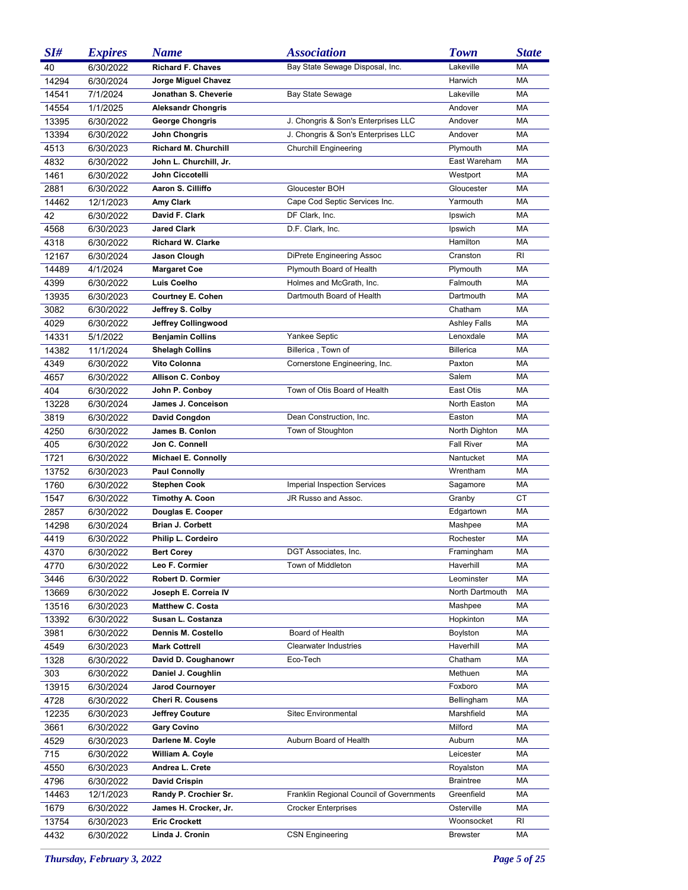| SI# | Expires | Name | Association | Town | State |
|---|---|---|---|---|---|
| 40 | 6/30/2022 | **Richard F. Chaves** | Bay State Sewage Disposal, Inc. | Lakeville | MA |
| 14294 | 6/30/2024 | **Jorge Miguel Chavez** | | Harwich | MA |
| 14541 | 7/1/2024 | **Jonathan S. Cheverie** | Bay State Sewage | Lakeville | MA |
| 14554 | 1/1/2025 | **Aleksandr Chongris** | | Andover | MA |
| 13395 | 6/30/2022 | **George Chongris** | J. Chongris & Son's Enterprises LLC | Andover | MA |
| 13394 | 6/30/2022 | **John Chongris** | J. Chongris & Son's Enterprises LLC | Andover | MA |
| 4513 | 6/30/2023 | **Richard M. Churchill** | Churchill Engineering | Plymouth | MA |
| 4832 | 6/30/2022 | **John L. Churchill, Jr.** | | East Wareham | MA |
| 1461 | 6/30/2022 | **John Ciccotelli** | | Westport | MA |
| 2881 | 6/30/2022 | **Aaron S. Cilliffo** | Gloucester BOH | Gloucester | MA |
| 14462 | 12/1/2023 | **Amy Clark** | Cape Cod Septic Services Inc. | Yarmouth | MA |
| 42 | 6/30/2022 | **David F. Clark** | DF Clark, Inc. | Ipswich | MA |
| 4568 | 6/30/2023 | **Jared Clark** | D.F. Clark, Inc. | Ipswich | MA |
| 4318 | 6/30/2022 | **Richard W. Clarke** | | Hamilton | MA |
| 12167 | 6/30/2024 | **Jason Clough** | DiPrete Engineering Assoc | Cranston | RI |
| 14489 | 4/1/2024 | **Margaret Coe** | Plymouth Board of Health | Plymouth | MA |
| 4399 | 6/30/2022 | **Luis Coelho** | Holmes and McGrath, Inc. | Falmouth | MA |
| 13935 | 6/30/2023 | **Courtney E. Cohen** | Dartmouth Board of Health | Dartmouth | MA |
| 3082 | 6/30/2022 | **Jeffrey S. Colby** | | Chatham | MA |
| 4029 | 6/30/2022 | **Jeffrey Collingwood** | | Ashley Falls | MA |
| 14331 | 5/1/2022 | **Benjamin Collins** | Yankee Septic | Lenoxdale | MA |
| 14382 | 11/1/2024 | **Shelagh Collins** | Billerica , Town of | Billerica | MA |
| 4349 | 6/30/2022 | **Vito Colonna** | Cornerstone Engineering, Inc. | Paxton | MA |
| 4657 | 6/30/2022 | **Allison C. Conboy** | | Salem | MA |
| 404 | 6/30/2022 | **John P. Conboy** | Town of Otis Board of Health | East Otis | MA |
| 13228 | 6/30/2024 | **James J. Conceison** | | North Easton | MA |
| 3819 | 6/30/2022 | **David Congdon** | Dean Construction, Inc. | Easton | MA |
| 4250 | 6/30/2022 | **James B. Conlon** | Town of Stoughton | North Dighton | MA |
| 405 | 6/30/2022 | **Jon C. Connell** | | Fall River | MA |
| 1721 | 6/30/2022 | **Michael E. Connolly** | | Nantucket | MA |
| 13752 | 6/30/2023 | **Paul Connolly** | | Wrentham | MA |
| 1760 | 6/30/2022 | **Stephen Cook** | Imperial Inspection Services | Sagamore | MA |
| 1547 | 6/30/2022 | **Timothy A. Coon** | JR Russo and Assoc. | Granby | CT |
| 2857 | 6/30/2022 | **Douglas E. Cooper** | | Edgartown | MA |
| 14298 | 6/30/2024 | **Brian J. Corbett** | | Mashpee | MA |
| 4419 | 6/30/2022 | **Philip L. Cordeiro** | | Rochester | MA |
| 4370 | 6/30/2022 | **Bert Corey** | DGT Associates, Inc. | Framingham | MA |
| 4770 | 6/30/2022 | **Leo F. Cormier** | Town of Middleton | Haverhill | MA |
| 3446 | 6/30/2022 | **Robert D. Cormier** | | Leominster | MA |
| 13669 | 6/30/2022 | **Joseph E. Correia IV** | | North Dartmouth | MA |
| 13516 | 6/30/2023 | **Matthew C. Costa** | | Mashpee | MA |
| 13392 | 6/30/2022 | **Susan L. Costanza** | | Hopkinton | MA |
| 3981 | 6/30/2022 | **Dennis M. Costello** | Board of Health | Boylston | MA |
| 4549 | 6/30/2023 | **Mark Cottrell** | Clearwater Industries | Haverhill | MA |
| 1328 | 6/30/2022 | **David D. Coughanowr** | Eco-Tech | Chatham | MA |
| 303 | 6/30/2022 | **Daniel J. Coughlin** | | Methuen | MA |
| 13915 | 6/30/2024 | **Jarod Cournoyer** | | Foxboro | MA |
| 4728 | 6/30/2022 | **Cheri R. Cousens** | | Bellingham | MA |
| 12235 | 6/30/2023 | **Jeffrey Couture** | Sitec Environmental | Marshfield | MA |
| 3661 | 6/30/2022 | **Gary Covino** | | Milford | MA |
| 4529 | 6/30/2023 | **Darlene M. Coyle** | Auburn Board of Health | Auburn | MA |
| 715 | 6/30/2022 | **William A. Coyle** | | Leicester | MA |
| 4550 | 6/30/2023 | **Andrea L. Crete** | | Royalston | MA |
| 4796 | 6/30/2022 | **David Crispin** | | Braintree | MA |
| 14463 | 12/1/2023 | **Randy P. Crochier Sr.** | Franklin Regional Council of Governments | Greenfield | MA |
| 1679 | 6/30/2022 | **James H. Crocker, Jr.** | Crocker Enterprises | Osterville | MA |
| 13754 | 6/30/2023 | **Eric Crockett** | | Woonsocket | RI |
| 4432 | 6/30/2022 | **Linda J. Cronin** | CSN Engineering | Brewster | MA |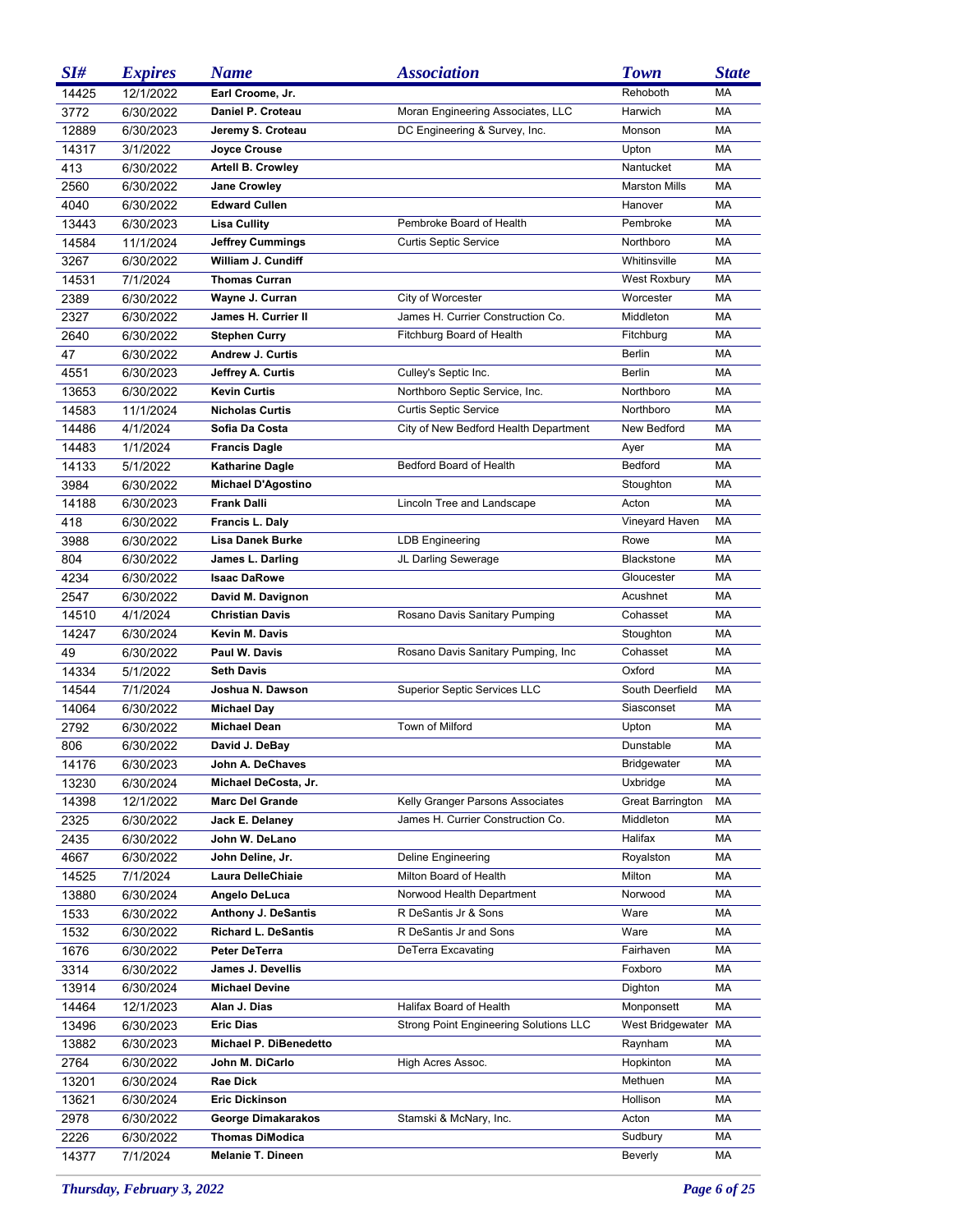| SI# | Expires | Name | Association | Town | State |
|---|---|---|---|---|---|
| 14425 | 12/1/2022 | **Earl Croome, Jr.** | | Rehoboth | MA |
| 3772 | 6/30/2022 | **Daniel P. Croteau** | Moran Engineering Associates, LLC | Harwich | MA |
| 12889 | 6/30/2023 | **Jeremy S. Croteau** | DC Engineering & Survey, Inc. | Monson | MA |
| 14317 | 3/1/2022 | **Joyce Crouse** | | Upton | MA |
| 413 | 6/30/2022 | **Artell B. Crowley** | | Nantucket | MA |
| 2560 | 6/30/2022 | **Jane Crowley** | | Marston Mills | MA |
| 4040 | 6/30/2022 | **Edward Cullen** | | Hanover | MA |
| 13443 | 6/30/2023 | **Lisa Cullity** | Pembroke Board of Health | Pembroke | MA |
| 14584 | 11/1/2024 | **Jeffrey Cummings** | Curtis Septic Service | Northboro | MA |
| 3267 | 6/30/2022 | **William J. Cundiff** | | Whitinsville | MA |
| 14531 | 7/1/2024 | **Thomas Curran** | | West Roxbury | MA |
| 2389 | 6/30/2022 | **Wayne J. Curran** | City of Worcester | Worcester | MA |
| 2327 | 6/30/2022 | **James H. Currier II** | James H. Currier Construction Co. | Middleton | MA |
| 2640 | 6/30/2022 | **Stephen Curry** | Fitchburg Board of Health | Fitchburg | MA |
| 47 | 6/30/2022 | **Andrew J. Curtis** | | Berlin | MA |
| 4551 | 6/30/2023 | **Jeffrey A. Curtis** | Culley's Septic Inc. | Berlin | MA |
| 13653 | 6/30/2022 | **Kevin Curtis** | Northboro Septic Service, Inc. | Northboro | MA |
| 14583 | 11/1/2024 | **Nicholas Curtis** | Curtis Septic Service | Northboro | MA |
| 14486 | 4/1/2024 | **Sofia Da Costa** | City of New Bedford Health Department | New Bedford | MA |
| 14483 | 1/1/2024 | **Francis Dagle** | | Ayer | MA |
| 14133 | 5/1/2022 | **Katharine Dagle** | Bedford Board of Health | Bedford | MA |
| 3984 | 6/30/2022 | **Michael D'Agostino** | | Stoughton | MA |
| 14188 | 6/30/2023 | **Frank Dalli** | Lincoln Tree and Landscape | Acton | MA |
| 418 | 6/30/2022 | **Francis L. Daly** | | Vineyard Haven | MA |
| 3988 | 6/30/2022 | **Lisa Danek Burke** | LDB Engineering | Rowe | MA |
| 804 | 6/30/2022 | **James L. Darling** | JL Darling Sewerage | Blackstone | MA |
| 4234 | 6/30/2022 | **Isaac DaRowe** | | Gloucester | MA |
| 2547 | 6/30/2022 | **David M. Davignon** | | Acushnet | MA |
| 14510 | 4/1/2024 | **Christian Davis** | Rosano Davis Sanitary Pumping | Cohasset | MA |
| 14247 | 6/30/2024 | **Kevin M. Davis** | | Stoughton | MA |
| 49 | 6/30/2022 | **Paul W. Davis** | Rosano Davis Sanitary Pumping, Inc | Cohasset | MA |
| 14334 | 5/1/2022 | **Seth Davis** | | Oxford | MA |
| 14544 | 7/1/2024 | **Joshua N. Dawson** | Superior Septic Services LLC | South Deerfield | MA |
| 14064 | 6/30/2022 | **Michael Day** | | Siasconset | MA |
| 2792 | 6/30/2022 | **Michael Dean** | Town of Milford | Upton | MA |
| 806 | 6/30/2022 | **David J. DeBay** | | Dunstable | MA |
| 14176 | 6/30/2023 | **John A. DeChaves** | | Bridgewater | MA |
| 13230 | 6/30/2024 | **Michael DeCosta, Jr.** | | Uxbridge | MA |
| 14398 | 12/1/2022 | **Marc Del Grande** | Kelly Granger Parsons Associates | Great Barrington | MA |
| 2325 | 6/30/2022 | **Jack E. Delaney** | James H. Currier Construction Co. | Middleton | MA |
| 2435 | 6/30/2022 | **John W. DeLano** | | Halifax | MA |
| 4667 | 6/30/2022 | **John Deline, Jr.** | Deline Engineering | Royalston | MA |
| 14525 | 7/1/2024 | **Laura DelleChiaie** | Milton Board of Health | Milton | MA |
| 13880 | 6/30/2024 | **Angelo DeLuca** | Norwood Health Department | Norwood | MA |
| 1533 | 6/30/2022 | **Anthony J. DeSantis** | R DeSantis Jr & Sons | Ware | MA |
| 1532 | 6/30/2022 | **Richard L. DeSantis** | R DeSantis Jr and Sons | Ware | MA |
| 1676 | 6/30/2022 | **Peter DeTerra** | DeTerra Excavating | Fairhaven | MA |
| 3314 | 6/30/2022 | **James J. Devellis** | | Foxboro | MA |
| 13914 | 6/30/2024 | **Michael Devine** | | Dighton | MA |
| 14464 | 12/1/2023 | **Alan J. Dias** | Halifax Board of Health | Monponsett | MA |
| 13496 | 6/30/2023 | **Eric Dias** | Strong Point Engineering Solutions LLC | West Bridgewater | MA |
| 13882 | 6/30/2023 | **Michael P. DiBenedetto** | | Raynham | MA |
| 2764 | 6/30/2022 | **John M. DiCarlo** | High Acres Assoc. | Hopkinton | MA |
| 13201 | 6/30/2024 | **Rae Dick** | | Methuen | MA |
| 13621 | 6/30/2024 | **Eric Dickinson** | | Hollison | MA |
| 2978 | 6/30/2022 | **George Dimakarakos** | Stamski & McNary, Inc. | Acton | MA |
| 2226 | 6/30/2022 | **Thomas DiModica** | | Sudbury | MA |
| 14377 | 7/1/2024 | **Melanie T. Dineen** | | Beverly | MA |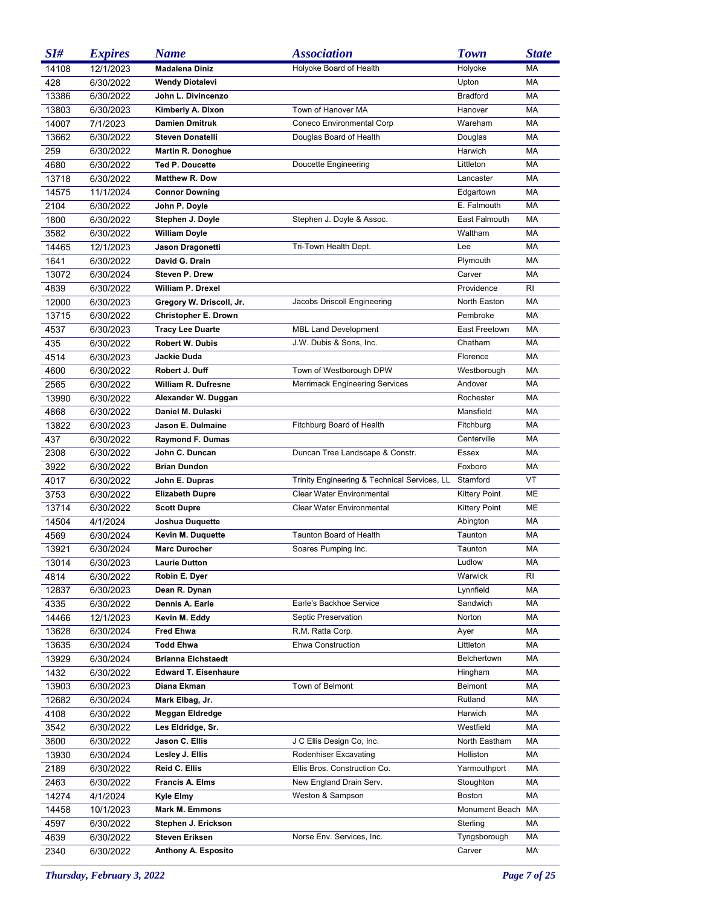| SI# | Expires | Name | Association | Town | State |
|---|---|---|---|---|---|
| 14108 | 12/1/2023 | **Madalena Diniz** | Holyoke Board of Health | Holyoke | MA |
| 428 | 6/30/2022 | **Wendy Diotalevi** | | Upton | MA |
| 13386 | 6/30/2022 | **John L. Divincenzo** | | Bradford | MA |
| 13803 | 6/30/2023 | **Kimberly A. Dixon** | Town of Hanover MA | Hanover | MA |
| 14007 | 7/1/2023 | **Damien Dmitruk** | Coneco Environmental Corp | Wareham | MA |
| 13662 | 6/30/2022 | **Steven Donatelli** | Douglas Board of Health | Douglas | MA |
| 259 | 6/30/2022 | **Martin R. Donoghue** | | Harwich | MA |
| 4680 | 6/30/2022 | **Ted P. Doucette** | Doucette Engineering | Littleton | MA |
| 13718 | 6/30/2022 | **Matthew R. Dow** | | Lancaster | MA |
| 14575 | 11/1/2024 | **Connor Downing** | | Edgartown | MA |
| 2104 | 6/30/2022 | **John P. Doyle** | | E. Falmouth | MA |
| 1800 | 6/30/2022 | **Stephen J. Doyle** | Stephen J. Doyle & Assoc. | East Falmouth | MA |
| 3582 | 6/30/2022 | **William Doyle** | | Waltham | MA |
| 14465 | 12/1/2023 | **Jason Dragonetti** | Tri-Town Health Dept. | Lee | MA |
| 1641 | 6/30/2022 | **David G. Drain** | | Plymouth | MA |
| 13072 | 6/30/2024 | **Steven P. Drew** | | Carver | MA |
| 4839 | 6/30/2022 | **William P. Drexel** | | Providence | RI |
| 12000 | 6/30/2023 | **Gregory W. Driscoll, Jr.** | Jacobs Driscoll Engineering | North Easton | MA |
| 13715 | 6/30/2022 | **Christopher E. Drown** | | Pembroke | MA |
| 4537 | 6/30/2023 | **Tracy Lee Duarte** | MBL Land Development | East Freetown | MA |
| 435 | 6/30/2022 | **Robert W. Dubis** | J.W. Dubis & Sons, Inc. | Chatham | MA |
| 4514 | 6/30/2023 | **Jackie Duda** | | Florence | MA |
| 4600 | 6/30/2022 | **Robert J. Duff** | Town of Westborough DPW | Westborough | MA |
| 2565 | 6/30/2022 | **William R. Dufresne** | Merrimack Engineering Services | Andover | MA |
| 13990 | 6/30/2022 | **Alexander W. Duggan** | | Rochester | MA |
| 4868 | 6/30/2022 | **Daniel M. Dulaski** | | Mansfield | MA |
| 13822 | 6/30/2023 | **Jason E. Dulmaine** | Fitchburg Board of Health | Fitchburg | MA |
| 437 | 6/30/2022 | **Raymond F. Dumas** | | Centerville | MA |
| 2308 | 6/30/2022 | **John C. Duncan** | Duncan Tree Landscape & Constr. | Essex | MA |
| 3922 | 6/30/2022 | **Brian Dundon** | | Foxboro | MA |
| 4017 | 6/30/2022 | **John E. Dupras** | Trinity Engineering & Technical Services, LL | Stamford | VT |
| 3753 | 6/30/2022 | **Elizabeth Dupre** | Clear Water Environmental | Kittery Point | ME |
| 13714 | 6/30/2022 | **Scott Dupre** | Clear Water Environmental | Kittery Point | ME |
| 14504 | 4/1/2024 | **Joshua Duquette** | | Abington | MA |
| 4569 | 6/30/2024 | **Kevin M. Duquette** | Taunton Board of Health | Taunton | MA |
| 13921 | 6/30/2024 | **Marc Durocher** | Soares Pumping Inc. | Taunton | MA |
| 13014 | 6/30/2023 | **Laurie Dutton** | | Ludlow | MA |
| 4814 | 6/30/2022 | **Robin E. Dyer** | | Warwick | RI |
| 12837 | 6/30/2023 | **Dean R. Dynan** | | Lynnfield | MA |
| 4335 | 6/30/2022 | **Dennis A. Earle** | Earle's Backhoe Service | Sandwich | MA |
| 14466 | 12/1/2023 | **Kevin M. Eddy** | Septic Preservation | Norton | MA |
| 13628 | 6/30/2024 | **Fred Ehwa** | R.M. Ratta Corp. | Ayer | MA |
| 13635 | 6/30/2024 | **Todd Ehwa** | Ehwa Construction | Littleton | MA |
| 13929 | 6/30/2024 | **Brianna Eichstaedt** | | Belchertown | MA |
| 1432 | 6/30/2022 | **Edward T. Eisenhaure** | | Hingham | MA |
| 13903 | 6/30/2023 | **Diana Ekman** | Town of Belmont | Belmont | MA |
| 12682 | 6/30/2024 | **Mark Elbag, Jr.** | | Rutland | MA |
| 4108 | 6/30/2022 | **Meggan Eldredge** | | Harwich | MA |
| 3542 | 6/30/2022 | **Les Eldridge, Sr.** | | Westfield | MA |
| 3600 | 6/30/2022 | **Jason C. Ellis** | J C Ellis Design Co, Inc. | North Eastham | MA |
| 13930 | 6/30/2024 | **Lesley J. Ellis** | Rodenhiser Excavating | Holliston | MA |
| 2189 | 6/30/2022 | **Reid C. Ellis** | Ellis Bros. Construction Co. | Yarmouthport | MA |
| 2463 | 6/30/2022 | **Francis A. Elms** | New England Drain Serv. | Stoughton | MA |
| 14274 | 4/1/2024 | **Kyle Elmy** | Weston & Sampson | Boston | MA |
| 14458 | 10/1/2023 | **Mark M. Emmons** | | Monument Beach | MA |
| 4597 | 6/30/2022 | **Stephen J. Erickson** | | Sterling | MA |
| 4639 | 6/30/2022 | **Steven Eriksen** | Norse Env. Services, Inc. | Tyngsborough | MA |
| 2340 | 6/30/2022 | **Anthony A. Esposito** | | Carver | MA |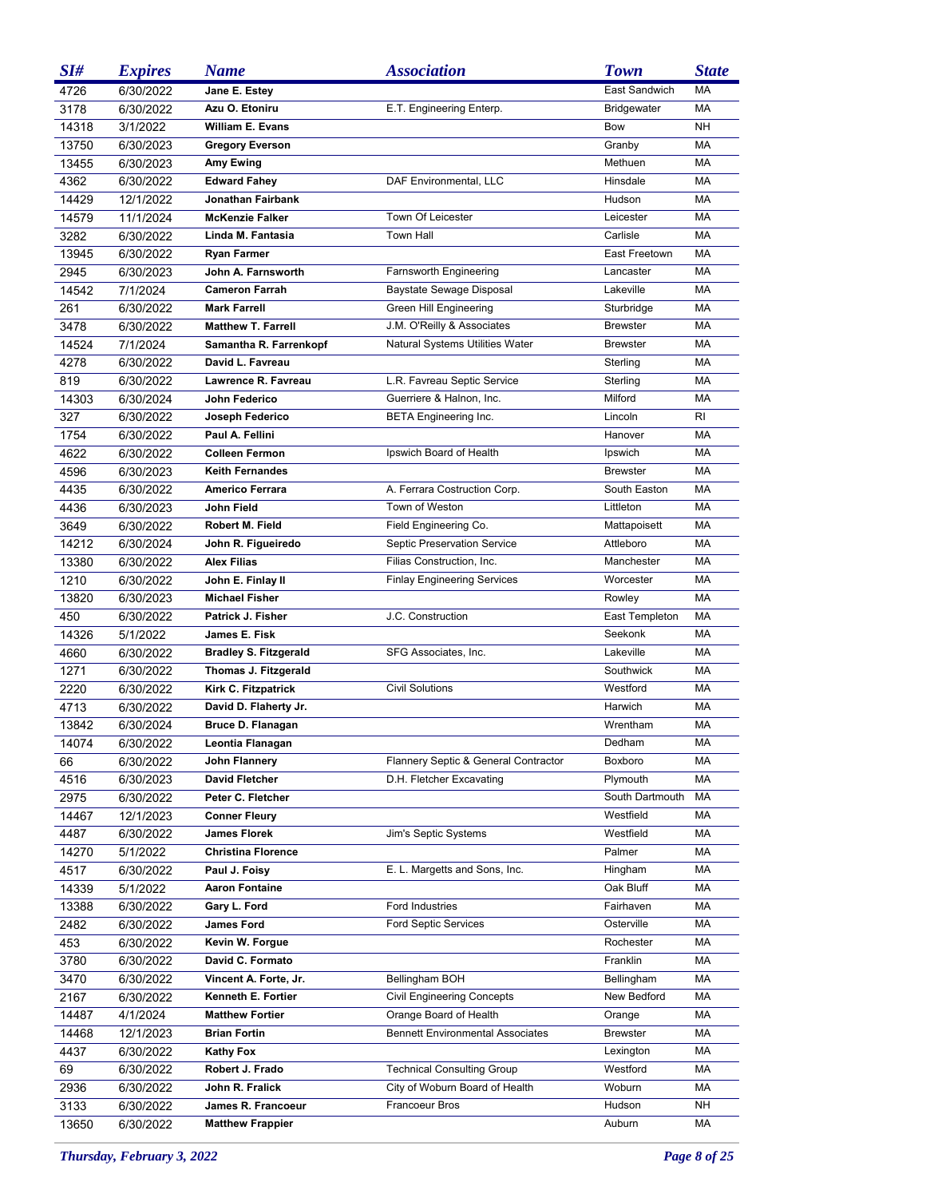| SI# | Expires | Name | Association | Town | State |
|---|---|---|---|---|---|
| 4726 | 6/30/2022 | **Jane E. Estey** | | East Sandwich | MA |
| 3178 | 6/30/2022 | **Azu O. Etoniru** | E.T. Engineering Enterp. | Bridgewater | MA |
| 14318 | 3/1/2022 | **William E. Evans** | | Bow | NH |
| 13750 | 6/30/2023 | **Gregory Everson** | | Granby | MA |
| 13455 | 6/30/2023 | **Amy Ewing** | | Methuen | MA |
| 4362 | 6/30/2022 | **Edward Fahey** | DAF Environmental, LLC | Hinsdale | MA |
| 14429 | 12/1/2022 | **Jonathan Fairbank** | | Hudson | MA |
| 14579 | 11/1/2024 | **McKenzie Falker** | Town Of Leicester | Leicester | MA |
| 3282 | 6/30/2022 | **Linda M. Fantasia** | Town Hall | Carlisle | MA |
| 13945 | 6/30/2022 | **Ryan Farmer** | | East Freetown | MA |
| 2945 | 6/30/2023 | **John A. Farnsworth** | Farnsworth Engineering | Lancaster | MA |
| 14542 | 7/1/2024 | **Cameron Farrah** | Baystate Sewage Disposal | Lakeville | MA |
| 261 | 6/30/2022 | **Mark Farrell** | Green Hill Engineering | Sturbridge | MA |
| 3478 | 6/30/2022 | **Matthew T. Farrell** | J.M. O'Reilly & Associates | Brewster | MA |
| 14524 | 7/1/2024 | **Samantha R. Farrenkopf** | Natural Systems Utilities Water | Brewster | MA |
| 4278 | 6/30/2022 | **David L. Favreau** | | Sterling | MA |
| 819 | 6/30/2022 | **Lawrence R. Favreau** | L.R. Favreau Septic Service | Sterling | MA |
| 14303 | 6/30/2024 | **John Federico** | Guerriere & Halnon, Inc. | Milford | MA |
| 327 | 6/30/2022 | **Joseph Federico** | BETA Engineering Inc. | Lincoln | RI |
| 1754 | 6/30/2022 | **Paul A. Fellini** | | Hanover | MA |
| 4622 | 6/30/2022 | **Colleen Fermon** | Ipswich Board of Health | Ipswich | MA |
| 4596 | 6/30/2023 | **Keith Fernandes** | | Brewster | MA |
| 4435 | 6/30/2022 | **Americo Ferrara** | A. Ferrara Costruction Corp. | South Easton | MA |
| 4436 | 6/30/2023 | **John Field** | Town of Weston | Littleton | MA |
| 3649 | 6/30/2022 | **Robert M. Field** | Field Engineering Co. | Mattapoisett | MA |
| 14212 | 6/30/2024 | **John R. Figueiredo** | Septic Preservation Service | Attleboro | MA |
| 13380 | 6/30/2022 | **Alex Filias** | Filias Construction, Inc. | Manchester | MA |
| 1210 | 6/30/2022 | **John E. Finlay II** | Finlay Engineering Services | Worcester | MA |
| 13820 | 6/30/2023 | **Michael Fisher** | | Rowley | MA |
| 450 | 6/30/2022 | **Patrick J. Fisher** | J.C. Construction | East Templeton | MA |
| 14326 | 5/1/2022 | **James E. Fisk** | | Seekonk | MA |
| 4660 | 6/30/2022 | **Bradley S. Fitzgerald** | SFG Associates, Inc. | Lakeville | MA |
| 1271 | 6/30/2022 | **Thomas J. Fitzgerald** | | Southwick | MA |
| 2220 | 6/30/2022 | **Kirk C. Fitzpatrick** | Civil Solutions | Westford | MA |
| 4713 | 6/30/2022 | **David D. Flaherty Jr.** | | Harwich | MA |
| 13842 | 6/30/2024 | **Bruce D. Flanagan** | | Wrentham | MA |
| 14074 | 6/30/2022 | **Leontia Flanagan** | | Dedham | MA |
| 66 | 6/30/2022 | **John Flannery** | Flannery Septic & General Contractor | Boxboro | MA |
| 4516 | 6/30/2023 | **David Fletcher** | D.H. Fletcher Excavating | Plymouth | MA |
| 2975 | 6/30/2022 | **Peter C. Fletcher** | | South Dartmouth | MA |
| 14467 | 12/1/2023 | **Conner Fleury** | | Westfield | MA |
| 4487 | 6/30/2022 | **James Florek** | Jim's Septic Systems | Westfield | MA |
| 14270 | 5/1/2022 | **Christina Florence** | | Palmer | MA |
| 4517 | 6/30/2022 | **Paul J. Foisy** | E. L. Margetts and Sons, Inc. | Hingham | MA |
| 14339 | 5/1/2022 | **Aaron Fontaine** | | Oak Bluff | MA |
| 13388 | 6/30/2022 | **Gary L. Ford** | Ford Industries | Fairhaven | MA |
| 2482 | 6/30/2022 | **James Ford** | Ford Septic Services | Osterville | MA |
| 453 | 6/30/2022 | **Kevin W. Forgue** | | Rochester | MA |
| 3780 | 6/30/2022 | **David C. Formato** | | Franklin | MA |
| 3470 | 6/30/2022 | **Vincent A. Forte, Jr.** | Bellingham BOH | Bellingham | MA |
| 2167 | 6/30/2022 | **Kenneth E. Fortier** | Civil Engineering Concepts | New Bedford | MA |
| 14487 | 4/1/2024 | **Matthew Fortier** | Orange Board of Health | Orange | MA |
| 14468 | 12/1/2023 | **Brian Fortin** | Bennett Environmental Associates | Brewster | MA |
| 4437 | 6/30/2022 | **Kathy Fox** | | Lexington | MA |
| 69 | 6/30/2022 | **Robert J. Frado** | Technical Consulting Group | Westford | MA |
| 2936 | 6/30/2022 | **John R. Fralick** | City of Woburn Board of Health | Woburn | MA |
| 3133 | 6/30/2022 | **James R. Francoeur** | Francoeur Bros | Hudson | NH |
| 13650 | 6/30/2022 | **Matthew Frappier** | | Auburn | MA |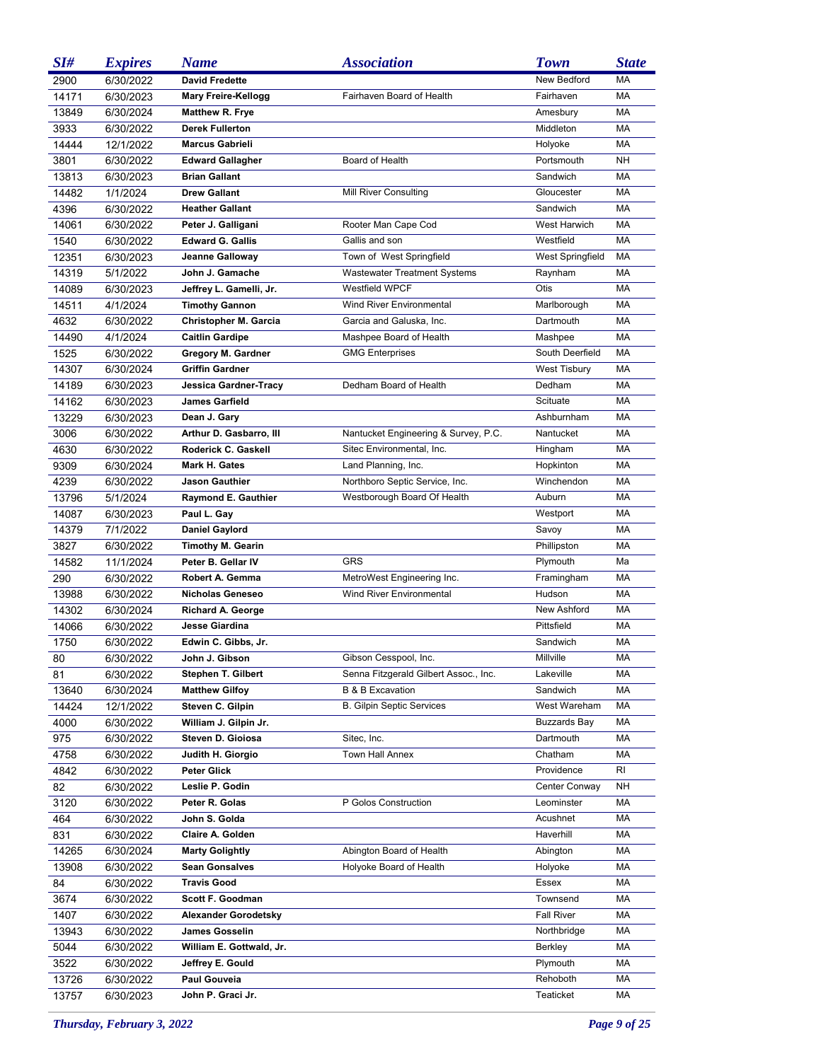| SI# | Expires | Name | Association | Town | State |
|---|---|---|---|---|---|
| 2900 | 6/30/2022 | **David Fredette** | | New Bedford | MA |
| 14171 | 6/30/2023 | **Mary Freire-Kellogg** | Fairhaven Board of Health | Fairhaven | MA |
| 13849 | 6/30/2024 | **Matthew R. Frye** | | Amesbury | MA |
| 3933 | 6/30/2022 | **Derek Fullerton** | | Middleton | MA |
| 14444 | 12/1/2022 | **Marcus Gabrieli** | | Holyoke | MA |
| 3801 | 6/30/2022 | **Edward Gallagher** | Board of Health | Portsmouth | NH |
| 13813 | 6/30/2023 | **Brian Gallant** | | Sandwich | MA |
| 14482 | 1/1/2024 | **Drew Gallant** | Mill River Consulting | Gloucester | MA |
| 4396 | 6/30/2022 | **Heather Gallant** | | Sandwich | MA |
| 14061 | 6/30/2022 | **Peter J. Galligani** | Rooter Man Cape Cod | West Harwich | MA |
| 1540 | 6/30/2022 | **Edward G. Gallis** | Gallis and son | Westfield | MA |
| 12351 | 6/30/2023 | **Jeanne Galloway** | Town of West Springfield | West Springfield | MA |
| 14319 | 5/1/2022 | **John J. Gamache** | Wastewater Treatment Systems | Raynham | MA |
| 14089 | 6/30/2023 | **Jeffrey L. Gamelli, Jr.** | Westfield WPCF | Otis | MA |
| 14511 | 4/1/2024 | **Timothy Gannon** | Wind River Environmental | Marlborough | MA |
| 4632 | 6/30/2022 | **Christopher M. Garcia** | Garcia and Galuska, Inc. | Dartmouth | MA |
| 14490 | 4/1/2024 | **Caitlin Gardipe** | Mashpee Board of Health | Mashpee | MA |
| 1525 | 6/30/2022 | **Gregory M. Gardner** | GMG Enterprises | South Deerfield | MA |
| 14307 | 6/30/2024 | **Griffin Gardner** | | West Tisbury | MA |
| 14189 | 6/30/2023 | **Jessica Gardner-Tracy** | Dedham Board of Health | Dedham | MA |
| 14162 | 6/30/2023 | **James Garfield** | | Scituate | MA |
| 13229 | 6/30/2023 | **Dean J. Gary** | | Ashburnham | MA |
| 3006 | 6/30/2022 | **Arthur D. Gasbarro, III** | Nantucket Engineering & Survey, P.C. | Nantucket | MA |
| 4630 | 6/30/2022 | **Roderick C. Gaskell** | Sitec Environmental, Inc. | Hingham | MA |
| 9309 | 6/30/2024 | **Mark H. Gates** | Land Planning, Inc. | Hopkinton | MA |
| 4239 | 6/30/2022 | **Jason Gauthier** | Northboro Septic Service, Inc. | Winchendon | MA |
| 13796 | 5/1/2024 | **Raymond E. Gauthier** | Westborough Board Of Health | Auburn | MA |
| 14087 | 6/30/2023 | **Paul L. Gay** | | Westport | MA |
| 14379 | 7/1/2022 | **Daniel Gaylord** | | Savoy | MA |
| 3827 | 6/30/2022 | **Timothy M. Gearin** | | Phillipston | MA |
| 14582 | 11/1/2024 | **Peter B. Gellar IV** | GRS | Plymouth | Ma |
| 290 | 6/30/2022 | **Robert A. Gemma** | MetroWest Engineering Inc. | Framingham | MA |
| 13988 | 6/30/2022 | **Nicholas Geneseo** | Wind River Environmental | Hudson | MA |
| 14302 | 6/30/2024 | **Richard A. George** | | New Ashford | MA |
| 14066 | 6/30/2022 | **Jesse Giardina** | | Pittsfield | MA |
| 1750 | 6/30/2022 | **Edwin C. Gibbs, Jr.** | | Sandwich | MA |
| 80 | 6/30/2022 | **John J. Gibson** | Gibson Cesspool, Inc. | Millville | MA |
| 81 | 6/30/2022 | **Stephen T. Gilbert** | Senna Fitzgerald Gilbert Assoc., Inc. | Lakeville | MA |
| 13640 | 6/30/2024 | **Matthew Gilfoy** | B & B Excavation | Sandwich | MA |
| 14424 | 12/1/2022 | **Steven C. Gilpin** | B. Gilpin Septic Services | West Wareham | MA |
| 4000 | 6/30/2022 | **William J. Gilpin Jr.** | | Buzzards Bay | MA |
| 975 | 6/30/2022 | **Steven D. Gioiosa** | Sitec, Inc. | Dartmouth | MA |
| 4758 | 6/30/2022 | **Judith H. Giorgio** | Town Hall Annex | Chatham | MA |
| 4842 | 6/30/2022 | **Peter Glick** | | Providence | RI |
| 82 | 6/30/2022 | **Leslie P. Godin** | | Center Conway | NH |
| 3120 | 6/30/2022 | **Peter R. Golas** | P Golos Construction | Leominster | MA |
| 464 | 6/30/2022 | **John S. Golda** | | Acushnet | MA |
| 831 | 6/30/2022 | **Claire A. Golden** | | Haverhill | MA |
| 14265 | 6/30/2024 | **Marty Golightly** | Abington Board of Health | Abington | MA |
| 13908 | 6/30/2022 | **Sean Gonsalves** | Holyoke Board of Health | Holyoke | MA |
| 84 | 6/30/2022 | **Travis Good** | | Essex | MA |
| 3674 | 6/30/2022 | **Scott F. Goodman** | | Townsend | MA |
| 1407 | 6/30/2022 | **Alexander Gorodetsky** | | Fall River | MA |
| 13943 | 6/30/2022 | **James Gosselin** | | Northbridge | MA |
| 5044 | 6/30/2022 | **William E. Gottwald, Jr.** | | Berkley | MA |
| 3522 | 6/30/2022 | **Jeffrey E. Gould** | | Plymouth | MA |
| 13726 | 6/30/2022 | **Paul Gouveia** | | Rehoboth | MA |
| 13757 | 6/30/2023 | **John P. Graci Jr.** | | Teaticket | MA |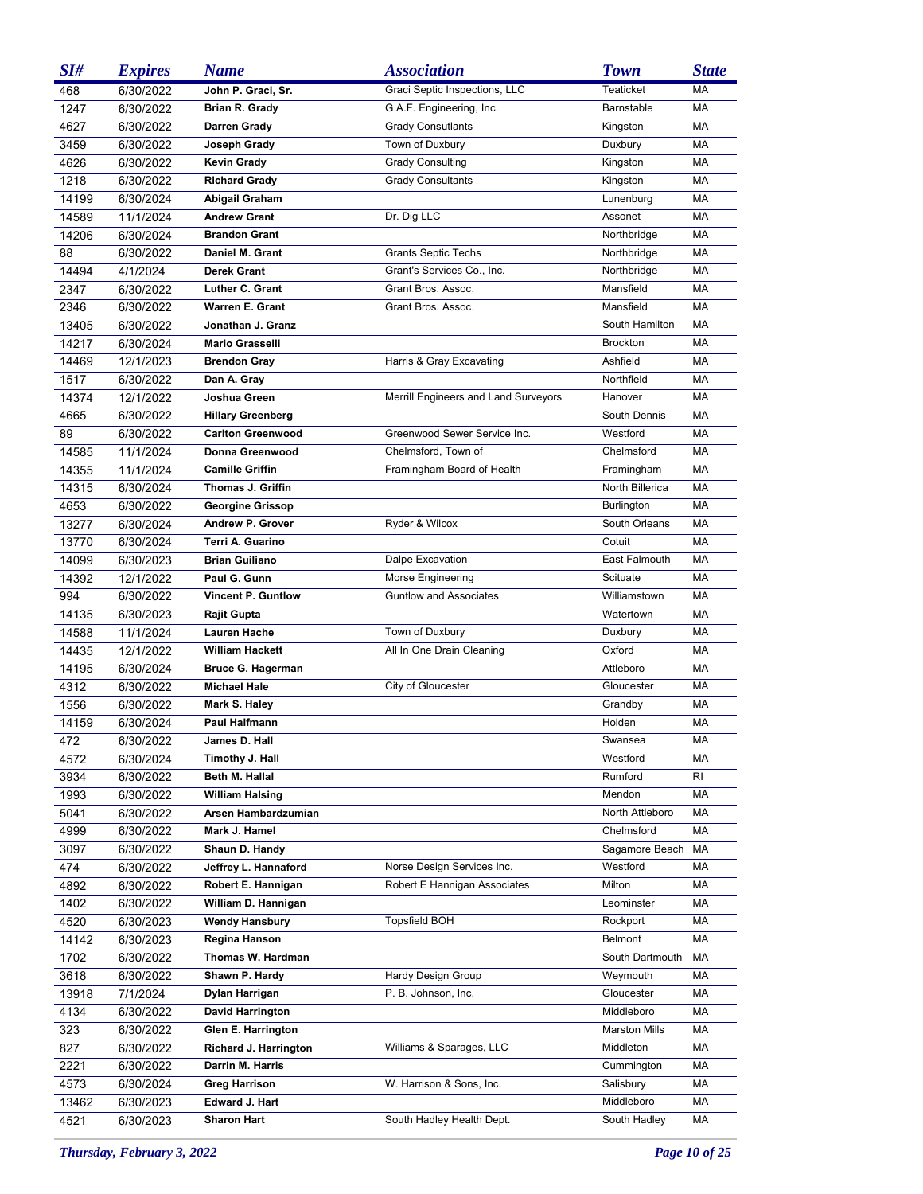| SI# | Expires | Name | Association | Town | State |
|---|---|---|---|---|---|
| 468 | 6/30/2022 | **John P. Graci, Sr.** | Graci Septic Inspections, LLC | Teaticket | MA |
| 1247 | 6/30/2022 | **Brian R. Grady** | G.A.F. Engineering, Inc. | Barnstable | MA |
| 4627 | 6/30/2022 | **Darren Grady** | Grady Consultants | Kingston | MA |
| 3459 | 6/30/2022 | **Joseph Grady** | Town of Duxbury | Duxbury | MA |
| 4626 | 6/30/2022 | **Kevin Grady** | Grady Consulting | Kingston | MA |
| 1218 | 6/30/2022 | **Richard Grady** | Grady Consultants | Kingston | MA |
| 14199 | 6/30/2024 | **Abigail Graham** | | Lunenburg | MA |
| 14589 | 11/1/2024 | **Andrew Grant** | Dr. Dig LLC | Assonet | MA |
| 14206 | 6/30/2024 | **Brandon Grant** | | Northbridge | MA |
| 88 | 6/30/2022 | **Daniel M. Grant** | Grants Septic Techs | Northbridge | MA |
| 14494 | 4/1/2024 | **Derek Grant** | Grant's Services Co., Inc. | Northbridge | MA |
| 2347 | 6/30/2022 | **Luther C. Grant** | Grant Bros. Assoc. | Mansfield | MA |
| 2346 | 6/30/2022 | **Warren E. Grant** | Grant Bros. Assoc. | Mansfield | MA |
| 13405 | 6/30/2022 | **Jonathan J. Granz** | | South Hamilton | MA |
| 14217 | 6/30/2024 | **Mario Grasselli** | | Brockton | MA |
| 14469 | 12/1/2023 | **Brendon Gray** | Harris & Gray Excavating | Ashfield | MA |
| 1517 | 6/30/2022 | **Dan A. Gray** | | Northfield | MA |
| 14374 | 12/1/2022 | **Joshua Green** | Merrill Engineers and Land Surveyors | Hanover | MA |
| 4665 | 6/30/2022 | **Hillary Greenberg** | | South Dennis | MA |
| 89 | 6/30/2022 | **Carlton Greenwood** | Greenwood Sewer Service Inc. | Westford | MA |
| 14585 | 11/1/2024 | **Donna Greenwood** | Chelmsford, Town of | Chelmsford | MA |
| 14355 | 11/1/2024 | **Camille Griffin** | Framingham Board of Health | Framingham | MA |
| 14315 | 6/30/2024 | **Thomas J. Griffin** | | North Billerica | MA |
| 4653 | 6/30/2022 | **Georgine Grissop** | | Burlington | MA |
| 13277 | 6/30/2024 | **Andrew P. Grover** | Ryder & Wilcox | South Orleans | MA |
| 13770 | 6/30/2024 | **Terri A. Guarino** | | Cotuit | MA |
| 14099 | 6/30/2023 | **Brian Guiliano** | Dalpe Excavation | East Falmouth | MA |
| 14392 | 12/1/2022 | **Paul G. Gunn** | Morse Engineering | Scituate | MA |
| 994 | 6/30/2022 | **Vincent P. Guntlow** | Guntlow and Associates | Williamstown | MA |
| 14135 | 6/30/2023 | **Rajit Gupta** | | Watertown | MA |
| 14588 | 11/1/2024 | **Lauren Hache** | Town of Duxbury | Duxbury | MA |
| 14435 | 12/1/2022 | **William Hackett** | All In One Drain Cleaning | Oxford | MA |
| 14195 | 6/30/2024 | **Bruce G. Hagerman** | | Attleboro | MA |
| 4312 | 6/30/2022 | **Michael Hale** | City of Gloucester | Gloucester | MA |
| 1556 | 6/30/2022 | **Mark S. Haley** | | Grandby | MA |
| 14159 | 6/30/2024 | **Paul Halfmann** | | Holden | MA |
| 472 | 6/30/2022 | **James D. Hall** | | Swansea | MA |
| 4572 | 6/30/2024 | **Timothy J. Hall** | | Westford | MA |
| 3934 | 6/30/2022 | **Beth M. Hallal** | | Rumford | RI |
| 1993 | 6/30/2022 | **William Halsing** | | Mendon | MA |
| 5041 | 6/30/2022 | **Arsen Hambardzumian** | | North Attleboro | MA |
| 4999 | 6/30/2022 | **Mark J. Hamel** | | Chelmsford | MA |
| 3097 | 6/30/2022 | **Shaun D. Handy** | | Sagamore Beach | MA |
| 474 | 6/30/2022 | **Jeffrey L. Hannaford** | Norse Design Services Inc. | Westford | MA |
| 4892 | 6/30/2022 | **Robert E. Hannigan** | Robert E Hannigan Associates | Milton | MA |
| 1402 | 6/30/2022 | **William D. Hannigan** | | Leominster | MA |
| 4520 | 6/30/2023 | **Wendy Hansbury** | Topsfield BOH | Rockport | MA |
| 14142 | 6/30/2023 | **Regina Hanson** | | Belmont | MA |
| 1702 | 6/30/2022 | **Thomas W. Hardman** | | South Dartmouth | MA |
| 3618 | 6/30/2022 | **Shawn P. Hardy** | Hardy Design Group | Weymouth | MA |
| 13918 | 7/1/2024 | **Dylan Harrigan** | P. B. Johnson, Inc. | Gloucester | MA |
| 4134 | 6/30/2022 | **David Harrington** | | Middleboro | MA |
| 323 | 6/30/2022 | **Glen E. Harrington** | | Marston Mills | MA |
| 827 | 6/30/2022 | **Richard J. Harrington** | Williams & Sparages, LLC | Middleton | MA |
| 2221 | 6/30/2022 | **Darrin M. Harris** | | Cummington | MA |
| 4573 | 6/30/2024 | **Greg Harrison** | W. Harrison & Sons, Inc. | Salisbury | MA |
| 13462 | 6/30/2023 | **Edward J. Hart** | | Middleboro | MA |
| 4521 | 6/30/2023 | **Sharon Hart** | South Hadley Health Dept. | South Hadley | MA |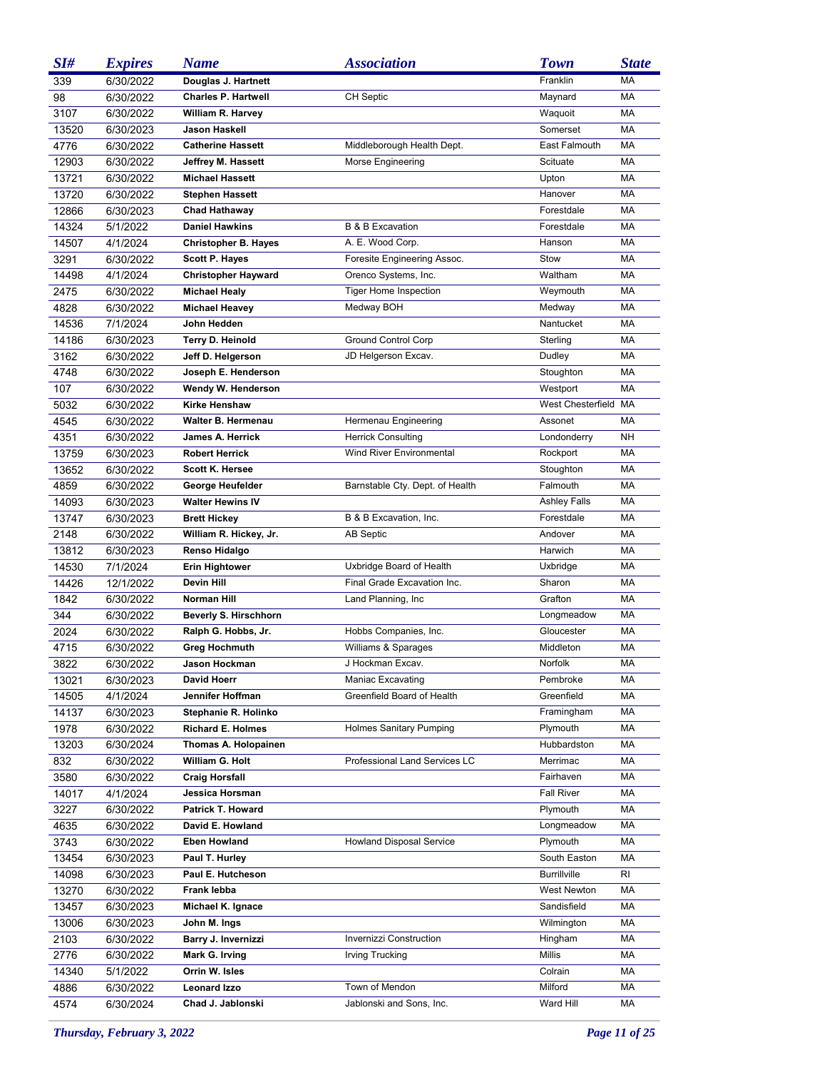| SI# | Expires | Name | Association | Town | State |
|---|---|---|---|---|---|
| 339 | 6/30/2022 | Douglas J. Hartnett | | Franklin | MA |
| 98 | 6/30/2022 | Charles P. Hartwell | CH Septic | Maynard | MA |
| 3107 | 6/30/2022 | William R. Harvey | | Waquoit | MA |
| 13520 | 6/30/2023 | Jason Haskell | | Somerset | MA |
| 4776 | 6/30/2022 | Catherine Hassett | Middleborough Health Dept. | East Falmouth | MA |
| 12903 | 6/30/2022 | Jeffrey M. Hassett | Morse Engineering | Scituate | MA |
| 13721 | 6/30/2022 | Michael Hassett | | Upton | MA |
| 13720 | 6/30/2022 | Stephen Hassett | | Hanover | MA |
| 12866 | 6/30/2023 | Chad Hathaway | | Forestdale | MA |
| 14324 | 5/1/2022 | Daniel Hawkins | B & B Excavation | Forestdale | MA |
| 14507 | 4/1/2024 | Christopher B. Hayes | A. E. Wood Corp. | Hanson | MA |
| 3291 | 6/30/2022 | Scott P. Hayes | Foresite Engineering Assoc. | Stow | MA |
| 14498 | 4/1/2024 | Christopher Hayward | Orenco Systems, Inc. | Waltham | MA |
| 2475 | 6/30/2022 | Michael Healy | Tiger Home Inspection | Weymouth | MA |
| 4828 | 6/30/2022 | Michael Heavey | Medway BOH | Medway | MA |
| 14536 | 7/1/2024 | John Hedden | | Nantucket | MA |
| 14186 | 6/30/2023 | Terry D. Heinold | Ground Control Corp | Sterling | MA |
| 3162 | 6/30/2022 | Jeff D. Helgerson | JD Helgerson Excav. | Dudley | MA |
| 4748 | 6/30/2022 | Joseph E. Henderson | | Stoughton | MA |
| 107 | 6/30/2022 | Wendy W. Henderson | | Westport | MA |
| 5032 | 6/30/2022 | Kirke Henshaw | | West Chesterfield | MA |
| 4545 | 6/30/2022 | Walter B. Hermenau | Hermenau Engineering | Assonet | MA |
| 4351 | 6/30/2022 | James A. Herrick | Herrick Consulting | Londonderry | NH |
| 13759 | 6/30/2023 | Robert Herrick | Wind River Environmental | Rockport | MA |
| 13652 | 6/30/2022 | Scott K. Hersee | | Stoughton | MA |
| 4859 | 6/30/2022 | George Heufelder | Barnstable Cty. Dept. of Health | Falmouth | MA |
| 14093 | 6/30/2023 | Walter Hewins IV | | Ashley Falls | MA |
| 13747 | 6/30/2023 | Brett Hickey | B & B Excavation, Inc. | Forestdale | MA |
| 2148 | 6/30/2022 | William R. Hickey, Jr. | AB Septic | Andover | MA |
| 13812 | 6/30/2023 | Renso Hidalgo | | Harwich | MA |
| 14530 | 7/1/2024 | Erin Hightower | Uxbridge Board of Health | Uxbridge | MA |
| 14426 | 12/1/2022 | Devin Hill | Final Grade Excavation Inc. | Sharon | MA |
| 1842 | 6/30/2022 | Norman Hill | Land Planning, Inc | Grafton | MA |
| 344 | 6/30/2022 | Beverly S. Hirschhorn | | Longmeadow | MA |
| 2024 | 6/30/2022 | Ralph G. Hobbs, Jr. | Hobbs Companies, Inc. | Gloucester | MA |
| 4715 | 6/30/2022 | Greg Hochmuth | Williams & Sparages | Middleton | MA |
| 3822 | 6/30/2022 | Jason Hockman | J Hockman Excav. | Norfolk | MA |
| 13021 | 6/30/2023 | David Hoerr | Maniac Excavating | Pembroke | MA |
| 14505 | 4/1/2024 | Jennifer Hoffman | Greenfield Board of Health | Greenfield | MA |
| 14137 | 6/30/2023 | Stephanie R. Holinko | | Framingham | MA |
| 1978 | 6/30/2022 | Richard E. Holmes | Holmes Sanitary Pumping | Plymouth | MA |
| 13203 | 6/30/2024 | Thomas A. Holopainen | | Hubbardston | MA |
| 832 | 6/30/2022 | William G. Holt | Professional Land Services LC | Merrimac | MA |
| 3580 | 6/30/2022 | Craig Horsfall | | Fairhaven | MA |
| 14017 | 4/1/2024 | Jessica Horsman | | Fall River | MA |
| 3227 | 6/30/2022 | Patrick T. Howard | | Plymouth | MA |
| 4635 | 6/30/2022 | David E. Howland | | Longmeadow | MA |
| 3743 | 6/30/2022 | Eben Howland | Howland Disposal Service | Plymouth | MA |
| 13454 | 6/30/2023 | Paul T. Hurley | | South Easton | MA |
| 14098 | 6/30/2023 | Paul E. Hutcheson | | Burrillville | RI |
| 13270 | 6/30/2022 | Frank Iebba | | West Newton | MA |
| 13457 | 6/30/2023 | Michael K. Ignace | | Sandisfield | MA |
| 13006 | 6/30/2023 | John M. Ings | | Wilmington | MA |
| 2103 | 6/30/2022 | Barry J. Invernizzi | Invernizzi Construction | Hingham | MA |
| 2776 | 6/30/2022 | Mark G. Irving | Irving Trucking | Millis | MA |
| 14340 | 5/1/2022 | Orrin W. Isles | | Colrain | MA |
| 4886 | 6/30/2022 | Leonard Izzo | Town of Mendon | Milford | MA |
| 4574 | 6/30/2024 | Chad J. Jablonski | Jablonski and Sons, Inc. | Ward Hill | MA |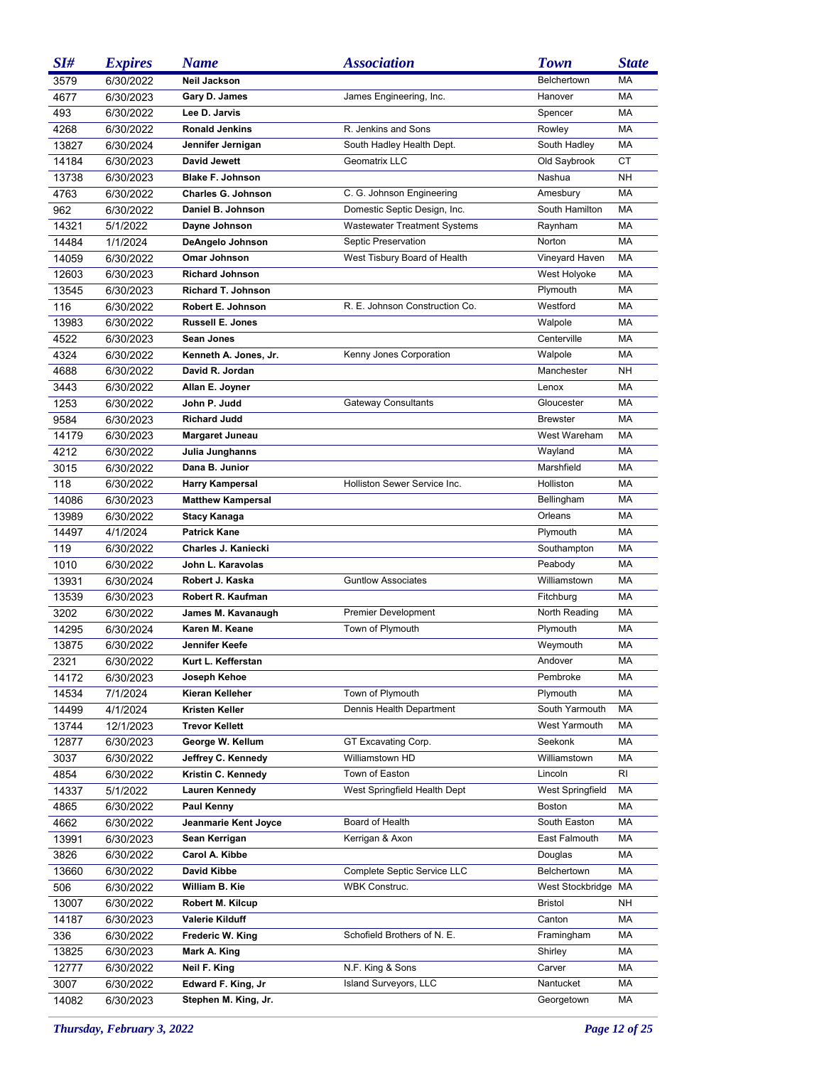| SI# | Expires | Name | Association | Town | State |
|---|---|---|---|---|---|
| 3579 | 6/30/2022 | **Neil Jackson** | | Belchertown | MA |
| 4677 | 6/30/2023 | **Gary D. James** | James Engineering, Inc. | Hanover | MA |
| 493 | 6/30/2022 | **Lee D. Jarvis** | | Spencer | MA |
| 4268 | 6/30/2022 | **Ronald Jenkins** | R. Jenkins and Sons | Rowley | MA |
| 13827 | 6/30/2024 | **Jennifer Jernigan** | South Hadley Health Dept. | South Hadley | MA |
| 14184 | 6/30/2023 | **David Jewett** | Geomatrix LLC | Old Saybrook | CT |
| 13738 | 6/30/2023 | **Blake F. Johnson** | | Nashua | NH |
| 4763 | 6/30/2022 | **Charles G. Johnson** | C. G. Johnson Engineering | Amesbury | MA |
| 962 | 6/30/2022 | **Daniel B. Johnson** | Domestic Septic Design, Inc. | South Hamilton | MA |
| 14321 | 5/1/2022 | **Dayne Johnson** | Wastewater Treatment Systems | Raynham | MA |
| 14484 | 1/1/2024 | **DeAngelo Johnson** | Septic Preservation | Norton | MA |
| 14059 | 6/30/2022 | **Omar Johnson** | West Tisbury Board of Health | Vineyard Haven | MA |
| 12603 | 6/30/2023 | **Richard Johnson** | | West Holyoke | MA |
| 13545 | 6/30/2023 | **Richard T. Johnson** | | Plymouth | MA |
| 116 | 6/30/2022 | **Robert E. Johnson** | R. E. Johnson Construction Co. | Westford | MA |
| 13983 | 6/30/2022 | **Russell E. Jones** | | Walpole | MA |
| 4522 | 6/30/2023 | **Sean Jones** | | Centerville | MA |
| 4324 | 6/30/2022 | **Kenneth A. Jones, Jr.** | Kenny Jones Corporation | Walpole | MA |
| 4688 | 6/30/2022 | **David R. Jordan** | | Manchester | NH |
| 3443 | 6/30/2022 | **Allan E. Joyner** | | Lenox | MA |
| 1253 | 6/30/2022 | **John P. Judd** | Gateway Consultants | Gloucester | MA |
| 9584 | 6/30/2023 | **Richard Judd** | | Brewster | MA |
| 14179 | 6/30/2023 | **Margaret Juneau** | | West Wareham | MA |
| 4212 | 6/30/2022 | **Julia Junghanns** | | Wayland | MA |
| 3015 | 6/30/2022 | **Dana B. Junior** | | Marshfield | MA |
| 118 | 6/30/2022 | **Harry Kampersal** | Holliston Sewer Service Inc. | Holliston | MA |
| 14086 | 6/30/2023 | **Matthew Kampersal** | | Bellingham | MA |
| 13989 | 6/30/2022 | **Stacy Kanaga** | | Orleans | MA |
| 14497 | 4/1/2024 | **Patrick Kane** | | Plymouth | MA |
| 119 | 6/30/2022 | **Charles J. Kaniecki** | | Southampton | MA |
| 1010 | 6/30/2022 | **John L. Karavolas** | | Peabody | MA |
| 13931 | 6/30/2024 | **Robert J. Kaska** | Guntlow Associates | Williamstown | MA |
| 13539 | 6/30/2023 | **Robert R. Kaufman** | | Fitchburg | MA |
| 3202 | 6/30/2022 | **James M. Kavanaugh** | Premier Development | North Reading | MA |
| 14295 | 6/30/2024 | **Karen M. Keane** | Town of Plymouth | Plymouth | MA |
| 13875 | 6/30/2022 | **Jennifer Keefe** | | Weymouth | MA |
| 2321 | 6/30/2022 | **Kurt L. Kefferstan** | | Andover | MA |
| 14172 | 6/30/2023 | **Joseph Kehoe** | | Pembroke | MA |
| 14534 | 7/1/2024 | **Kieran Kelleher** | Town of Plymouth | Plymouth | MA |
| 14499 | 4/1/2024 | **Kristen Keller** | Dennis Health Department | South Yarmouth | MA |
| 13744 | 12/1/2023 | **Trevor Kellett** | | West Yarmouth | MA |
| 12877 | 6/30/2023 | **George W. Kellum** | GT Excavating Corp. | Seekonk | MA |
| 3037 | 6/30/2022 | **Jeffrey C. Kennedy** | Williamstown HD | Williamstown | MA |
| 4854 | 6/30/2022 | **Kristin C. Kennedy** | Town of Easton | Lincoln | RI |
| 14337 | 5/1/2022 | **Lauren Kennedy** | West Springfield Health Dept | West Springfield | MA |
| 4865 | 6/30/2022 | **Paul Kenny** | | Boston | MA |
| 4662 | 6/30/2022 | **Jeanmarie Kent Joyce** | Board of Health | South Easton | MA |
| 13991 | 6/30/2023 | **Sean Kerrigan** | Kerrigan & Axon | East Falmouth | MA |
| 3826 | 6/30/2022 | **Carol A. Kibbe** | | Douglas | MA |
| 13660 | 6/30/2022 | **David Kibbe** | Complete Septic Service LLC | Belchertown | MA |
| 506 | 6/30/2022 | **William B. Kie** | WBK Construc. | West Stockbridge | MA |
| 13007 | 6/30/2022 | **Robert M. Kilcup** | | Bristol | NH |
| 14187 | 6/30/2023 | **Valerie Kilduff** | | Canton | MA |
| 336 | 6/30/2022 | **Frederic W. King** | Schofield Brothers of N. E. | Framingham | MA |
| 13825 | 6/30/2023 | **Mark A. King** | | Shirley | MA |
| 12777 | 6/30/2022 | **Neil F. King** | N.F. King & Sons | Carver | MA |
| 3007 | 6/30/2022 | **Edward F. King, Jr** | Island Surveyors, LLC | Nantucket | MA |
| 14082 | 6/30/2023 | **Stephen M. King, Jr.** | | Georgetown | MA |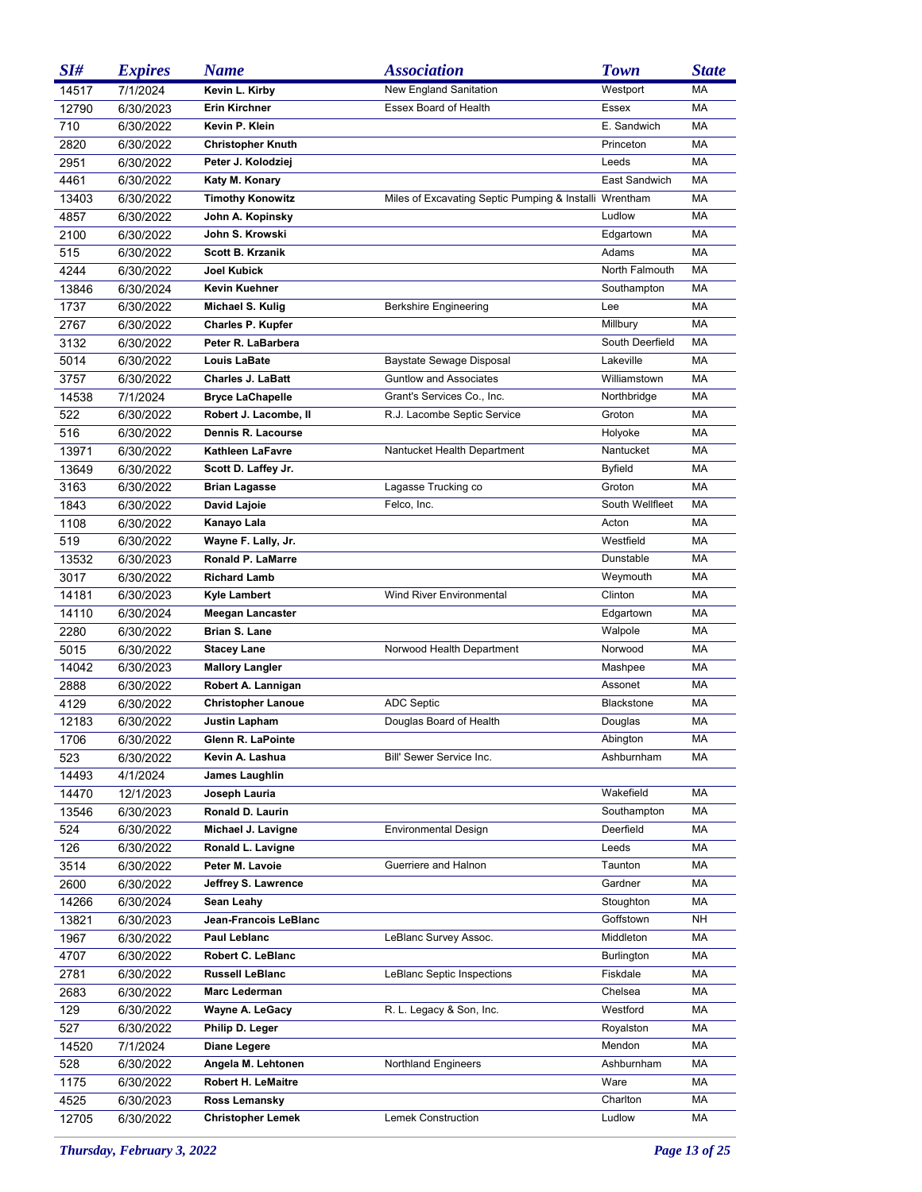| SI# | Expires | Name | Association | Town | State |
|---|---|---|---|---|---|
| 14517 | 7/1/2024 | Kevin L. Kirby | New England Sanitation | Westport | MA |
| 12790 | 6/30/2023 | Erin Kirchner | Essex Board of Health | Essex | MA |
| 710 | 6/30/2022 | Kevin P. Klein | | E. Sandwich | MA |
| 2820 | 6/30/2022 | Christopher Knuth | | Princeton | MA |
| 2951 | 6/30/2022 | Peter J. Kolodziej | | Leeds | MA |
| 4461 | 6/30/2022 | Katy M. Konary | | East Sandwich | MA |
| 13403 | 6/30/2022 | Timothy Konowitz | Miles of Excavating Septic Pumping & Installi | Wrentham | MA |
| 4857 | 6/30/2022 | John A. Kopinsky | | Ludlow | MA |
| 2100 | 6/30/2022 | John S. Krowski | | Edgartown | MA |
| 515 | 6/30/2022 | Scott B. Krzanik | | Adams | MA |
| 4244 | 6/30/2022 | Joel Kubick | | North Falmouth | MA |
| 13846 | 6/30/2024 | Kevin Kuehner | | Southampton | MA |
| 1737 | 6/30/2022 | Michael S. Kulig | Berkshire Engineering | Lee | MA |
| 2767 | 6/30/2022 | Charles P. Kupfer | | Millbury | MA |
| 3132 | 6/30/2022 | Peter R. LaBarbera | | South Deerfield | MA |
| 5014 | 6/30/2022 | Louis LaBate | Baystate Sewage Disposal | Lakeville | MA |
| 3757 | 6/30/2022 | Charles J. LaBatt | Guntlow and Associates | Williamstown | MA |
| 14538 | 7/1/2024 | Bryce LaChapelle | Grant's Services Co., Inc. | Northbridge | MA |
| 522 | 6/30/2022 | Robert J. Lacombe, II | R.J. Lacombe Septic Service | Groton | MA |
| 516 | 6/30/2022 | Dennis R. Lacourse | | Holyoke | MA |
| 13971 | 6/30/2022 | Kathleen LaFavre | Nantucket Health Department | Nantucket | MA |
| 13649 | 6/30/2022 | Scott D. Laffey Jr. | | Byfield | MA |
| 3163 | 6/30/2022 | Brian Lagasse | Lagasse Trucking co | Groton | MA |
| 1843 | 6/30/2022 | David Lajoie | Felco, Inc. | South Wellfleet | MA |
| 1108 | 6/30/2022 | Kanayo Lala | | Acton | MA |
| 519 | 6/30/2022 | Wayne F. Lally, Jr. | | Westfield | MA |
| 13532 | 6/30/2023 | Ronald P. LaMarre | | Dunstable | MA |
| 3017 | 6/30/2022 | Richard Lamb | | Weymouth | MA |
| 14181 | 6/30/2023 | Kyle Lambert | Wind River Environmental | Clinton | MA |
| 14110 | 6/30/2024 | Meegan Lancaster | | Edgartown | MA |
| 2280 | 6/30/2022 | Brian S. Lane | | Walpole | MA |
| 5015 | 6/30/2022 | Stacey Lane | Norwood Health Department | Norwood | MA |
| 14042 | 6/30/2023 | Mallory Langler | | Mashpee | MA |
| 2888 | 6/30/2022 | Robert A. Lannigan | | Assonet | MA |
| 4129 | 6/30/2022 | Christopher Lanoue | ADC Septic | Blackstone | MA |
| 12183 | 6/30/2022 | Justin Lapham | Douglas Board of Health | Douglas | MA |
| 1706 | 6/30/2022 | Glenn R. LaPointe | | Abington | MA |
| 523 | 6/30/2022 | Kevin A. Lashua | Bill' Sewer Service Inc. | Ashburnham | MA |
| 14493 | 4/1/2024 | James Laughlin | | | |
| 14470 | 12/1/2023 | Joseph Lauria | | Wakefield | MA |
| 13546 | 6/30/2023 | Ronald D. Laurin | | Southampton | MA |
| 524 | 6/30/2022 | Michael J. Lavigne | Environmental Design | Deerfield | MA |
| 126 | 6/30/2022 | Ronald L. Lavigne | | Leeds | MA |
| 3514 | 6/30/2022 | Peter M. Lavoie | Guerriere and Halnon | Taunton | MA |
| 2600 | 6/30/2022 | Jeffrey S. Lawrence | | Gardner | MA |
| 14266 | 6/30/2024 | Sean Leahy | | Stoughton | MA |
| 13821 | 6/30/2023 | Jean-Francois LeBlanc | | Goffstown | NH |
| 1967 | 6/30/2022 | Paul Leblanc | LeBlanc Survey Assoc. | Middleton | MA |
| 4707 | 6/30/2022 | Robert C. LeBlanc | | Burlington | MA |
| 2781 | 6/30/2022 | Russell LeBlanc | LeBlanc Septic Inspections | Fiskdale | MA |
| 2683 | 6/30/2022 | Marc Lederman | | Chelsea | MA |
| 129 | 6/30/2022 | Wayne A. LeGacy | R. L. Legacy & Son, Inc. | Westford | MA |
| 527 | 6/30/2022 | Philip D. Leger | | Royalston | MA |
| 14520 | 7/1/2024 | Diane Legere | | Mendon | MA |
| 528 | 6/30/2022 | Angela M. Lehtonen | Northland Engineers | Ashburnham | MA |
| 1175 | 6/30/2022 | Robert H. LeMaitre | | Ware | MA |
| 4525 | 6/30/2023 | Ross Lemansky | | Charlton | MA |
| 12705 | 6/30/2022 | Christopher Lemek | Lemek Construction | Ludlow | MA |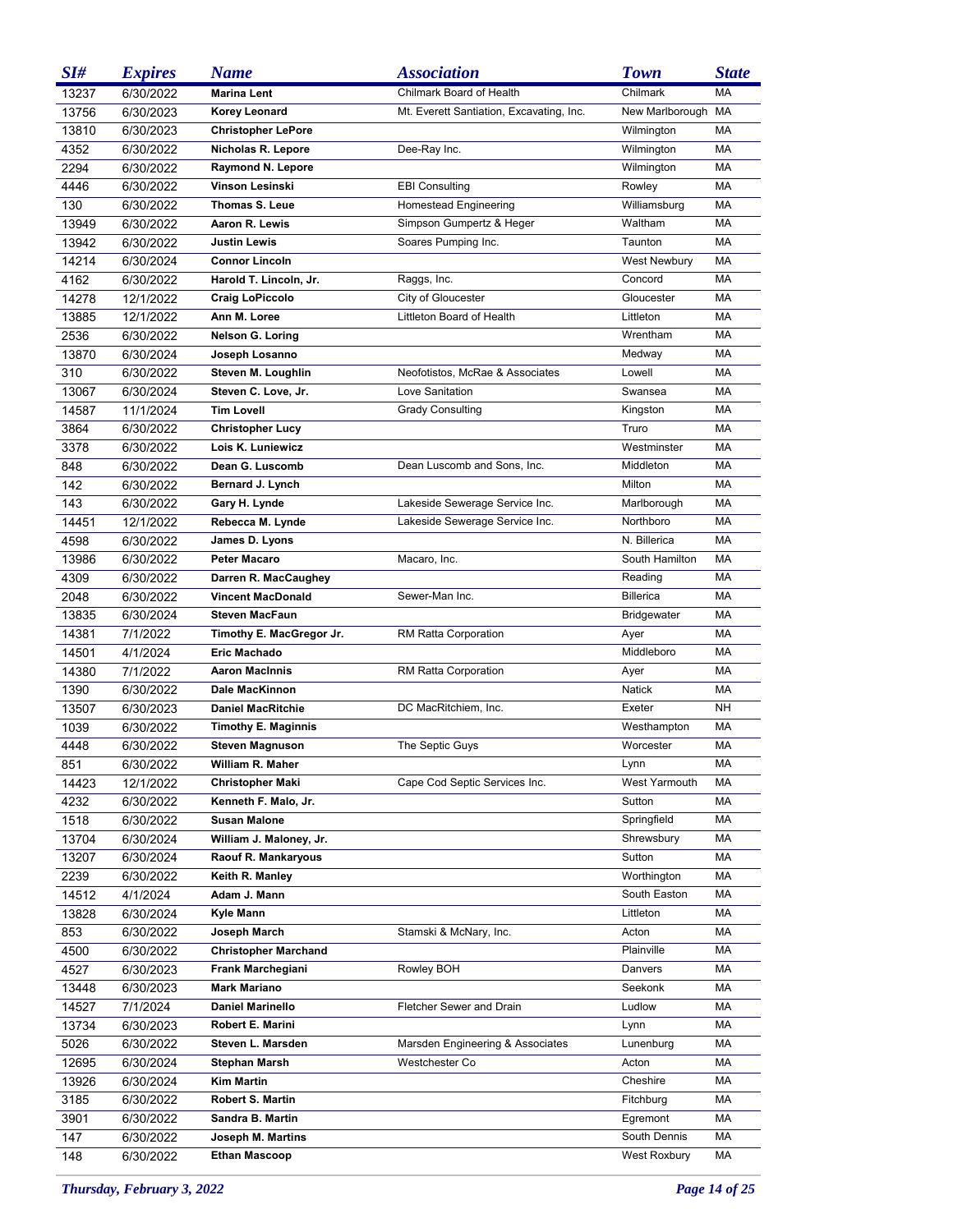| SI# | Expires | Name | Association | Town | State |
|---|---|---|---|---|---|
| 13237 | 6/30/2022 | **Marina Lent** | Chilmark Board of Health | Chilmark | MA |
| 13756 | 6/30/2023 | **Korey Leonard** | Mt. Everett Santiation, Excavating, Inc. | New Marlborough | MA |
| 13810 | 6/30/2023 | **Christopher LePore** | | Wilmington | MA |
| 4352 | 6/30/2022 | **Nicholas R. Lepore** | Dee-Ray Inc. | Wilmington | MA |
| 2294 | 6/30/2022 | **Raymond N. Lepore** | | Wilmington | MA |
| 4446 | 6/30/2022 | **Vinson Lesinski** | EBI Consulting | Rowley | MA |
| 130 | 6/30/2022 | **Thomas S. Leue** | Homestead Engineering | Williamsburg | MA |
| 13949 | 6/30/2022 | **Aaron R. Lewis** | Simpson Gumpertz & Heger | Waltham | MA |
| 13942 | 6/30/2022 | **Justin Lewis** | Soares Pumping Inc. | Taunton | MA |
| 14214 | 6/30/2024 | **Connor Lincoln** | | West Newbury | MA |
| 4162 | 6/30/2022 | **Harold T. Lincoln, Jr.** | Raggs, Inc. | Concord | MA |
| 14278 | 12/1/2022 | **Craig LoPiccolo** | City of Gloucester | Gloucester | MA |
| 13885 | 12/1/2022 | **Ann M. Loree** | Littleton Board of Health | Littleton | MA |
| 2536 | 6/30/2022 | **Nelson G. Loring** | | Wrentham | MA |
| 13870 | 6/30/2024 | **Joseph Losanno** | | Medway | MA |
| 310 | 6/30/2022 | **Steven M. Loughlin** | Neofotistos, McRae & Associates | Lowell | MA |
| 13067 | 6/30/2024 | **Steven C. Love, Jr.** | Love Sanitation | Swansea | MA |
| 14587 | 11/1/2024 | **Tim Lovell** | Grady Consulting | Kingston | MA |
| 3864 | 6/30/2022 | **Christopher Lucy** | | Truro | MA |
| 3378 | 6/30/2022 | **Lois K. Luniewicz** | | Westminster | MA |
| 848 | 6/30/2022 | **Dean G. Luscomb** | Dean Luscomb and Sons, Inc. | Middleton | MA |
| 142 | 6/30/2022 | **Bernard J. Lynch** | | Milton | MA |
| 143 | 6/30/2022 | **Gary H. Lynde** | Lakeside Sewerage Service Inc. | Marlborough | MA |
| 14451 | 12/1/2022 | **Rebecca M. Lynde** | Lakeside Sewerage Service Inc. | Northboro | MA |
| 4598 | 6/30/2022 | **James D. Lyons** | | N. Billerica | MA |
| 13986 | 6/30/2022 | **Peter Macaro** | Macaro, Inc. | South Hamilton | MA |
| 4309 | 6/30/2022 | **Darren R. MacCaughey** | | Reading | MA |
| 2048 | 6/30/2022 | **Vincent MacDonald** | Sewer-Man Inc. | Billerica | MA |
| 13835 | 6/30/2024 | **Steven MacFaun** | | Bridgewater | MA |
| 14381 | 7/1/2022 | **Timothy E. MacGregor Jr.** | RM Ratta Corporation | Ayer | MA |
| 14501 | 4/1/2024 | **Eric Machado** | | Middleboro | MA |
| 14380 | 7/1/2022 | **Aaron MacInnis** | RM Ratta Corporation | Ayer | MA |
| 1390 | 6/30/2022 | **Dale MacKinnon** | | Natick | MA |
| 13507 | 6/30/2023 | **Daniel MacRitchie** | DC MacRitchiem, Inc. | Exeter | NH |
| 1039 | 6/30/2022 | **Timothy E. Maginnis** | | Westhampton | MA |
| 4448 | 6/30/2022 | **Steven Magnuson** | The Septic Guys | Worcester | MA |
| 851 | 6/30/2022 | **William R. Maher** | | Lynn | MA |
| 14423 | 12/1/2022 | **Christopher Maki** | Cape Cod Septic Services Inc. | West Yarmouth | MA |
| 4232 | 6/30/2022 | **Kenneth F. Malo, Jr.** | | Sutton | MA |
| 1518 | 6/30/2022 | **Susan Malone** | | Springfield | MA |
| 13704 | 6/30/2024 | **William J. Maloney, Jr.** | | Shrewsbury | MA |
| 13207 | 6/30/2024 | **Raouf R. Mankaryous** | | Sutton | MA |
| 2239 | 6/30/2022 | **Keith R. Manley** | | Worthington | MA |
| 14512 | 4/1/2024 | **Adam J. Mann** | | South Easton | MA |
| 13828 | 6/30/2024 | **Kyle Mann** | | Littleton | MA |
| 853 | 6/30/2022 | **Joseph March** | Stamski & McNary, Inc. | Acton | MA |
| 4500 | 6/30/2022 | **Christopher Marchand** | | Plainville | MA |
| 4527 | 6/30/2023 | **Frank Marchegiani** | Rowley BOH | Danvers | MA |
| 13448 | 6/30/2023 | **Mark Mariano** | | Seekonk | MA |
| 14527 | 7/1/2024 | **Daniel Marinello** | Fletcher Sewer and Drain | Ludlow | MA |
| 13734 | 6/30/2023 | **Robert E. Marini** | | Lynn | MA |
| 5026 | 6/30/2022 | **Steven L. Marsden** | Marsden Engineering & Associates | Lunenburg | MA |
| 12695 | 6/30/2024 | **Stephan Marsh** | Westchester Co | Acton | MA |
| 13926 | 6/30/2024 | **Kim Martin** | | Cheshire | MA |
| 3185 | 6/30/2022 | **Robert S. Martin** | | Fitchburg | MA |
| 3901 | 6/30/2022 | **Sandra B. Martin** | | Egremont | MA |
| 147 | 6/30/2022 | **Joseph M. Martins** | | South Dennis | MA |
| 148 | 6/30/2022 | **Ethan Mascoop** | | West Roxbury | MA |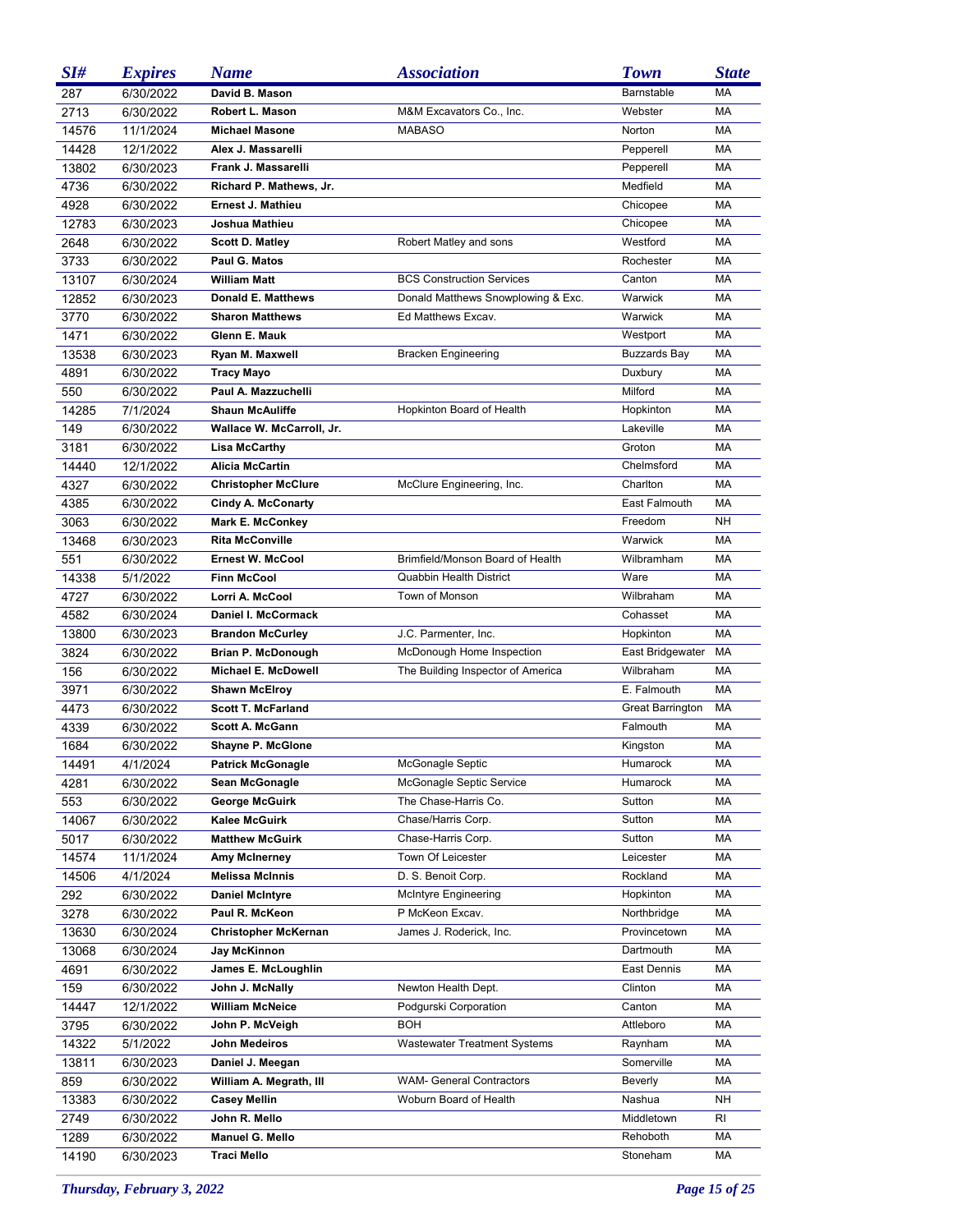| SI# | Expires | Name | Association | Town | State |
|---|---|---|---|---|---|
| 287 | 6/30/2022 | **David B. Mason** | | Barnstable | MA |
| 2713 | 6/30/2022 | **Robert L. Mason** | M&M Excavators Co., Inc. | Webster | MA |
| 14576 | 11/1/2024 | **Michael Masone** | MABASO | Norton | MA |
| 14428 | 12/1/2022 | **Alex J. Massarelli** | | Pepperell | MA |
| 13802 | 6/30/2023 | **Frank J. Massarelli** | | Pepperell | MA |
| 4736 | 6/30/2022 | **Richard P. Mathews, Jr.** | | Medfield | MA |
| 4928 | 6/30/2022 | **Ernest J. Mathieu** | | Chicopee | MA |
| 12783 | 6/30/2023 | **Joshua Mathieu** | | Chicopee | MA |
| 2648 | 6/30/2022 | **Scott D. Matley** | Robert Matley and sons | Westford | MA |
| 3733 | 6/30/2022 | **Paul G. Matos** | | Rochester | MA |
| 13107 | 6/30/2024 | **William Matt** | BCS Construction Services | Canton | MA |
| 12852 | 6/30/2023 | **Donald E. Matthews** | Donald Matthews Snowplowing & Exc. | Warwick | MA |
| 3770 | 6/30/2022 | **Sharon Matthews** | Ed Matthews Excav. | Warwick | MA |
| 1471 | 6/30/2022 | **Glenn E. Mauk** | | Westport | MA |
| 13538 | 6/30/2023 | **Ryan M. Maxwell** | Bracken Engineering | Buzzards Bay | MA |
| 4891 | 6/30/2022 | **Tracy Mayo** | | Duxbury | MA |
| 550 | 6/30/2022 | **Paul A. Mazzuchelli** | | Milford | MA |
| 14285 | 7/1/2024 | **Shaun McAuliffe** | Hopkinton Board of Health | Hopkinton | MA |
| 149 | 6/30/2022 | **Wallace W. McCarroll, Jr.** | | Lakeville | MA |
| 3181 | 6/30/2022 | **Lisa McCarthy** | | Groton | MA |
| 14440 | 12/1/2022 | **Alicia McCartin** | | Chelmsford | MA |
| 4327 | 6/30/2022 | **Christopher McClure** | McClure Engineering, Inc. | Charlton | MA |
| 4385 | 6/30/2022 | **Cindy A. McConarty** | | East Falmouth | MA |
| 3063 | 6/30/2022 | **Mark E. McConkey** | | Freedom | NH |
| 13468 | 6/30/2023 | **Rita McConville** | | Warwick | MA |
| 551 | 6/30/2022 | **Ernest W. McCool** | Brimfield/Monson Board of Health | Wilbramham | MA |
| 14338 | 5/1/2022 | **Finn McCool** | Quabbin Health District | Ware | MA |
| 4727 | 6/30/2022 | **Lorri A. McCool** | Town of Monson | Wilbraham | MA |
| 4582 | 6/30/2024 | **Daniel I. McCormack** | | Cohasset | MA |
| 13800 | 6/30/2023 | **Brandon McCurley** | J.C. Parmenter, Inc. | Hopkinton | MA |
| 3824 | 6/30/2022 | **Brian P. McDonough** | McDonough Home Inspection | East Bridgewater | MA |
| 156 | 6/30/2022 | **Michael E. McDowell** | The Building Inspector of America | Wilbraham | MA |
| 3971 | 6/30/2022 | **Shawn McElroy** | | E. Falmouth | MA |
| 4473 | 6/30/2022 | **Scott T. McFarland** | | Great Barrington | MA |
| 4339 | 6/30/2022 | **Scott A. McGann** | | Falmouth | MA |
| 1684 | 6/30/2022 | **Shayne P. McGlone** | | Kingston | MA |
| 14491 | 4/1/2024 | **Patrick McGonagle** | McGonagle Septic | Humarock | MA |
| 4281 | 6/30/2022 | **Sean McGonagle** | McGonagle Septic Service | Humarock | MA |
| 553 | 6/30/2022 | **George McGuirk** | The Chase-Harris Co. | Sutton | MA |
| 14067 | 6/30/2022 | **Kalee McGuirk** | Chase/Harris Corp. | Sutton | MA |
| 5017 | 6/30/2022 | **Matthew McGuirk** | Chase-Harris Corp. | Sutton | MA |
| 14574 | 11/1/2024 | **Amy McInerney** | Town Of Leicester | Leicester | MA |
| 14506 | 4/1/2024 | **Melissa McInnis** | D. S. Benoit Corp. | Rockland | MA |
| 292 | 6/30/2022 | **Daniel McIntyre** | McIntyre Engineering | Hopkinton | MA |
| 3278 | 6/30/2022 | **Paul R. McKeon** | P McKeon Excav. | Northbridge | MA |
| 13630 | 6/30/2024 | **Christopher McKernan** | James J. Roderick, Inc. | Provincetown | MA |
| 13068 | 6/30/2024 | **Jay McKinnon** | | Dartmouth | MA |
| 4691 | 6/30/2022 | **James E. McLoughlin** | | East Dennis | MA |
| 159 | 6/30/2022 | **John J. McNally** | Newton Health Dept. | Clinton | MA |
| 14447 | 12/1/2022 | **William McNeice** | Podgurski Corporation | Canton | MA |
| 3795 | 6/30/2022 | **John P. McVeigh** | BOH | Attleboro | MA |
| 14322 | 5/1/2022 | **John Medeiros** | Wastewater Treatment Systems | Raynham | MA |
| 13811 | 6/30/2023 | **Daniel J. Meegan** | | Somerville | MA |
| 859 | 6/30/2022 | **William A. Megrath, III** | WAM- General Contractors | Beverly | MA |
| 13383 | 6/30/2022 | **Casey Mellin** | Woburn Board of Health | Nashua | NH |
| 2749 | 6/30/2022 | **John R. Mello** | | Middletown | RI |
| 1289 | 6/30/2022 | **Manuel G. Mello** | | Rehoboth | MA |
| 14190 | 6/30/2023 | **Traci Mello** | | Stoneham | MA |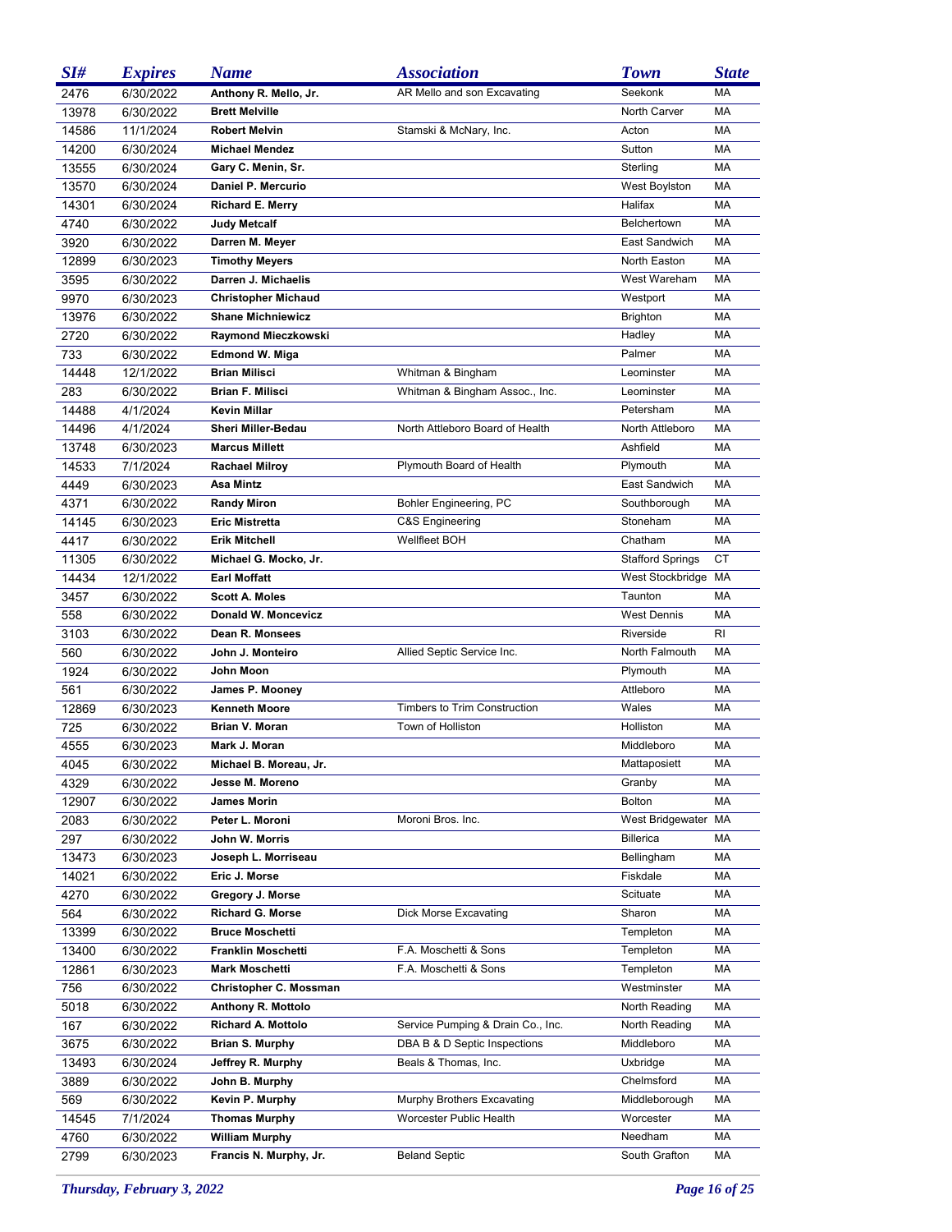| SI# | Expires | Name | Association | Town | State |
|---|---|---|---|---|---|
| 2476 | 6/30/2022 | **Anthony R. Mello, Jr.** | AR Mello and son Excavating | Seekonk | MA |
| 13978 | 6/30/2022 | **Brett Melville** | | North Carver | MA |
| 14586 | 11/1/2024 | **Robert Melvin** | Stamski & McNary, Inc. | Acton | MA |
| 14200 | 6/30/2024 | **Michael Mendez** | | Sutton | MA |
| 13555 | 6/30/2024 | **Gary C. Menin, Sr.** | | Sterling | MA |
| 13570 | 6/30/2024 | **Daniel P. Mercurio** | | West Boylston | MA |
| 14301 | 6/30/2024 | **Richard E. Merry** | | Halifax | MA |
| 4740 | 6/30/2022 | **Judy Metcalf** | | Belchertown | MA |
| 3920 | 6/30/2022 | **Darren M. Meyer** | | East Sandwich | MA |
| 12899 | 6/30/2023 | **Timothy Meyers** | | North Easton | MA |
| 3595 | 6/30/2022 | **Darren J. Michaelis** | | West Wareham | MA |
| 9970 | 6/30/2023 | **Christopher Michaud** | | Westport | MA |
| 13976 | 6/30/2022 | **Shane Michniewicz** | | Brighton | MA |
| 2720 | 6/30/2022 | **Raymond Mieczkowski** | | Hadley | MA |
| 733 | 6/30/2022 | **Edmond W. Miga** | | Palmer | MA |
| 14448 | 12/1/2022 | **Brian Milisci** | Whitman & Bingham | Leominster | MA |
| 283 | 6/30/2022 | **Brian F. Milisci** | Whitman & Bingham Assoc., Inc. | Leominster | MA |
| 14488 | 4/1/2024 | **Kevin Millar** | | Petersham | MA |
| 14496 | 4/1/2024 | **Sheri Miller-Bedau** | North Attleboro Board of Health | North Attleboro | MA |
| 13748 | 6/30/2023 | **Marcus Millett** | | Ashfield | MA |
| 14533 | 7/1/2024 | **Rachael Milroy** | Plymouth Board of Health | Plymouth | MA |
| 4449 | 6/30/2023 | **Asa Mintz** | | East Sandwich | MA |
| 4371 | 6/30/2022 | **Randy Miron** | Bohler Engineering, PC | Southborough | MA |
| 14145 | 6/30/2023 | **Eric Mistretta** | C&S Engineering | Stoneham | MA |
| 4417 | 6/30/2022 | **Erik Mitchell** | Wellfleet BOH | Chatham | MA |
| 11305 | 6/30/2022 | **Michael G. Mocko, Jr.** | | Stafford Springs | CT |
| 14434 | 12/1/2022 | **Earl Moffatt** | | West Stockbridge | MA |
| 3457 | 6/30/2022 | **Scott A. Moles** | | Taunton | MA |
| 558 | 6/30/2022 | **Donald W. Moncevicz** | | West Dennis | MA |
| 3103 | 6/30/2022 | **Dean R. Monsees** | | Riverside | RI |
| 560 | 6/30/2022 | **John J. Monteiro** | Allied Septic Service Inc. | North Falmouth | MA |
| 1924 | 6/30/2022 | **John Moon** | | Plymouth | MA |
| 561 | 6/30/2022 | **James P. Mooney** | | Attleboro | MA |
| 12869 | 6/30/2023 | **Kenneth Moore** | Timbers to Trim Construction | Wales | MA |
| 725 | 6/30/2022 | **Brian V. Moran** | Town of Holliston | Holliston | MA |
| 4555 | 6/30/2023 | **Mark J. Moran** | | Middleboro | MA |
| 4045 | 6/30/2022 | **Michael B. Moreau, Jr.** | | Mattaposiett | MA |
| 4329 | 6/30/2022 | **Jesse M. Moreno** | | Granby | MA |
| 12907 | 6/30/2022 | **James Morin** | | Bolton | MA |
| 2083 | 6/30/2022 | **Peter L. Moroni** | Moroni Bros. Inc. | West Bridgewater | MA |
| 297 | 6/30/2022 | **John W. Morris** | | Billerica | MA |
| 13473 | 6/30/2023 | **Joseph L. Morriseau** | | Bellingham | MA |
| 14021 | 6/30/2022 | **Eric J. Morse** | | Fiskdale | MA |
| 4270 | 6/30/2022 | **Gregory J. Morse** | | Scituate | MA |
| 564 | 6/30/2022 | **Richard G. Morse** | Dick Morse Excavating | Sharon | MA |
| 13399 | 6/30/2022 | **Bruce Moschetti** | | Templeton | MA |
| 13400 | 6/30/2022 | **Franklin Moschetti** | F.A. Moschetti & Sons | Templeton | MA |
| 12861 | 6/30/2023 | **Mark Moschetti** | F.A. Moschetti & Sons | Templeton | MA |
| 756 | 6/30/2022 | **Christopher C. Mossman** | | Westminster | MA |
| 5018 | 6/30/2022 | **Anthony R. Mottolo** | | North Reading | MA |
| 167 | 6/30/2022 | **Richard A. Mottolo** | Service Pumping & Drain Co., Inc. | North Reading | MA |
| 3675 | 6/30/2022 | **Brian S. Murphy** | DBA B & D Septic Inspections | Middleboro | MA |
| 13493 | 6/30/2024 | **Jeffrey R. Murphy** | Beals & Thomas, Inc. | Uxbridge | MA |
| 3889 | 6/30/2022 | **John B. Murphy** | | Chelmsford | MA |
| 569 | 6/30/2022 | **Kevin P. Murphy** | Murphy Brothers Excavating | Middleborough | MA |
| 14545 | 7/1/2024 | **Thomas Murphy** | Worcester Public Health | Worcester | MA |
| 4760 | 6/30/2022 | **William Murphy** | | Needham | MA |
| 2799 | 6/30/2023 | **Francis N. Murphy, Jr.** | Beland Septic | South Grafton | MA |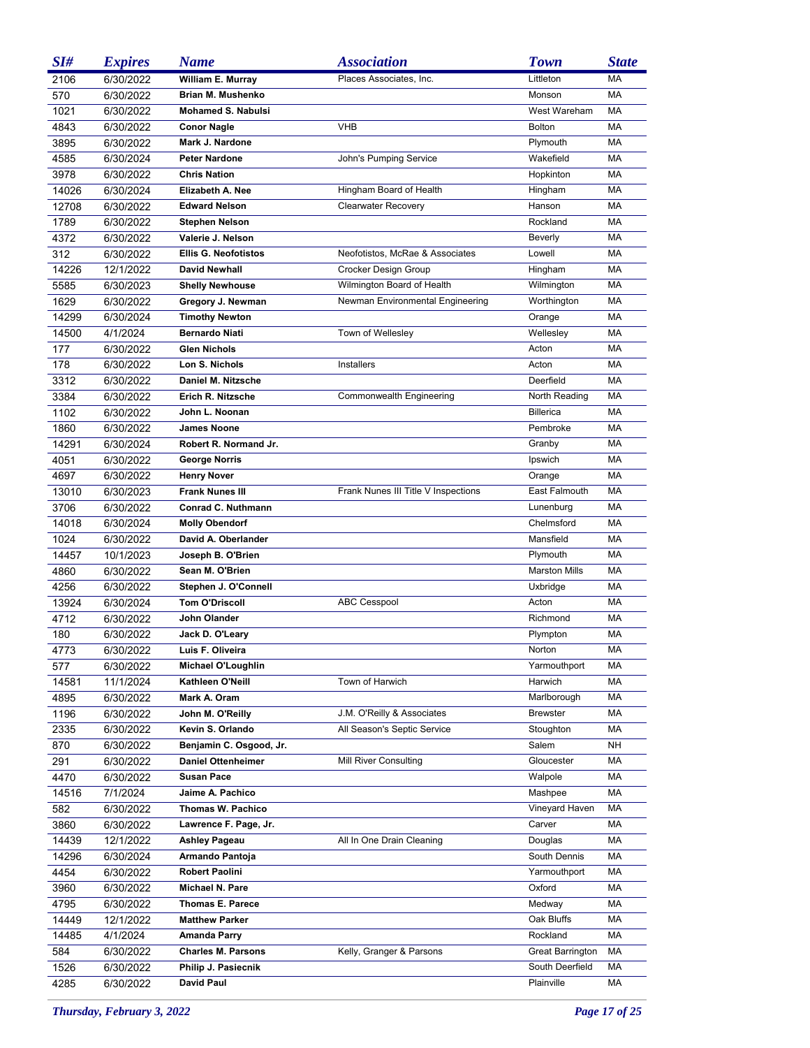| SI# | Expires | Name | Association | Town | State |
|---|---|---|---|---|---|
| 2106 | 6/30/2022 | **William E. Murray** | Places Associates, Inc. | Littleton | MA |
| 570 | 6/30/2022 | **Brian M. Mushenko** | | Monson | MA |
| 1021 | 6/30/2022 | **Mohamed S. Nabulsi** | | West Wareham | MA |
| 4843 | 6/30/2022 | **Conor Nagle** | VHB | Bolton | MA |
| 3895 | 6/30/2022 | **Mark J. Nardone** | | Plymouth | MA |
| 4585 | 6/30/2024 | **Peter Nardone** | John's Pumping Service | Wakefield | MA |
| 3978 | 6/30/2022 | **Chris Nation** | | Hopkinton | MA |
| 14026 | 6/30/2024 | **Elizabeth A. Nee** | Hingham Board of Health | Hingham | MA |
| 12708 | 6/30/2022 | **Edward Nelson** | Clearwater Recovery | Hanson | MA |
| 1789 | 6/30/2022 | **Stephen Nelson** | | Rockland | MA |
| 4372 | 6/30/2022 | **Valerie J. Nelson** | | Beverly | MA |
| 312 | 6/30/2022 | **Ellis G. Neofotistos** | Neofotistos, McRae & Associates | Lowell | MA |
| 14226 | 12/1/2022 | **David Newhall** | Crocker Design Group | Hingham | MA |
| 5585 | 6/30/2023 | **Shelly Newhouse** | Wilmington Board of Health | Wilmington | MA |
| 1629 | 6/30/2022 | **Gregory J. Newman** | Newman Environmental Engineering | Worthington | MA |
| 14299 | 6/30/2024 | **Timothy Newton** | | Orange | MA |
| 14500 | 4/1/2024 | **Bernardo Niati** | Town of Wellesley | Wellesley | MA |
| 177 | 6/30/2022 | **Glen Nichols** | | Acton | MA |
| 178 | 6/30/2022 | **Lon S. Nichols** | Installers | Acton | MA |
| 3312 | 6/30/2022 | **Daniel M. Nitzsche** | | Deerfield | MA |
| 3384 | 6/30/2022 | **Erich R. Nitzsche** | Commonwealth Engineering | North Reading | MA |
| 1102 | 6/30/2022 | **John L. Noonan** | | Billerica | MA |
| 1860 | 6/30/2022 | **James Noone** | | Pembroke | MA |
| 14291 | 6/30/2024 | **Robert R. Normand Jr.** | | Granby | MA |
| 4051 | 6/30/2022 | **George Norris** | | Ipswich | MA |
| 4697 | 6/30/2022 | **Henry Nover** | | Orange | MA |
| 13010 | 6/30/2023 | **Frank Nunes III** | Frank Nunes III Title V Inspections | East Falmouth | MA |
| 3706 | 6/30/2022 | **Conrad C. Nuthmann** | | Lunenburg | MA |
| 14018 | 6/30/2024 | **Molly Obendorf** | | Chelmsford | MA |
| 1024 | 6/30/2022 | **David A. Oberlander** | | Mansfield | MA |
| 14457 | 10/1/2023 | **Joseph B. O'Brien** | | Plymouth | MA |
| 4860 | 6/30/2022 | **Sean M. O'Brien** | | Marston Mills | MA |
| 4256 | 6/30/2022 | **Stephen J. O'Connell** | | Uxbridge | MA |
| 13924 | 6/30/2024 | **Tom O'Driscoll** | ABC Cesspool | Acton | MA |
| 4712 | 6/30/2022 | **John Olander** | | Richmond | MA |
| 180 | 6/30/2022 | **Jack D. O'Leary** | | Plympton | MA |
| 4773 | 6/30/2022 | **Luis F. Oliveira** | | Norton | MA |
| 577 | 6/30/2022 | **Michael O'Loughlin** | | Yarmouthport | MA |
| 14581 | 11/1/2024 | **Kathleen O'Neill** | Town of Harwich | Harwich | MA |
| 4895 | 6/30/2022 | **Mark A. Oram** | | Marlborough | MA |
| 1196 | 6/30/2022 | **John M. O'Reilly** | J.M. O'Reilly & Associates | Brewster | MA |
| 2335 | 6/30/2022 | **Kevin S. Orlando** | All Season's Septic Service | Stoughton | MA |
| 870 | 6/30/2022 | **Benjamin C. Osgood, Jr.** | | Salem | NH |
| 291 | 6/30/2022 | **Daniel Ottenheimer** | Mill River Consulting | Gloucester | MA |
| 4470 | 6/30/2022 | **Susan Pace** | | Walpole | MA |
| 14516 | 7/1/2024 | **Jaime A. Pachico** | | Mashpee | MA |
| 582 | 6/30/2022 | **Thomas W. Pachico** | | Vineyard Haven | MA |
| 3860 | 6/30/2022 | **Lawrence F. Page, Jr.** | | Carver | MA |
| 14439 | 12/1/2022 | **Ashley Pageau** | All In One Drain Cleaning | Douglas | MA |
| 14296 | 6/30/2024 | **Armando Pantoja** | | South Dennis | MA |
| 4454 | 6/30/2022 | **Robert Paolini** | | Yarmouthport | MA |
| 3960 | 6/30/2022 | **Michael N. Pare** | | Oxford | MA |
| 4795 | 6/30/2022 | **Thomas E. Parece** | | Medway | MA |
| 14449 | 12/1/2022 | **Matthew Parker** | | Oak Bluffs | MA |
| 14485 | 4/1/2024 | **Amanda Parry** | | Rockland | MA |
| 584 | 6/30/2022 | **Charles M. Parsons** | Kelly, Granger & Parsons | Great Barrington | MA |
| 1526 | 6/30/2022 | **Philip J. Pasiecnik** | | South Deerfield | MA |
| 4285 | 6/30/2022 | **David Paul** | | Plainville | MA |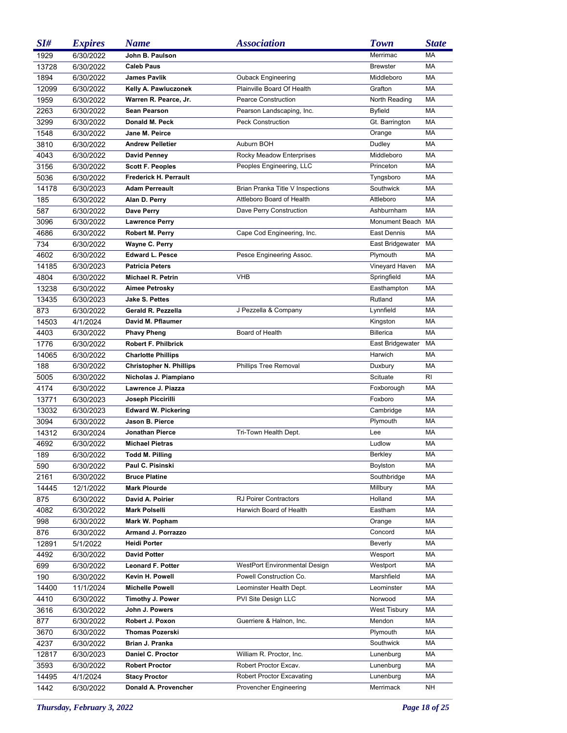| SI# | Expires | Name | Association | Town | State |
|---|---|---|---|---|---|
| 1929 | 6/30/2022 | **John B. Paulson** | | Merrimac | MA |
| 13728 | 6/30/2022 | **Caleb Paus** | | Brewster | MA |
| 1894 | 6/30/2022 | **James Pavlik** | Ouback Engineering | Middleboro | MA |
| 12099 | 6/30/2022 | **Kelly A. Pawluczonek** | Plainville Board Of Health | Grafton | MA |
| 1959 | 6/30/2022 | **Warren R. Pearce, Jr.** | Pearce Construction | North Reading | MA |
| 2263 | 6/30/2022 | **Sean Pearson** | Pearson Landscaping, Inc. | Byfield | MA |
| 3299 | 6/30/2022 | **Donald M. Peck** | Peck Construction | Gt. Barrington | MA |
| 1548 | 6/30/2022 | **Jane M. Peirce** | | Orange | MA |
| 3810 | 6/30/2022 | **Andrew Pelletier** | Auburn BOH | Dudley | MA |
| 4043 | 6/30/2022 | **David Penney** | Rocky Meadow Enterprises | Middleboro | MA |
| 3156 | 6/30/2022 | **Scott F. Peoples** | Peoples Engineering, LLC | Princeton | MA |
| 5036 | 6/30/2022 | **Frederick H. Perrault** | | Tyngsboro | MA |
| 14178 | 6/30/2023 | **Adam Perreault** | Brian Pranka Title V Inspections | Southwick | MA |
| 185 | 6/30/2022 | **Alan D. Perry** | Attleboro Board of Health | Attleboro | MA |
| 587 | 6/30/2022 | **Dave Perry** | Dave Perry Construction | Ashburnham | MA |
| 3096 | 6/30/2022 | **Lawrence Perry** | | Monument Beach | MA |
| 4686 | 6/30/2022 | **Robert M. Perry** | Cape Cod Engineering, Inc. | East Dennis | MA |
| 734 | 6/30/2022 | **Wayne C. Perry** | | East Bridgewater | MA |
| 4602 | 6/30/2022 | **Edward L. Pesce** | Pesce Engineering Assoc. | Plymouth | MA |
| 14185 | 6/30/2023 | **Patricia Peters** | | Vineyard Haven | MA |
| 4804 | 6/30/2022 | **Michael R. Petrin** | VHB | Springfield | MA |
| 13238 | 6/30/2022 | **Aimee Petrosky** | | Easthampton | MA |
| 13435 | 6/30/2023 | **Jake S. Pettes** | | Rutland | MA |
| 873 | 6/30/2022 | **Gerald R. Pezzella** | J Pezzella & Company | Lynnfield | MA |
| 14503 | 4/1/2024 | **David M. Pflaumer** | | Kingston | MA |
| 4403 | 6/30/2022 | **Phavy Pheng** | Board of Health | Billerica | MA |
| 1776 | 6/30/2022 | **Robert F. Philbrick** | | East Bridgewater | MA |
| 14065 | 6/30/2022 | **Charlotte Phillips** | | Harwich | MA |
| 188 | 6/30/2022 | **Christopher N. Phillips** | Phillips Tree Removal | Duxbury | MA |
| 5005 | 6/30/2022 | **Nicholas J. Piampiano** | | Scituate | RI |
| 4174 | 6/30/2022 | **Lawrence J. Piazza** | | Foxborough | MA |
| 13771 | 6/30/2023 | **Joseph Piccirilli** | | Foxboro | MA |
| 13032 | 6/30/2023 | **Edward W. Pickering** | | Cambridge | MA |
| 3094 | 6/30/2022 | **Jason B. Pierce** | | Plymouth | MA |
| 14312 | 6/30/2024 | **Jonathan Pierce** | Tri-Town Health Dept. | Lee | MA |
| 4692 | 6/30/2022 | **Michael Pietras** | | Ludlow | MA |
| 189 | 6/30/2022 | **Todd M. Pilling** | | Berkley | MA |
| 590 | 6/30/2022 | **Paul C. Pisinski** | | Boylston | MA |
| 2161 | 6/30/2022 | **Bruce Platine** | | Southbridge | MA |
| 14445 | 12/1/2022 | **Mark Plourde** | | Millbury | MA |
| 875 | 6/30/2022 | **David A. Poirier** | RJ Poirer Contractors | Holland | MA |
| 4082 | 6/30/2022 | **Mark Polselli** | Harwich Board of Health | Eastham | MA |
| 998 | 6/30/2022 | **Mark W. Popham** | | Orange | MA |
| 876 | 6/30/2022 | **Armand J. Porrazzo** | | Concord | MA |
| 12891 | 5/1/2022 | **Heidi Porter** | | Beverly | MA |
| 4492 | 6/30/2022 | **David Potter** | | Wesport | MA |
| 699 | 6/30/2022 | **Leonard F. Potter** | WestPort Environmental Design | Westport | MA |
| 190 | 6/30/2022 | **Kevin H. Powell** | Powell Construction Co. | Marshfield | MA |
| 14400 | 11/1/2024 | **Michelle Powell** | Leominster Health Dept. | Leominster | MA |
| 4410 | 6/30/2022 | **Timothy J. Power** | PVI Site Design LLC | Norwood | MA |
| 3616 | 6/30/2022 | **John J. Powers** | | West Tisbury | MA |
| 877 | 6/30/2022 | **Robert J. Poxon** | Guerriere & Halnon, Inc. | Mendon | MA |
| 3670 | 6/30/2022 | **Thomas Pozerski** | | Plymouth | MA |
| 4237 | 6/30/2022 | **Brian J. Pranka** | | Southwick | MA |
| 12817 | 6/30/2023 | **Daniel C. Proctor** | William R. Proctor, Inc. | Lunenburg | MA |
| 3593 | 6/30/2022 | **Robert Proctor** | Robert Proctor Excav. | Lunenburg | MA |
| 14495 | 4/1/2024 | **Stacy Proctor** | Robert Proctor Excavating | Lunenburg | MA |
| 1442 | 6/30/2022 | **Donald A. Provencher** | Provencher Engineering | Merrimack | NH |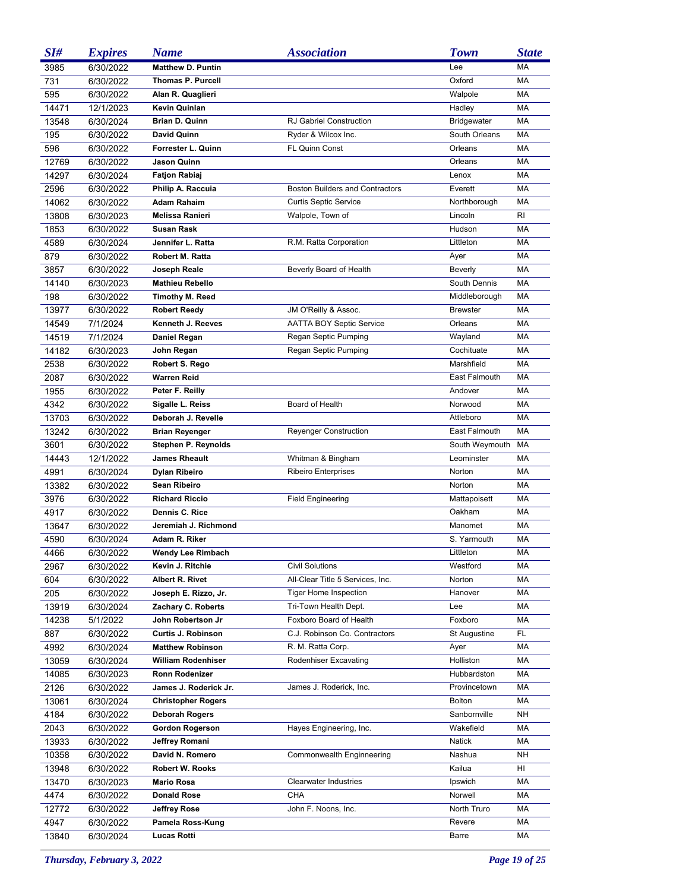| SI# | Expires | Name | Association | Town | State |
|---|---|---|---|---|---|
| 3985 | 6/30/2022 | **Matthew D. Puntin** | | Lee | MA |
| 731 | 6/30/2022 | **Thomas P. Purcell** | | Oxford | MA |
| 595 | 6/30/2022 | **Alan R. Quaglieri** | | Walpole | MA |
| 14471 | 12/1/2023 | **Kevin Quinlan** | | Hadley | MA |
| 13548 | 6/30/2024 | **Brian D. Quinn** | RJ Gabriel Construction | Bridgewater | MA |
| 195 | 6/30/2022 | **David Quinn** | Ryder & Wilcox Inc. | South Orleans | MA |
| 596 | 6/30/2022 | **Forrester L. Quinn** | FL Quinn Const | Orleans | MA |
| 12769 | 6/30/2022 | **Jason Quinn** | | Orleans | MA |
| 14297 | 6/30/2024 | **Fatjon Rabiaj** | | Lenox | MA |
| 2596 | 6/30/2022 | **Philip A. Raccuia** | Boston Builders and Contractors | Everett | MA |
| 14062 | 6/30/2022 | **Adam Rahaim** | Curtis Septic Service | Northborough | MA |
| 13808 | 6/30/2023 | **Melissa Ranieri** | Walpole, Town of | Lincoln | RI |
| 1853 | 6/30/2022 | **Susan Rask** | | Hudson | MA |
| 4589 | 6/30/2024 | **Jennifer L. Ratta** | R.M. Ratta Corporation | Littleton | MA |
| 879 | 6/30/2022 | **Robert M. Ratta** | | Ayer | MA |
| 3857 | 6/30/2022 | **Joseph Reale** | Beverly Board of Health | Beverly | MA |
| 14140 | 6/30/2023 | **Mathieu Rebello** | | South Dennis | MA |
| 198 | 6/30/2022 | **Timothy M. Reed** | | Middleborough | MA |
| 13977 | 6/30/2022 | **Robert Reedy** | JM O'Reilly & Assoc. | Brewster | MA |
| 14549 | 7/1/2024 | **Kenneth J. Reeves** | AATTA BOY Septic Service | Orleans | MA |
| 14519 | 7/1/2024 | **Daniel Regan** | Regan Septic Pumping | Wayland | MA |
| 14182 | 6/30/2023 | **John Regan** | Regan Septic Pumping | Cochituate | MA |
| 2538 | 6/30/2022 | **Robert S. Rego** | | Marshfield | MA |
| 2087 | 6/30/2022 | **Warren Reid** | | East Falmouth | MA |
| 1955 | 6/30/2022 | **Peter F. Reilly** | | Andover | MA |
| 4342 | 6/30/2022 | **Sigalle L. Reiss** | Board of Health | Norwood | MA |
| 13703 | 6/30/2022 | **Deborah J. Revelle** | | Attleboro | MA |
| 13242 | 6/30/2022 | **Brian Reyenger** | Reyenger Construction | East Falmouth | MA |
| 3601 | 6/30/2022 | **Stephen P. Reynolds** | | South Weymouth | MA |
| 14443 | 12/1/2022 | **James Rheault** | Whitman & Bingham | Leominster | MA |
| 4991 | 6/30/2024 | **Dylan Ribeiro** | Ribeiro Enterprises | Norton | MA |
| 13382 | 6/30/2022 | **Sean Ribeiro** | | Norton | MA |
| 3976 | 6/30/2022 | **Richard Riccio** | Field Engineering | Mattapoisett | MA |
| 4917 | 6/30/2022 | **Dennis C. Rice** | | Oakham | MA |
| 13647 | 6/30/2022 | **Jeremiah J. Richmond** | | Manomet | MA |
| 4590 | 6/30/2024 | **Adam R. Riker** | | S. Yarmouth | MA |
| 4466 | 6/30/2022 | **Wendy Lee Rimbach** | | Littleton | MA |
| 2967 | 6/30/2022 | **Kevin J. Ritchie** | Civil Solutions | Westford | MA |
| 604 | 6/30/2022 | **Albert R. Rivet** | All-Clear Title 5 Services, Inc. | Norton | MA |
| 205 | 6/30/2022 | **Joseph E. Rizzo, Jr.** | Tiger Home Inspection | Hanover | MA |
| 13919 | 6/30/2024 | **Zachary C. Roberts** | Tri-Town Health Dept. | Lee | MA |
| 14238 | 5/1/2022 | **John Robertson Jr** | Foxboro Board of Health | Foxboro | MA |
| 887 | 6/30/2022 | **Curtis J. Robinson** | C.J. Robinson Co. Contractors | St Augustine | FL |
| 4992 | 6/30/2024 | **Matthew Robinson** | R. M. Ratta Corp. | Ayer | MA |
| 13059 | 6/30/2024 | **William Rodenhiser** | Rodenhiser Excavating | Holliston | MA |
| 14085 | 6/30/2023 | **Ronn Rodenizer** | | Hubbardston | MA |
| 2126 | 6/30/2022 | **James J. Roderick Jr.** | James J. Roderick, Inc. | Provincetown | MA |
| 13061 | 6/30/2024 | **Christopher Rogers** | | Bolton | MA |
| 4184 | 6/30/2022 | **Deborah Rogers** | | Sanbornville | NH |
| 2043 | 6/30/2022 | **Gordon Rogerson** | Hayes Engineering, Inc. | Wakefield | MA |
| 13933 | 6/30/2022 | **Jeffrey Romani** | | Natick | MA |
| 10358 | 6/30/2022 | **David N. Romero** | Commonwealth Enginneering | Nashua | NH |
| 13948 | 6/30/2022 | **Robert W. Rooks** | | Kailua | HI |
| 13470 | 6/30/2023 | **Mario Rosa** | Clearwater Industries | Ipswich | MA |
| 4474 | 6/30/2022 | **Donald Rose** | CHA | Norwell | MA |
| 12772 | 6/30/2022 | **Jeffrey Rose** | John F. Noons, Inc. | North Truro | MA |
| 4947 | 6/30/2022 | **Pamela Ross-Kung** | | Revere | MA |
| 13840 | 6/30/2024 | **Lucas Rotti** | | Barre | MA |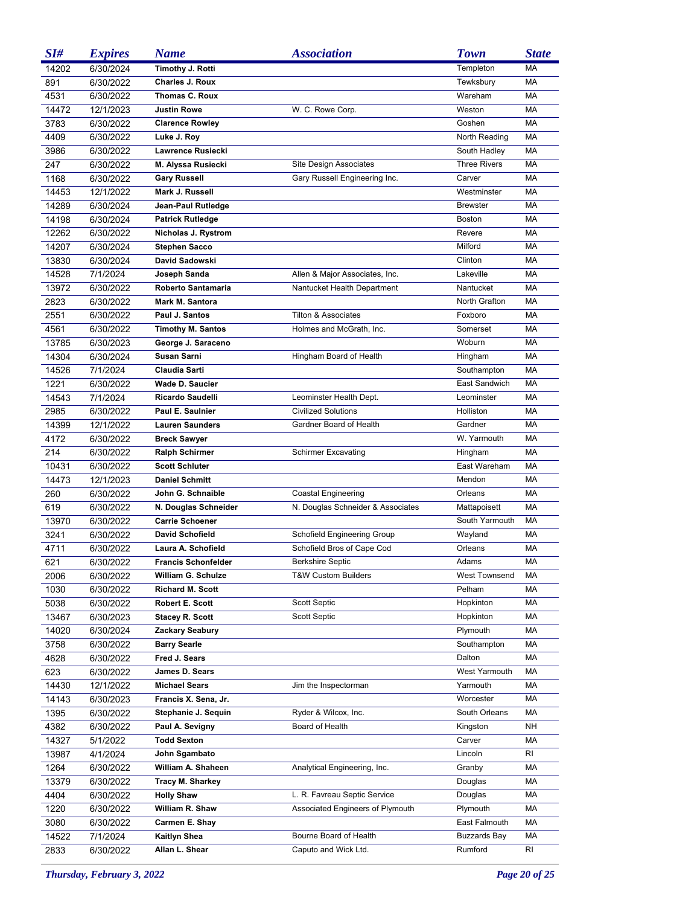| SI# | Expires | Name | Association | Town | State |
|---|---|---|---|---|---|
| 14202 | 6/30/2024 | **Timothy J. Rotti** | | Templeton | MA |
| 891 | 6/30/2022 | **Charles J. Roux** | | Tewksbury | MA |
| 4531 | 6/30/2022 | **Thomas C. Roux** | | Wareham | MA |
| 14472 | 12/1/2023 | **Justin Rowe** | W. C. Rowe Corp. | Weston | MA |
| 3783 | 6/30/2022 | **Clarence Rowley** | | Goshen | MA |
| 4409 | 6/30/2022 | **Luke J. Roy** | | North Reading | MA |
| 3986 | 6/30/2022 | **Lawrence Rusiecki** | | South Hadley | MA |
| 247 | 6/30/2022 | **M. Alyssa Rusiecki** | Site Design Associates | Three Rivers | MA |
| 1168 | 6/30/2022 | **Gary Russell** | Gary Russell Engineering Inc. | Carver | MA |
| 14453 | 12/1/2022 | **Mark J. Russell** | | Westminster | MA |
| 14289 | 6/30/2024 | **Jean-Paul Rutledge** | | Brewster | MA |
| 14198 | 6/30/2024 | **Patrick Rutledge** | | Boston | MA |
| 12262 | 6/30/2022 | **Nicholas J. Rystrom** | | Revere | MA |
| 14207 | 6/30/2024 | **Stephen Sacco** | | Milford | MA |
| 13830 | 6/30/2024 | **David Sadowski** | | Clinton | MA |
| 14528 | 7/1/2024 | **Joseph Sanda** | Allen & Major Associates, Inc. | Lakeville | MA |
| 13972 | 6/30/2022 | **Roberto Santamaria** | Nantucket Health Department | Nantucket | MA |
| 2823 | 6/30/2022 | **Mark M. Santora** | | North Grafton | MA |
| 2551 | 6/30/2022 | **Paul J. Santos** | Tilton & Associates | Foxboro | MA |
| 4561 | 6/30/2022 | **Timothy M. Santos** | Holmes and McGrath, Inc. | Somerset | MA |
| 13785 | 6/30/2023 | **George J. Saraceno** | | Woburn | MA |
| 14304 | 6/30/2024 | **Susan Sarni** | Hingham Board of Health | Hingham | MA |
| 14526 | 7/1/2024 | **Claudia Sarti** | | Southampton | MA |
| 1221 | 6/30/2022 | **Wade D. Saucier** | | East Sandwich | MA |
| 14543 | 7/1/2024 | **Ricardo Saudelli** | Leominster Health Dept. | Leominster | MA |
| 2985 | 6/30/2022 | **Paul E. Saulnier** | Civilized Solutions | Holliston | MA |
| 14399 | 12/1/2022 | **Lauren Saunders** | Gardner Board of Health | Gardner | MA |
| 4172 | 6/30/2022 | **Breck Sawyer** | | W. Yarmouth | MA |
| 214 | 6/30/2022 | **Ralph Schirmer** | Schirmer Excavating | Hingham | MA |
| 10431 | 6/30/2022 | **Scott Schluter** | | East Wareham | MA |
| 14473 | 12/1/2023 | **Daniel Schmitt** | | Mendon | MA |
| 260 | 6/30/2022 | **John G. Schnaible** | Coastal Engineering | Orleans | MA |
| 619 | 6/30/2022 | **N. Douglas Schneider** | N. Douglas Schneider & Associates | Mattapoisett | MA |
| 13970 | 6/30/2022 | **Carrie Schoener** | | South Yarmouth | MA |
| 3241 | 6/30/2022 | **David Schofield** | Schofield Engineering Group | Wayland | MA |
| 4711 | 6/30/2022 | **Laura A. Schofield** | Schofield Bros of Cape Cod | Orleans | MA |
| 621 | 6/30/2022 | **Francis Schonfelder** | Berkshire Septic | Adams | MA |
| 2006 | 6/30/2022 | **William G. Schulze** | T&W Custom Builders | West Townsend | MA |
| 1030 | 6/30/2022 | **Richard M. Scott** | | Pelham | MA |
| 5038 | 6/30/2022 | **Robert E. Scott** | Scott Septic | Hopkinton | MA |
| 13467 | 6/30/2023 | **Stacey R. Scott** | Scott Septic | Hopkinton | MA |
| 14020 | 6/30/2024 | **Zackary Seabury** | | Plymouth | MA |
| 3758 | 6/30/2022 | **Barry Searle** | | Southampton | MA |
| 4628 | 6/30/2022 | **Fred J. Sears** | | Dalton | MA |
| 623 | 6/30/2022 | **James D. Sears** | | West Yarmouth | MA |
| 14430 | 12/1/2022 | **Michael Sears** | Jim the Inspectorman | Yarmouth | MA |
| 14143 | 6/30/2023 | **Francis X. Sena, Jr.** | | Worcester | MA |
| 1395 | 6/30/2022 | **Stephanie J. Sequin** | Ryder & Wilcox, Inc. | South Orleans | MA |
| 4382 | 6/30/2022 | **Paul A. Sevigny** | Board of Health | Kingston | NH |
| 14327 | 5/1/2022 | **Todd Sexton** | | Carver | MA |
| 13987 | 4/1/2024 | **John Sgambato** | | Lincoln | RI |
| 1264 | 6/30/2022 | **William A. Shaheen** | Analytical Engineering, Inc. | Granby | MA |
| 13379 | 6/30/2022 | **Tracy M. Sharkey** | | Douglas | MA |
| 4404 | 6/30/2022 | **Holly Shaw** | L. R. Favreau Septic Service | Douglas | MA |
| 1220 | 6/30/2022 | **William R. Shaw** | Associated Engineers of Plymouth | Plymouth | MA |
| 3080 | 6/30/2022 | **Carmen E. Shay** | | East Falmouth | MA |
| 14522 | 7/1/2024 | **Kaitlyn Shea** | Bourne Board of Health | Buzzards Bay | MA |
| 2833 | 6/30/2022 | **Allan L. Shear** | Caputo and Wick Ltd. | Rumford | RI |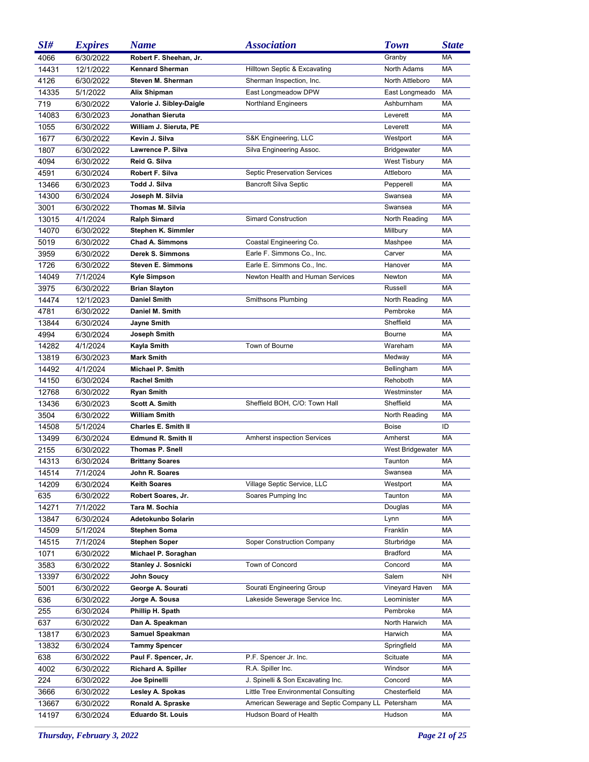| SI# | Expires | Name | Association | Town | State |
|---|---|---|---|---|---|
| 4066 | 6/30/2022 | **Robert F. Sheehan, Jr.** | | Granby | MA |
| 14431 | 12/1/2022 | **Kennard Sherman** | Hilltown Septic & Excavating | North Adams | MA |
| 4126 | 6/30/2022 | **Steven M. Sherman** | Sherman Inspection, Inc. | North Attleboro | MA |
| 14335 | 5/1/2022 | **Alix Shipman** | East Longmeadow DPW | East Longmeado | MA |
| 719 | 6/30/2022 | **Valorie J. Sibley-Daigle** | Northland Engineers | Ashburnham | MA |
| 14083 | 6/30/2023 | **Jonathan Sieruta** | | Leverett | MA |
| 1055 | 6/30/2022 | **William J. Sieruta, PE** | | Leverett | MA |
| 1677 | 6/30/2022 | **Kevin J. Silva** | S&K Engineering, LLC | Westport | MA |
| 1807 | 6/30/2022 | **Lawrence P. Silva** | Silva Engineering Assoc. | Bridgewater | MA |
| 4094 | 6/30/2022 | **Reid G. Silva** | | West Tisbury | MA |
| 4591 | 6/30/2024 | **Robert F. Silva** | Septic Preservation Services | Attleboro | MA |
| 13466 | 6/30/2023 | **Todd J. Silva** | Bancroft Silva Septic | Pepperell | MA |
| 14300 | 6/30/2024 | **Joseph M. Silvia** | | Swansea | MA |
| 3001 | 6/30/2022 | **Thomas M. Silvia** | | Swansea | MA |
| 13015 | 4/1/2024 | **Ralph Simard** | Simard Construction | North Reading | MA |
| 14070 | 6/30/2022 | **Stephen K. Simmler** | | Millbury | MA |
| 5019 | 6/30/2022 | **Chad A. Simmons** | Coastal Engineering Co. | Mashpee | MA |
| 3959 | 6/30/2022 | **Derek S. Simmons** | Earle F. Simmons Co., Inc. | Carver | MA |
| 1726 | 6/30/2022 | **Steven E. Simmons** | Earle E. Simmons Co., Inc. | Hanover | MA |
| 14049 | 7/1/2024 | **Kyle Simpson** | Newton Health and Human Services | Newton | MA |
| 3975 | 6/30/2022 | **Brian Slayton** | | Russell | MA |
| 14474 | 12/1/2023 | **Daniel Smith** | Smithsons Plumbing | North Reading | MA |
| 4781 | 6/30/2022 | **Daniel M. Smith** | | Pembroke | MA |
| 13844 | 6/30/2024 | **Jayne Smith** | | Sheffield | MA |
| 4994 | 6/30/2024 | **Joseph Smith** | | Bourne | MA |
| 14282 | 4/1/2024 | **Kayla Smith** | Town of Bourne | Wareham | MA |
| 13819 | 6/30/2023 | **Mark Smith** | | Medway | MA |
| 14492 | 4/1/2024 | **Michael P. Smith** | | Bellingham | MA |
| 14150 | 6/30/2024 | **Rachel Smith** | | Rehoboth | MA |
| 12768 | 6/30/2022 | **Ryan Smith** | | Westminster | MA |
| 13436 | 6/30/2023 | **Scott A. Smith** | Sheffield BOH, C/O: Town Hall | Sheffield | MA |
| 3504 | 6/30/2022 | **William Smith** | | North Reading | MA |
| 14508 | 5/1/2024 | **Charles E. Smith II** | | Boise | ID |
| 13499 | 6/30/2024 | **Edmund R. Smith II** | Amherst inspection Services | Amherst | MA |
| 2155 | 6/30/2022 | **Thomas P. Snell** | | West Bridgewater | MA |
| 14313 | 6/30/2024 | **Brittany Soares** | | Taunton | MA |
| 14514 | 7/1/2024 | **John R. Soares** | | Swansea | MA |
| 14209 | 6/30/2024 | **Keith Soares** | Village Septic Service, LLC | Westport | MA |
| 635 | 6/30/2022 | **Robert Soares, Jr.** | Soares Pumping Inc | Taunton | MA |
| 14271 | 7/1/2022 | **Tara M. Sochia** | | Douglas | MA |
| 13847 | 6/30/2024 | **Adetokunbo Solarin** | | Lynn | MA |
| 14509 | 5/1/2024 | **Stephen Soma** | | Franklin | MA |
| 14515 | 7/1/2024 | **Stephen Soper** | Soper Construction Company | Sturbridge | MA |
| 1071 | 6/30/2022 | **Michael P. Soraghan** | | Bradford | MA |
| 3583 | 6/30/2022 | **Stanley J. Sosnicki** | Town of Concord | Concord | MA |
| 13397 | 6/30/2022 | **John Soucy** | | Salem | NH |
| 5001 | 6/30/2022 | **George A. Sourati** | Sourati Engineering Group | Vineyard Haven | MA |
| 636 | 6/30/2022 | **Jorge A. Sousa** | Lakeside Sewerage Service Inc. | Leominister | MA |
| 255 | 6/30/2024 | **Phillip H. Spath** | | Pembroke | MA |
| 637 | 6/30/2022 | **Dan A. Speakman** | | North Harwich | MA |
| 13817 | 6/30/2023 | **Samuel Speakman** | | Harwich | MA |
| 13832 | 6/30/2024 | **Tammy Spencer** | | Springfield | MA |
| 638 | 6/30/2022 | **Paul F. Spencer, Jr.** | P.F. Spencer Jr. Inc. | Scituate | MA |
| 4002 | 6/30/2022 | **Richard A. Spiller** | R.A. Spiller Inc. | Windsor | MA |
| 224 | 6/30/2022 | **Joe Spinelli** | J. Spinelli & Son Excavating Inc. | Concord | MA |
| 3666 | 6/30/2022 | **Lesley A. Spokas** | Little Tree Environmental Consulting | Chesterfield | MA |
| 13667 | 6/30/2022 | **Ronald A. Spraske** | American Sewerage and Septic Company LL | Petersham | MA |
| 14197 | 6/30/2024 | **Eduardo St. Louis** | Hudson Board of Health | Hudson | MA |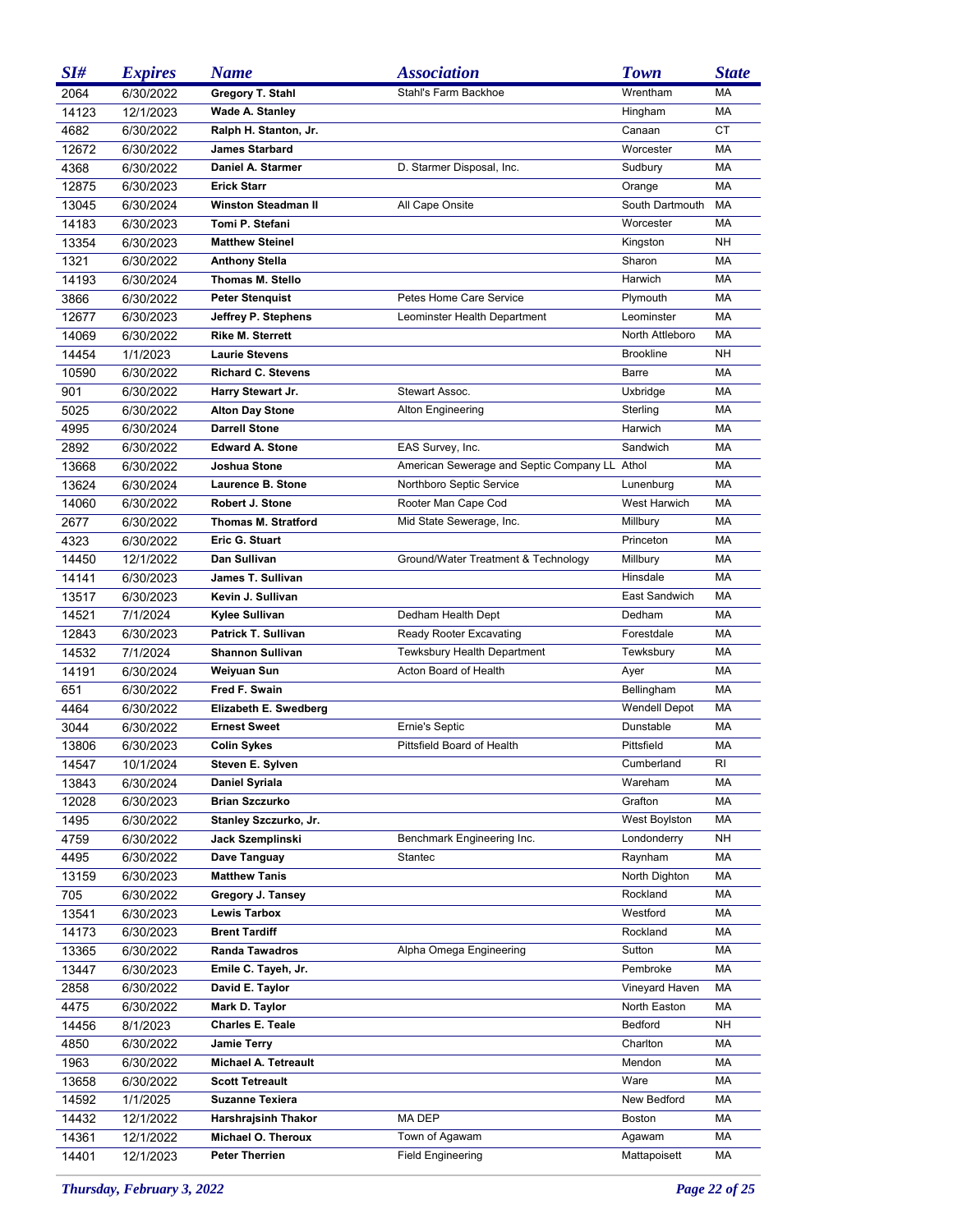| SI# | Expires | Name | Association | Town | State |
|---|---|---|---|---|---|
| 2064 | 6/30/2022 | **Gregory T. Stahl** | Stahl's Farm Backhoe | Wrentham | MA |
| 14123 | 12/1/2023 | **Wade A. Stanley** | | Hingham | MA |
| 4682 | 6/30/2022 | **Ralph H. Stanton, Jr.** | | Canaan | CT |
| 12672 | 6/30/2022 | **James Starbard** | | Worcester | MA |
| 4368 | 6/30/2022 | **Daniel A. Starmer** | D. Starmer Disposal, Inc. | Sudbury | MA |
| 12875 | 6/30/2023 | **Erick Starr** | | Orange | MA |
| 13045 | 6/30/2024 | **Winston Steadman II** | All Cape Onsite | South Dartmouth | MA |
| 14183 | 6/30/2023 | **Tomi P. Stefani** | | Worcester | MA |
| 13354 | 6/30/2023 | **Matthew Steinel** | | Kingston | NH |
| 1321 | 6/30/2022 | **Anthony Stella** | | Sharon | MA |
| 14193 | 6/30/2024 | **Thomas M. Stello** | | Harwich | MA |
| 3866 | 6/30/2022 | **Peter Stenquist** | Petes Home Care Service | Plymouth | MA |
| 12677 | 6/30/2023 | **Jeffrey P. Stephens** | Leominster Health Department | Leominster | MA |
| 14069 | 6/30/2022 | **Rike M. Sterrett** | | North Attleboro | MA |
| 14454 | 1/1/2023 | **Laurie Stevens** | | Brookline | NH |
| 10590 | 6/30/2022 | **Richard C. Stevens** | | Barre | MA |
| 901 | 6/30/2022 | **Harry Stewart Jr.** | Stewart Assoc. | Uxbridge | MA |
| 5025 | 6/30/2022 | **Alton Day Stone** | Alton Engineering | Sterling | MA |
| 4995 | 6/30/2024 | **Darrell Stone** | | Harwich | MA |
| 2892 | 6/30/2022 | **Edward A. Stone** | EAS Survey, Inc. | Sandwich | MA |
| 13668 | 6/30/2022 | **Joshua Stone** | American Sewerage and Septic Company LL | Athol | MA |
| 13624 | 6/30/2024 | **Laurence B. Stone** | Northboro Septic Service | Lunenburg | MA |
| 14060 | 6/30/2022 | **Robert J. Stone** | Rooter Man Cape Cod | West Harwich | MA |
| 2677 | 6/30/2022 | **Thomas M. Stratford** | Mid State Sewerage, Inc. | Millbury | MA |
| 4323 | 6/30/2022 | **Eric G. Stuart** | | Princeton | MA |
| 14450 | 12/1/2022 | **Dan Sullivan** | Ground/Water Treatment & Technology | Millbury | MA |
| 14141 | 6/30/2023 | **James T. Sullivan** | | Hinsdale | MA |
| 13517 | 6/30/2023 | **Kevin J. Sullivan** | | East Sandwich | MA |
| 14521 | 7/1/2024 | **Kylee Sullivan** | Dedham Health Dept | Dedham | MA |
| 12843 | 6/30/2023 | **Patrick T. Sullivan** | Ready Rooter Excavating | Forestdale | MA |
| 14532 | 7/1/2024 | **Shannon Sullivan** | Tewksbury Health Department | Tewksbury | MA |
| 14191 | 6/30/2024 | **Weiyuan Sun** | Acton Board of Health | Ayer | MA |
| 651 | 6/30/2022 | **Fred F. Swain** | | Bellingham | MA |
| 4464 | 6/30/2022 | **Elizabeth E. Swedberg** | | Wendell Depot | MA |
| 3044 | 6/30/2022 | **Ernest Sweet** | Ernie's Septic | Dunstable | MA |
| 13806 | 6/30/2023 | **Colin Sykes** | Pittsfield Board of Health | Pittsfield | MA |
| 14547 | 10/1/2024 | **Steven E. Sylven** | | Cumberland | RI |
| 13843 | 6/30/2024 | **Daniel Syriala** | | Wareham | MA |
| 12028 | 6/30/2023 | **Brian Szczurko** | | Grafton | MA |
| 1495 | 6/30/2022 | **Stanley Szczurko, Jr.** | | West Boylston | MA |
| 4759 | 6/30/2022 | **Jack Szemplinski** | Benchmark Engineering Inc. | Londonderry | NH |
| 4495 | 6/30/2022 | **Dave Tanguay** | Stantec | Raynham | MA |
| 13159 | 6/30/2023 | **Matthew Tanis** | | North Dighton | MA |
| 705 | 6/30/2022 | **Gregory J. Tansey** | | Rockland | MA |
| 13541 | 6/30/2023 | **Lewis Tarbox** | | Westford | MA |
| 14173 | 6/30/2023 | **Brent Tardiff** | | Rockland | MA |
| 13365 | 6/30/2022 | **Randa Tawadros** | Alpha Omega Engineering | Sutton | MA |
| 13447 | 6/30/2023 | **Emile C. Tayeh, Jr.** | | Pembroke | MA |
| 2858 | 6/30/2022 | **David E. Taylor** | | Vineyard Haven | MA |
| 4475 | 6/30/2022 | **Mark D. Taylor** | | North Easton | MA |
| 14456 | 8/1/2023 | **Charles E. Teale** | | Bedford | NH |
| 4850 | 6/30/2022 | **Jamie Terry** | | Charlton | MA |
| 1963 | 6/30/2022 | **Michael A. Tetreault** | | Mendon | MA |
| 13658 | 6/30/2022 | **Scott Tetreault** | | Ware | MA |
| 14592 | 1/1/2025 | **Suzanne Texiera** | | New Bedford | MA |
| 14432 | 12/1/2022 | **Harshrajsinh Thakor** | MA DEP | Boston | MA |
| 14361 | 12/1/2022 | **Michael O. Theroux** | Town of Agawam | Agawam | MA |
| 14401 | 12/1/2023 | **Peter Therrien** | Field Engineering | Mattapoisett | MA |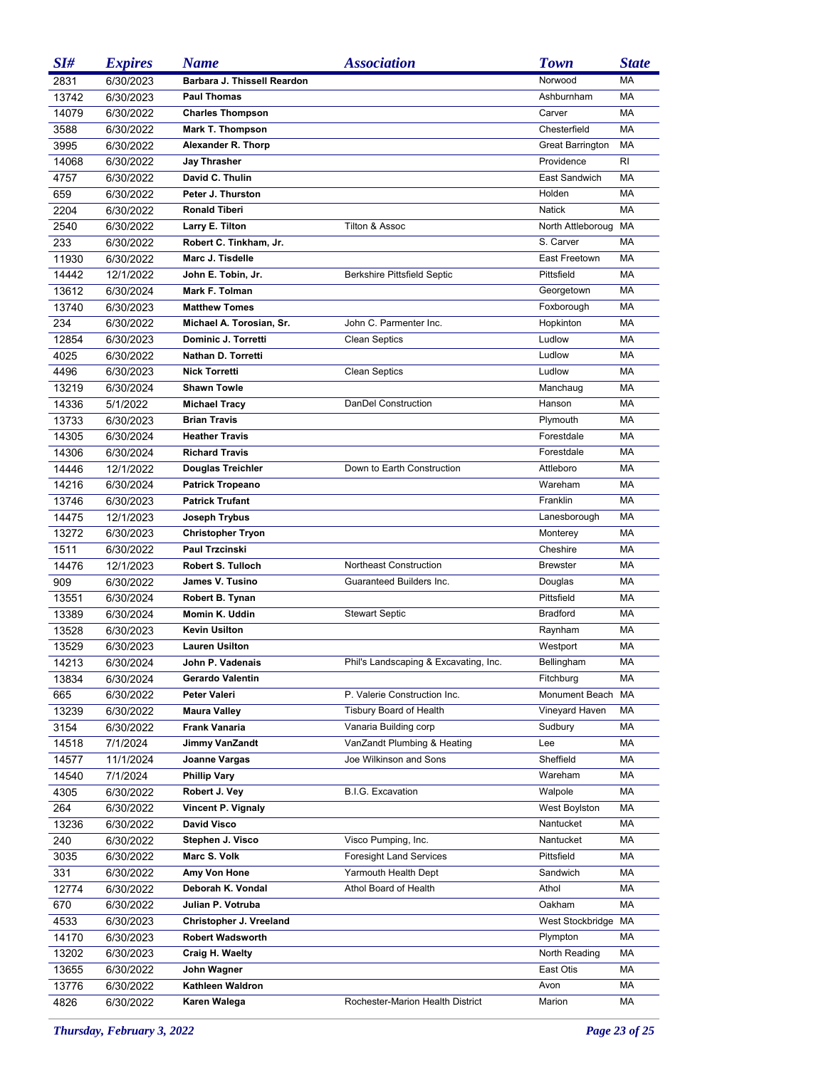| SI# | Expires | Name | Association | Town | State |
|---|---|---|---|---|---|
| 2831 | 6/30/2023 | **Barbara J. Thissell Reardon** | | Norwood | MA |
| 13742 | 6/30/2023 | **Paul Thomas** | | Ashburnham | MA |
| 14079 | 6/30/2022 | **Charles Thompson** | | Carver | MA |
| 3588 | 6/30/2022 | **Mark T. Thompson** | | Chesterfield | MA |
| 3995 | 6/30/2022 | **Alexander R. Thorp** | | Great Barrington | MA |
| 14068 | 6/30/2022 | **Jay Thrasher** | | Providence | RI |
| 4757 | 6/30/2022 | **David C. Thulin** | | East Sandwich | MA |
| 659 | 6/30/2022 | **Peter J. Thurston** | | Holden | MA |
| 2204 | 6/30/2022 | **Ronald Tiberi** | | Natick | MA |
| 2540 | 6/30/2022 | **Larry E. Tilton** | Tilton & Assoc | North Attleboroug | MA |
| 233 | 6/30/2022 | **Robert C. Tinkham, Jr.** | | S. Carver | MA |
| 11930 | 6/30/2022 | **Marc J. Tisdelle** | | East Freetown | MA |
| 14442 | 12/1/2022 | **John E. Tobin, Jr.** | Berkshire Pittsfield Septic | Pittsfield | MA |
| 13612 | 6/30/2024 | **Mark F. Tolman** | | Georgetown | MA |
| 13740 | 6/30/2023 | **Matthew Tomes** | | Foxborough | MA |
| 234 | 6/30/2022 | **Michael A. Torosian, Sr.** | John C. Parmenter Inc. | Hopkinton | MA |
| 12854 | 6/30/2023 | **Dominic J. Torretti** | Clean Septics | Ludlow | MA |
| 4025 | 6/30/2022 | **Nathan D. Torretti** | | Ludlow | MA |
| 4496 | 6/30/2023 | **Nick Torretti** | Clean Septics | Ludlow | MA |
| 13219 | 6/30/2024 | **Shawn Towle** | | Manchaug | MA |
| 14336 | 5/1/2022 | **Michael Tracy** | DanDel Construction | Hanson | MA |
| 13733 | 6/30/2023 | **Brian Travis** | | Plymouth | MA |
| 14305 | 6/30/2024 | **Heather Travis** | | Forestdale | MA |
| 14306 | 6/30/2024 | **Richard Travis** | | Forestdale | MA |
| 14446 | 12/1/2022 | **Douglas Treichler** | Down to Earth Construction | Attleboro | MA |
| 14216 | 6/30/2024 | **Patrick Tropeano** | | Wareham | MA |
| 13746 | 6/30/2023 | **Patrick Trufant** | | Franklin | MA |
| 14475 | 12/1/2023 | **Joseph Trybus** | | Lanesborough | MA |
| 13272 | 6/30/2023 | **Christopher Tryon** | | Monterey | MA |
| 1511 | 6/30/2022 | **Paul Trzcinski** | | Cheshire | MA |
| 14476 | 12/1/2023 | **Robert S. Tulloch** | Northeast Construction | Brewster | MA |
| 909 | 6/30/2022 | **James V. Tusino** | Guaranteed Builders Inc. | Douglas | MA |
| 13551 | 6/30/2024 | **Robert B. Tynan** | | Pittsfield | MA |
| 13389 | 6/30/2024 | **Momin K. Uddin** | Stewart Septic | Bradford | MA |
| 13528 | 6/30/2023 | **Kevin Usilton** | | Raynham | MA |
| 13529 | 6/30/2023 | **Lauren Usilton** | | Westport | MA |
| 14213 | 6/30/2024 | **John P. Vadenais** | Phil's Landscaping & Excavating, Inc. | Bellingham | MA |
| 13834 | 6/30/2024 | **Gerardo Valentin** | | Fitchburg | MA |
| 665 | 6/30/2022 | **Peter Valeri** | P. Valerie Construction Inc. | Monument Beach | MA |
| 13239 | 6/30/2022 | **Maura Valley** | Tisbury Board of Health | Vineyard Haven | MA |
| 3154 | 6/30/2022 | **Frank Vanaria** | Vanaria Building corp | Sudbury | MA |
| 14518 | 7/1/2024 | **Jimmy VanZandt** | VanZandt Plumbing & Heating | Lee | MA |
| 14577 | 11/1/2024 | **Joanne Vargas** | Joe Wilkinson and Sons | Sheffield | MA |
| 14540 | 7/1/2024 | **Phillip Vary** | | Wareham | MA |
| 4305 | 6/30/2022 | **Robert J. Vey** | B.I.G. Excavation | Walpole | MA |
| 264 | 6/30/2022 | **Vincent P. Vignaly** | | West Boylston | MA |
| 13236 | 6/30/2022 | **David Visco** | | Nantucket | MA |
| 240 | 6/30/2022 | **Stephen J. Visco** | Visco Pumping, Inc. | Nantucket | MA |
| 3035 | 6/30/2022 | **Marc S. Volk** | Foresight Land Services | Pittsfield | MA |
| 331 | 6/30/2022 | **Amy Von Hone** | Yarmouth Health Dept | Sandwich | MA |
| 12774 | 6/30/2022 | **Deborah K. Vondal** | Athol Board of Health | Athol | MA |
| 670 | 6/30/2022 | **Julian P. Votruba** | | Oakham | MA |
| 4533 | 6/30/2023 | **Christopher J. Vreeland** | | West Stockbridge | MA |
| 14170 | 6/30/2023 | **Robert Wadsworth** | | Plympton | MA |
| 13202 | 6/30/2023 | **Craig H. Waelty** | | North Reading | MA |
| 13655 | 6/30/2022 | **John Wagner** | | East Otis | MA |
| 13776 | 6/30/2022 | **Kathleen Waldron** | | Avon | MA |
| 4826 | 6/30/2022 | **Karen Walega** | Rochester-Marion Health District | Marion | MA |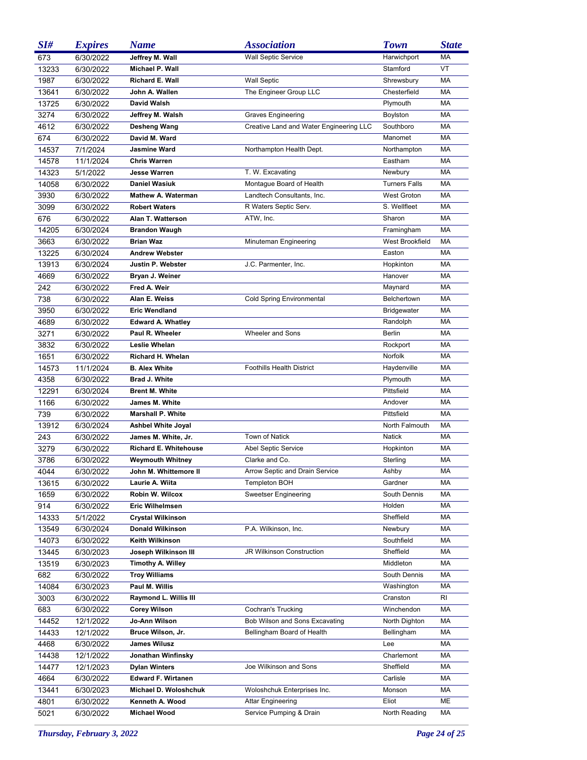| SI# | Expires | Name | Association | Town | State |
|---|---|---|---|---|---|
| 673 | 6/30/2022 | **Jeffrey M. Wall** | Wall Septic Service | Harwichport | MA |
| 13233 | 6/30/2022 | **Michael P. Wall** | | Stamford | VT |
| 1987 | 6/30/2022 | **Richard E. Wall** | Wall Septic | Shrewsbury | MA |
| 13641 | 6/30/2022 | **John A. Wallen** | The Engineer Group LLC | Chesterfield | MA |
| 13725 | 6/30/2022 | **David Walsh** | | Plymouth | MA |
| 3274 | 6/30/2022 | **Jeffrey M. Walsh** | Graves Engineering | Boylston | MA |
| 4612 | 6/30/2022 | **Desheng Wang** | Creative Land and Water Engineering LLC | Southboro | MA |
| 674 | 6/30/2022 | **David M. Ward** | | Manomet | MA |
| 14537 | 7/1/2024 | **Jasmine Ward** | Northampton Health Dept. | Northampton | MA |
| 14578 | 11/1/2024 | **Chris Warren** | | Eastham | MA |
| 14323 | 5/1/2022 | **Jesse Warren** | T. W. Excavating | Newbury | MA |
| 14058 | 6/30/2022 | **Daniel Wasiuk** | Montague Board of Health | Turners Falls | MA |
| 3930 | 6/30/2022 | **Mathew A. Waterman** | Landtech Consultants, Inc. | West Groton | MA |
| 3099 | 6/30/2022 | **Robert Waters** | R Waters Septic Serv. | S. Wellfleet | MA |
| 676 | 6/30/2022 | **Alan T. Watterson** | ATW, Inc. | Sharon | MA |
| 14205 | 6/30/2024 | **Brandon Waugh** | | Framingham | MA |
| 3663 | 6/30/2022 | **Brian Waz** | Minuteman Engineering | West Brookfield | MA |
| 13225 | 6/30/2024 | **Andrew Webster** | | Easton | MA |
| 13913 | 6/30/2024 | **Justin P. Webster** | J.C. Parmenter, Inc. | Hopkinton | MA |
| 4669 | 6/30/2022 | **Bryan J. Weiner** | | Hanover | MA |
| 242 | 6/30/2022 | **Fred A. Weir** | | Maynard | MA |
| 738 | 6/30/2022 | **Alan E. Weiss** | Cold Spring Environmental | Belchertown | MA |
| 3950 | 6/30/2022 | **Eric Wendland** | | Bridgewater | MA |
| 4689 | 6/30/2022 | **Edward A. Whatley** | | Randolph | MA |
| 3271 | 6/30/2022 | **Paul R. Wheeler** | Wheeler and Sons | Berlin | MA |
| 3832 | 6/30/2022 | **Leslie Whelan** | | Rockport | MA |
| 1651 | 6/30/2022 | **Richard H. Whelan** | | Norfolk | MA |
| 14573 | 11/1/2024 | **B. Alex White** | Foothills Health District | Haydenville | MA |
| 4358 | 6/30/2022 | **Brad J. White** | | Plymouth | MA |
| 12291 | 6/30/2024 | **Brent M. White** | | Pittsfield | MA |
| 1166 | 6/30/2022 | **James M. White** | | Andover | MA |
| 739 | 6/30/2022 | **Marshall P. White** | | Pittsfield | MA |
| 13912 | 6/30/2024 | **Ashbel White Joyal** | | North Falmouth | MA |
| 243 | 6/30/2022 | **James M. White, Jr.** | Town of Natick | Natick | MA |
| 3279 | 6/30/2022 | **Richard E. Whitehouse** | Abel Septic Service | Hopkinton | MA |
| 3786 | 6/30/2022 | **Weymouth Whitney** | Clarke and Co. | Sterling | MA |
| 4044 | 6/30/2022 | **John M. Whittemore II** | Arrow Septic and Drain Service | Ashby | MA |
| 13615 | 6/30/2022 | **Laurie A. Wiita** | Templeton BOH | Gardner | MA |
| 1659 | 6/30/2022 | **Robin W. Wilcox** | Sweetser Engineering | South Dennis | MA |
| 914 | 6/30/2022 | **Eric Wilhelmsen** | | Holden | MA |
| 14333 | 5/1/2022 | **Crystal Wilkinson** | | Sheffield | MA |
| 13549 | 6/30/2024 | **Donald Wilkinson** | P.A. Wilkinson, Inc. | Newbury | MA |
| 14073 | 6/30/2022 | **Keith Wilkinson** | | Southfield | MA |
| 13445 | 6/30/2023 | **Joseph Wilkinson III** | JR Wilkinson Construction | Sheffield | MA |
| 13519 | 6/30/2023 | **Timothy A. Willey** | | Middleton | MA |
| 682 | 6/30/2022 | **Troy Williams** | | South Dennis | MA |
| 14084 | 6/30/2023 | **Paul M. Willis** | | Washington | MA |
| 3003 | 6/30/2022 | **Raymond L. Willis III** | | Cranston | RI |
| 683 | 6/30/2022 | **Corey Wilson** | Cochran's Trucking | Winchendon | MA |
| 14452 | 12/1/2022 | **Jo-Ann Wilson** | Bob Wilson and Sons Excavating | North Dighton | MA |
| 14433 | 12/1/2022 | **Bruce Wilson, Jr.** | Bellingham Board of Health | Bellingham | MA |
| 4468 | 6/30/2022 | **James Wilusz** | | Lee | MA |
| 14438 | 12/1/2022 | **Jonathan Winfinsky** | | Charlemont | MA |
| 14477 | 12/1/2023 | **Dylan Winters** | Joe Wilkinson and Sons | Sheffield | MA |
| 4664 | 6/30/2022 | **Edward F. Wirtanen** | | Carlisle | MA |
| 13441 | 6/30/2023 | **Michael D. Woloshchuk** | Woloshchuk Enterprises Inc. | Monson | MA |
| 4801 | 6/30/2022 | **Kenneth A. Wood** | Attar Engineering | Eliot | ME |
| 5021 | 6/30/2022 | **Michael Wood** | Service Pumping & Drain | North Reading | MA |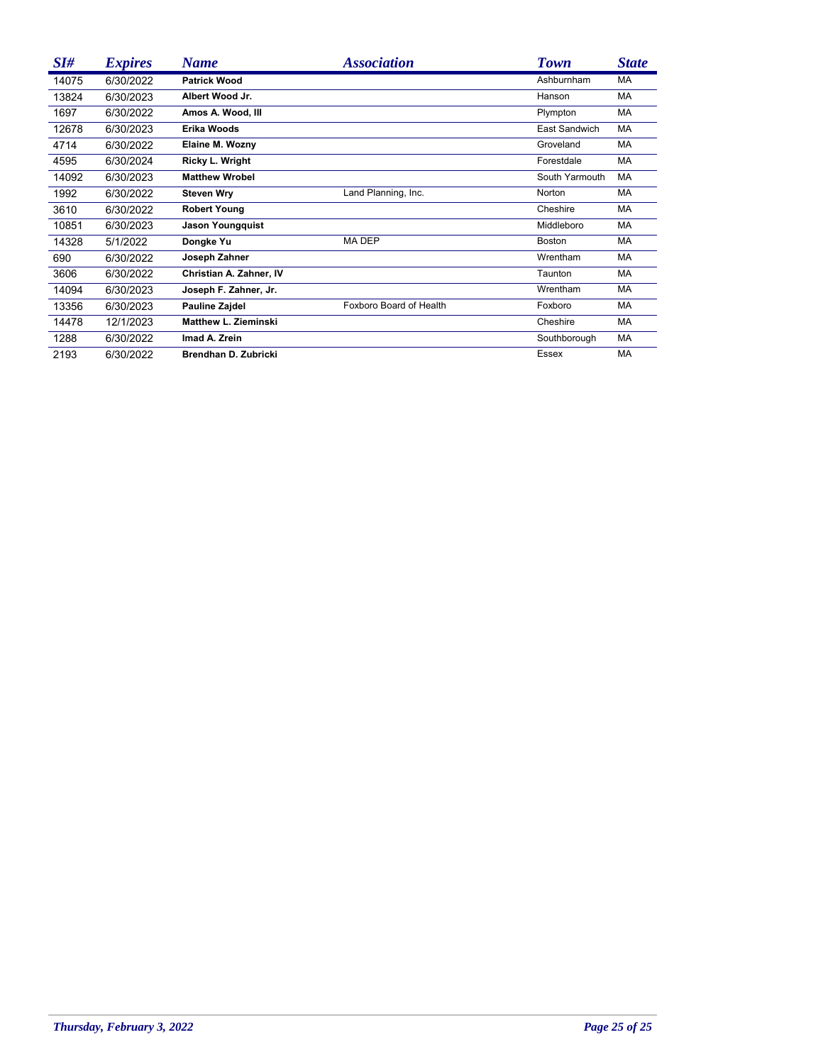| SI# | Expires | Name | Association | Town | State |
|---|---|---|---|---|---|
| 14075 | 6/30/2022 | **Patrick Wood** | | Ashburnham | MA |
| 13824 | 6/30/2023 | **Albert Wood Jr.** | | Hanson | MA |
| 1697 | 6/30/2022 | **Amos A. Wood, III** | | Plympton | MA |
| 12678 | 6/30/2023 | **Erika Woods** | | East Sandwich | MA |
| 4714 | 6/30/2022 | **Elaine M. Wozny** | | Groveland | MA |
| 4595 | 6/30/2024 | **Ricky L. Wright** | | Forestdale | MA |
| 14092 | 6/30/2023 | **Matthew Wrobel** | | South Yarmouth | MA |
| 1992 | 6/30/2022 | **Steven Wry** | Land Planning, Inc. | Norton | MA |
| 3610 | 6/30/2022 | **Robert Young** | | Cheshire | MA |
| 10851 | 6/30/2023 | **Jason Youngquist** | | Middleboro | MA |
| 14328 | 5/1/2022 | **Dongke Yu** | MA DEP | Boston | MA |
| 690 | 6/30/2022 | **Joseph Zahner** | | Wrentham | MA |
| 3606 | 6/30/2022 | **Christian A. Zahner, IV** | | Taunton | MA |
| 14094 | 6/30/2023 | **Joseph F. Zahner, Jr.** | | Wrentham | MA |
| 13356 | 6/30/2023 | **Pauline Zajdel** | Foxboro Board of Health | Foxboro | MA |
| 14478 | 12/1/2023 | **Matthew L. Zieminski** | | Cheshire | MA |
| 1288 | 6/30/2022 | **Imad A. Zrein** | | Southborough | MA |
| 2193 | 6/30/2022 | **Brendhan D. Zubricki** | | Essex | MA |